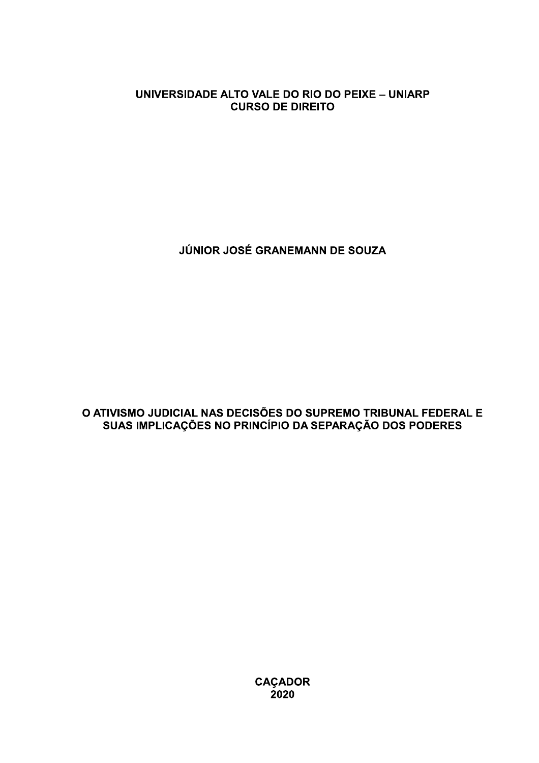**UNIVERSIDADE ALTO VALE DO RIO DO PEIXE – UNIARP**
**CURSO DE DIREITO**

**JÚNIOR JOSÉ GRANEMANN DE SOUZA**

# O ATIVISMO JUDICIAL NAS DECISÕES DO SUPREMO TRIBUNAL FEDERAL E SUAS IMPLICAÇÕES NO PRINCÍPIO DA SEPARAÇÃO DOS PODERES

**CAÇADOR**
**2020**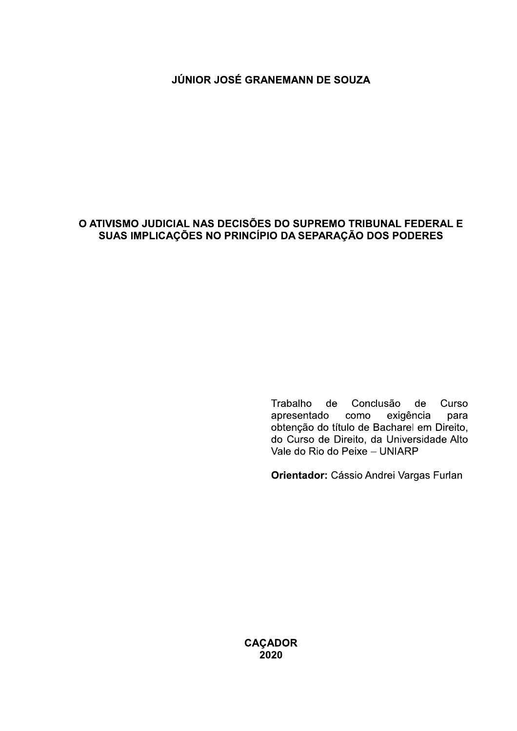**JÚNIOR JOSÉ GRANEMANN DE SOUZA**

**O ATIVISMO JUDICIAL NAS DECISÕES DO SUPREMO TRIBUNAL FEDERAL E SUAS IMPLICAÇÕES NO PRINCÍPIO DA SEPARAÇÃO DOS PODERES**

Trabalho de Conclusão de Curso apresentado como exigência para obtenção do título de Bacharel em Direito, do Curso de Direito, da Universidade Alto Vale do Rio do Peixe – UNIARP

**Orientador:** Cássio Andrei Vargas Furlan

**CAÇADOR**
**2020**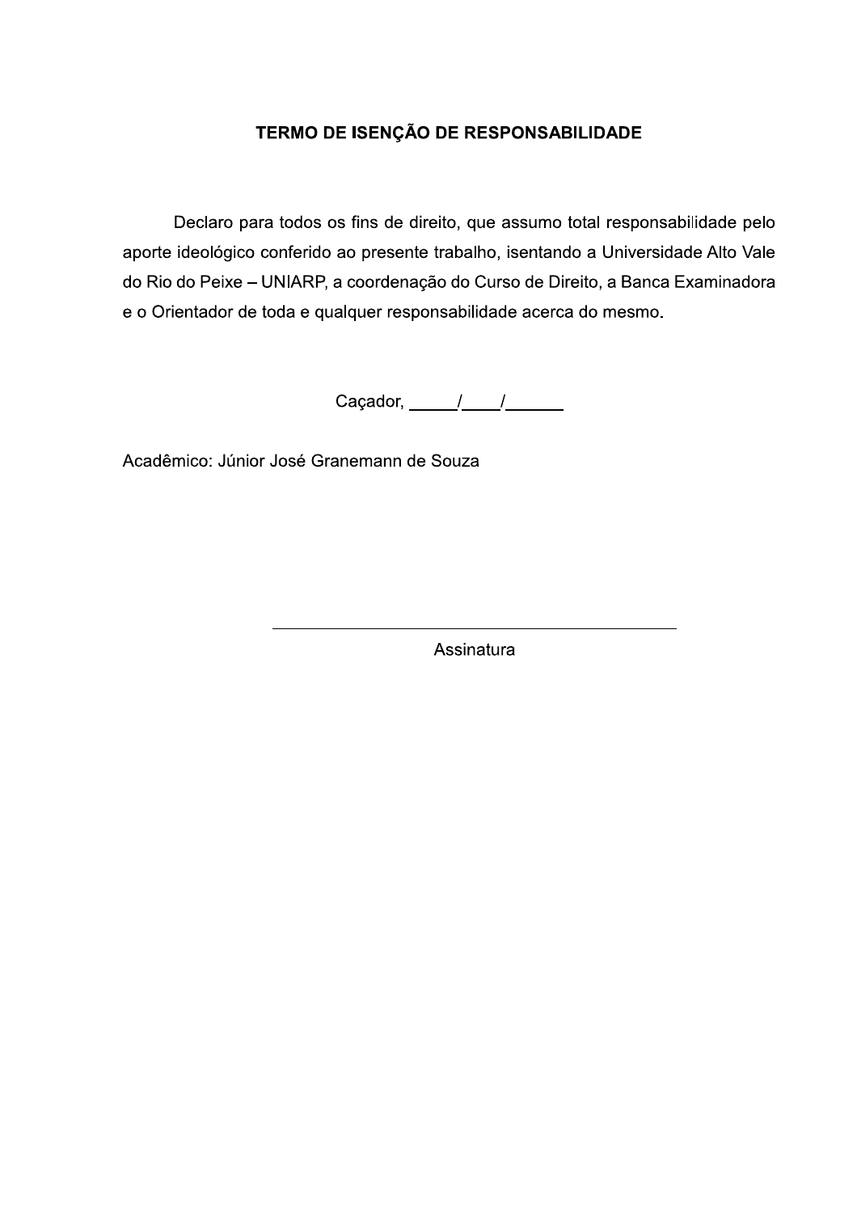# TERMO DE ISENÇÃO DE RESPONSABILIDADE

Declaro para todos os fins de direito, que assumo total responsabilidade pelo aporte ideológico conferido ao presente trabalho, isentando a Universidade Alto Vale do Rio do Peixe – UNIARP, a coordenação do Curso de Direito, a Banca Examinadora e o Orientador de toda e qualquer responsabilidade acerca do mesmo.

Caçador, _____/____/______

Acadêmico: Júnior José Granemann de Souza

_____________________________________________

Assinatura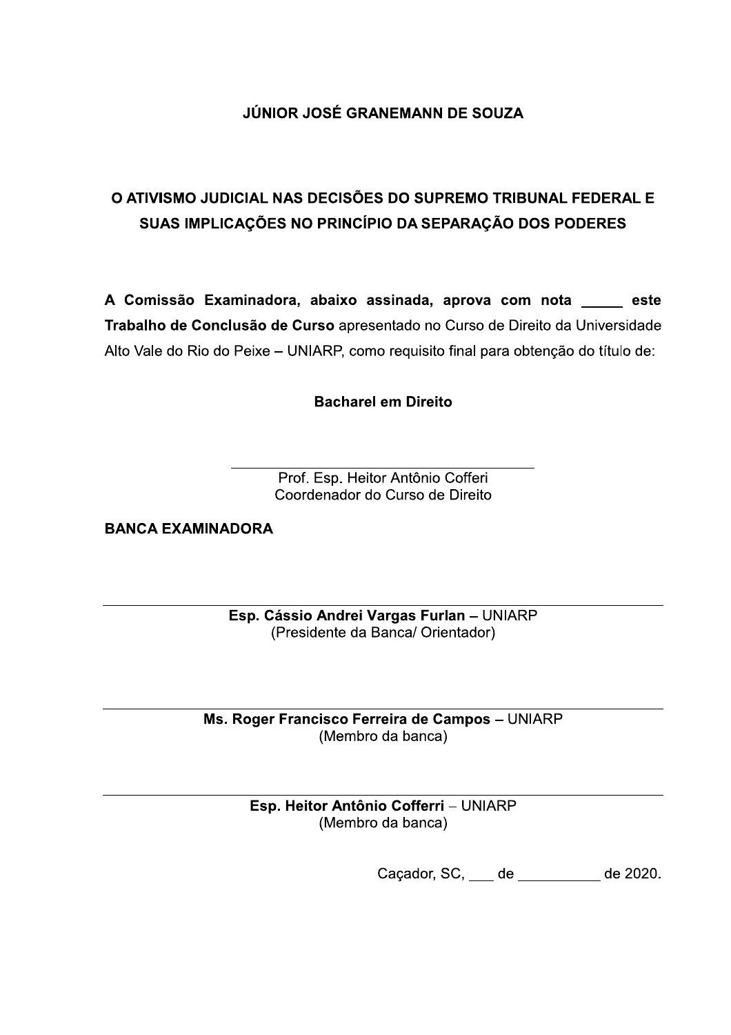**JÚNIOR JOSÉ GRANEMANN DE SOUZA**

**O ATIVISMO JUDICIAL NAS DECISÕES DO SUPREMO TRIBUNAL FEDERAL E SUAS IMPLICAÇÕES NO PRINCÍPIO DA SEPARAÇÃO DOS PODERES**

**A Comissão Examinadora, abaixo assinada, aprova com nota _____ este Trabalho de Conclusão de Curso** apresentado no Curso de Direito da Universidade Alto Vale do Rio do Peixe – UNIARP, como requisito final para obtenção do título de:

**Bacharel em Direito**

______________________________________
Prof. Esp. Heitor Antônio Cofferi
Coordenador do Curso de Direito

**BANCA EXAMINADORA**

______________________________________
**Esp. Cássio Andrei Vargas Furlan** – UNIARP
(Presidente da Banca/ Orientador)

______________________________________
**Ms. Roger Francisco Ferreira de Campos** – UNIARP
(Membro da banca)

______________________________________
**Esp. Heitor Antônio Cofferri** – UNIARP
(Membro da banca)

Caçador, SC, ___ de __________ de 2020.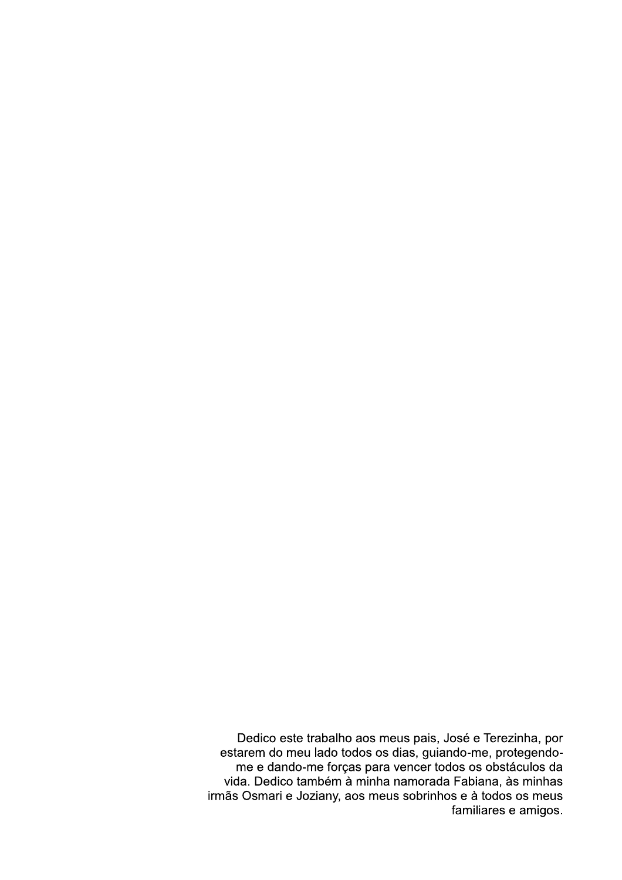Dedico este trabalho aos meus pais, José e Terezinha, por estarem do meu lado todos os dias, guiando-me, protegendo-me e dando-me forças para vencer todos os obstáculos da vida. Dedico também à minha namorada Fabiana, às minhas irmãs Osmari e Joziany, aos meus sobrinhos e à todos os meus familiares e amigos.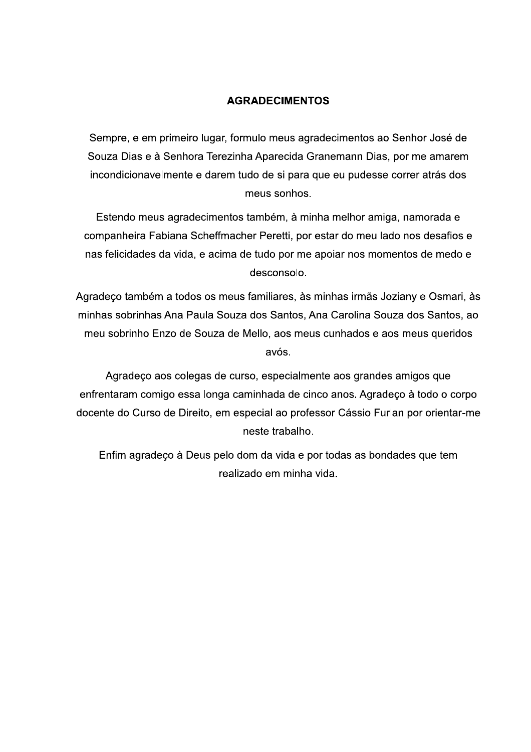# AGRADECIMENTOS

Sempre, e em primeiro lugar, formulo meus agradecimentos ao Senhor José de Souza Dias e à Senhora Terezinha Aparecida Granemann Dias, por me amarem incondicionavelmente e darem tudo de si para que eu pudesse correr atrás dos meus sonhos.

Estendo meus agradecimentos também, à minha melhor amiga, namorada e companheira Fabiana Scheffmacher Peretti, por estar do meu lado nos desafios e nas felicidades da vida, e acima de tudo por me apoiar nos momentos de medo e desconsolo.

Agradeço também a todos os meus familiares, às minhas irmãs Joziany e Osmari, às minhas sobrinhas Ana Paula Souza dos Santos, Ana Carolina Souza dos Santos, ao meu sobrinho Enzo de Souza de Mello, aos meus cunhados e aos meus queridos avós.

Agradeço aos colegas de curso, especialmente aos grandes amigos que enfrentaram comigo essa longa caminhada de cinco anos. Agradeço à todo o corpo docente do Curso de Direito, em especial ao professor Cássio Furlan por orientar-me neste trabalho.

Enfim agradeço à Deus pelo dom da vida e por todas as bondades que tem realizado em minha vida.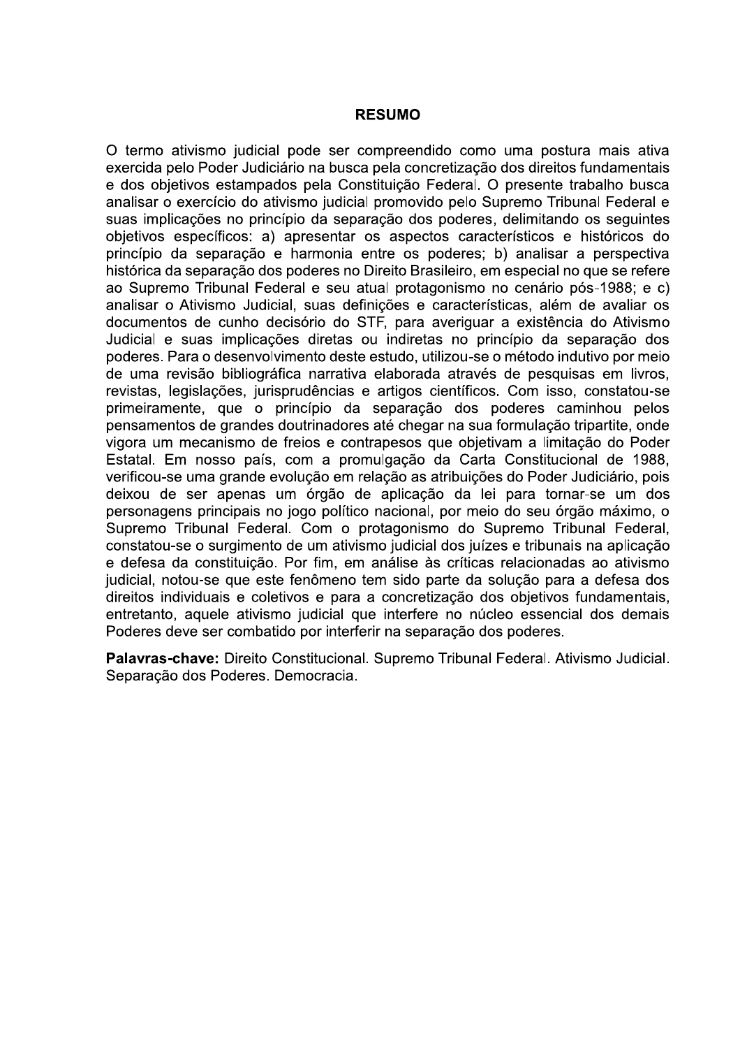# RESUMO

O termo ativismo judicial pode ser compreendido como uma postura mais ativa exercida pelo Poder Judiciário na busca pela concretização dos direitos fundamentais e dos objetivos estampados pela Constituição Federal. O presente trabalho busca analisar o exercício do ativismo judicial promovido pelo Supremo Tribunal Federal e suas implicações no princípio da separação dos poderes, delimitando os seguintes objetivos específicos: a) apresentar os aspectos característicos e históricos do princípio da separação e harmonia entre os poderes; b) analisar a perspectiva histórica da separação dos poderes no Direito Brasileiro, em especial no que se refere ao Supremo Tribunal Federal e seu atual protagonismo no cenário pós-1988; e c) analisar o Ativismo Judicial, suas definições e características, além de avaliar os documentos de cunho decisório do STF, para averiguar a existência do Ativismo Judicial e suas implicações diretas ou indiretas no princípio da separação dos poderes. Para o desenvolvimento deste estudo, utilizou-se o método indutivo por meio de uma revisão bibliográfica narrativa elaborada através de pesquisas em livros, revistas, legislações, jurisprudências e artigos científicos. Com isso, constatou-se primeiramente, que o princípio da separação dos poderes caminhou pelos pensamentos de grandes doutrinadores até chegar na sua formulação tripartite, onde vigora um mecanismo de freios e contrapesos que objetivam a limitação do Poder Estatal. Em nosso país, com a promulgação da Carta Constitucional de 1988, verificou-se uma grande evolução em relação as atribuições do Poder Judiciário, pois deixou de ser apenas um órgão de aplicação da lei para tornar-se um dos personagens principais no jogo político nacional, por meio do seu órgão máximo, o Supremo Tribunal Federal. Com o protagonismo do Supremo Tribunal Federal, constatou-se o surgimento de um ativismo judicial dos juízes e tribunais na aplicação e defesa da constituição. Por fim, em análise às críticas relacionadas ao ativismo judicial, notou-se que este fenômeno tem sido parte da solução para a defesa dos direitos individuais e coletivos e para a concretização dos objetivos fundamentais, entretanto, aquele ativismo judicial que interfere no núcleo essencial dos demais Poderes deve ser combatido por interferir na separação dos poderes.

**Palavras-chave:** Direito Constitucional. Supremo Tribunal Federal. Ativismo Judicial. Separação dos Poderes. Democracia.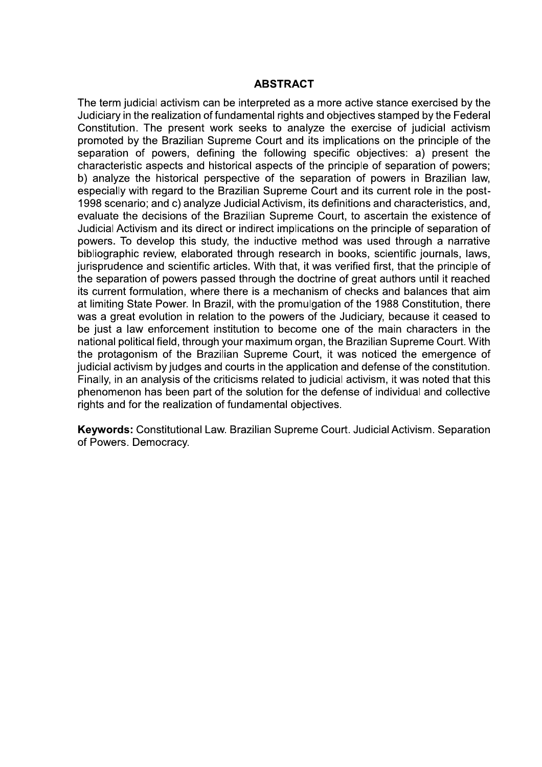## ABSTRACT

The term judicial activism can be interpreted as a more active stance exercised by the Judiciary in the realization of fundamental rights and objectives stamped by the Federal Constitution. The present work seeks to analyze the exercise of judicial activism promoted by the Brazilian Supreme Court and its implications on the principle of the separation of powers, defining the following specific objectives: a) present the characteristic aspects and historical aspects of the principle of separation of powers; b) analyze the historical perspective of the separation of powers in Brazilian law, especially with regard to the Brazilian Supreme Court and its current role in the post-1998 scenario; and c) analyze Judicial Activism, its definitions and characteristics, and, evaluate the decisions of the Brazilian Supreme Court, to ascertain the existence of Judicial Activism and its direct or indirect implications on the principle of separation of powers. To develop this study, the inductive method was used through a narrative bibliographic review, elaborated through research in books, scientific journals, laws, jurisprudence and scientific articles. With that, it was verified first, that the principle of the separation of powers passed through the doctrine of great authors until it reached its current formulation, where there is a mechanism of checks and balances that aim at limiting State Power. In Brazil, with the promulgation of the 1988 Constitution, there was a great evolution in relation to the powers of the Judiciary, because it ceased to be just a law enforcement institution to become one of the main characters in the national political field, through your maximum organ, the Brazilian Supreme Court. With the protagonism of the Brazilian Supreme Court, it was noticed the emergence of judicial activism by judges and courts in the application and defense of the constitution. Finally, in an analysis of the criticisms related to judicial activism, it was noted that this phenomenon has been part of the solution for the defense of individual and collective rights and for the realization of fundamental objectives.

**Keywords:** Constitutional Law. Brazilian Supreme Court. Judicial Activism. Separation of Powers. Democracy.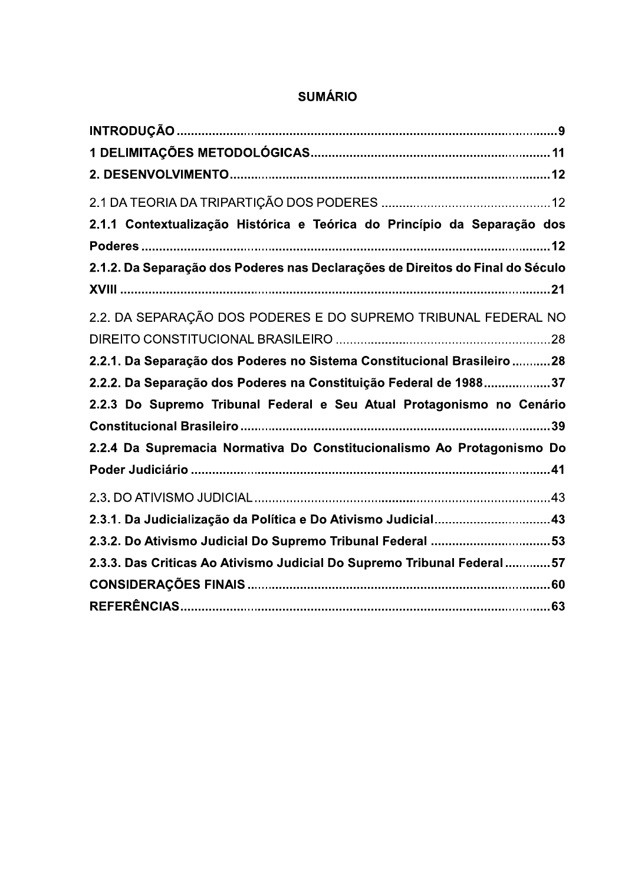# SUMÁRIO

**INTRODUÇÃO** ........................................................................................................ 9
**1 DELIMITAÇÕES METODOLÓGICAS** ................................................................. 11
**2. DESENVOLVIMENTO** ........................................................................................ 12

2.1 DA TEORIA DA TRIPARTIÇÃO DOS PODERES ............................................. 12
**2.1.1 Contextualização Histórica e Teórica do Princípio da Separação dos Poderes** ................................................................................................................ 12
**2.1.2. Da Separação dos Poderes nas Declarações de Direitos do Final do Século XVIII** ..................................................................................................................... 21

2.2. DA SEPARAÇÃO DOS PODERES E DO SUPREMO TRIBUNAL FEDERAL NO DIREITO CONSTITUCIONAL BRASILEIRO ........................................................ 28
**2.2.1. Da Separação dos Poderes no Sistema Constitucional Brasileiro** ........... 28
**2.2.2. Da Separação dos Poderes na Constituição Federal de 1988** ................... 37
**2.2.3 Do Supremo Tribunal Federal e Seu Atual Protagonismo no Cenário Constitucional Brasileiro** ...................................................................................... 39
**2.2.4 Da Supremacia Normativa Do Constitucionalismo Ao Protagonismo Do Poder Judiciário** ................................................................................................... 41

2.3. DO ATIVISMO JUDICIAL .................................................................................. 43
**2.3.1. Da Judicialização da Política e Do Ativismo Judicial** ................................ 43
**2.3.2. Do Ativismo Judicial Do Supremo Tribunal Federal** .................................. 53
**2.3.3. Das Criticas Ao Ativismo Judicial Do Supremo Tribunal Federal** ............. 57
**CONSIDERAÇÕES FINAIS** .................................................................................... 60
**REFERÊNCIAS** ...................................................................................................... 63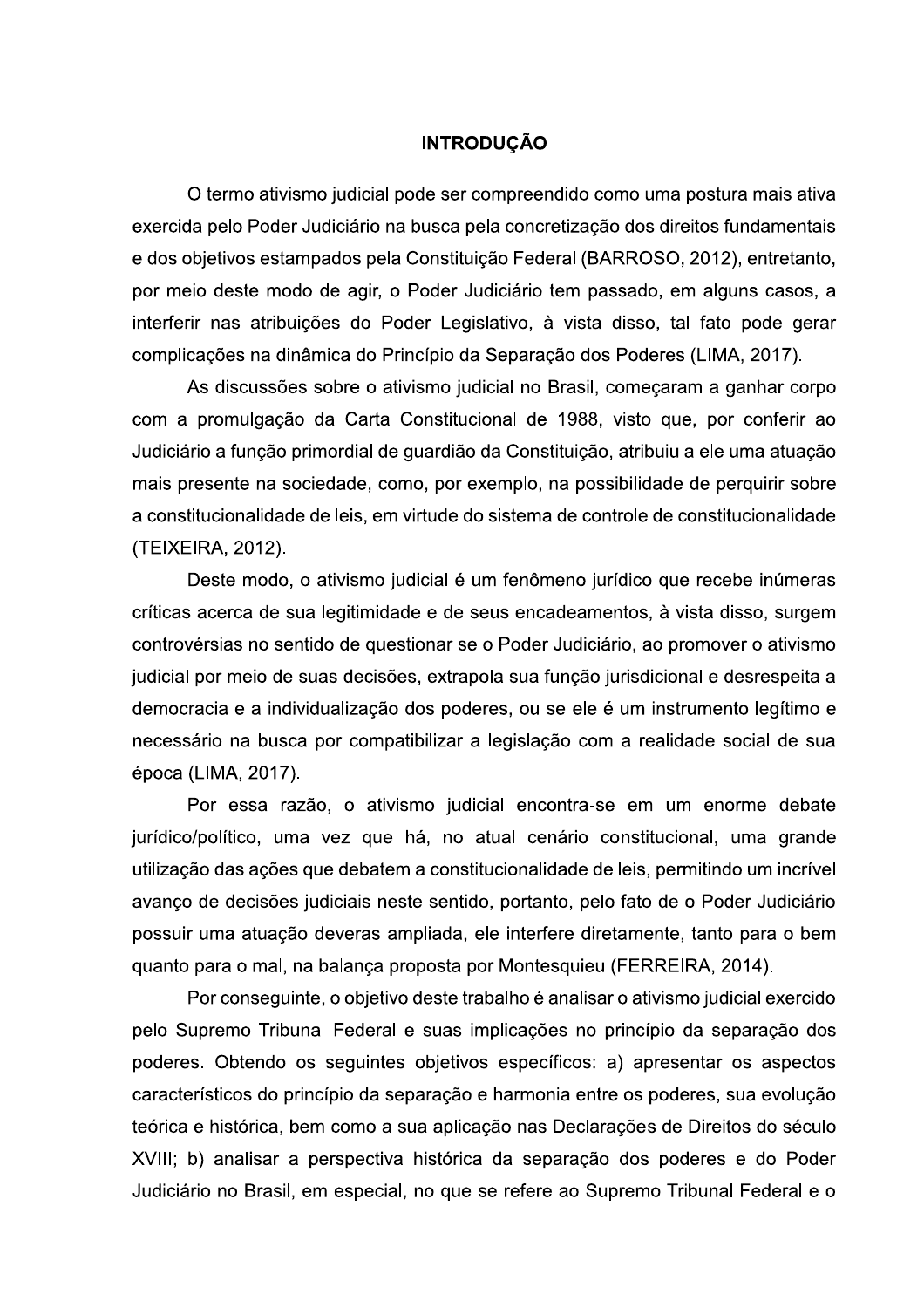# INTRODUÇÃO

O termo ativismo judicial pode ser compreendido como uma postura mais ativa exercida pelo Poder Judiciário na busca pela concretização dos direitos fundamentais e dos objetivos estampados pela Constituição Federal (BARROSO, 2012), entretanto, por meio deste modo de agir, o Poder Judiciário tem passado, em alguns casos, a interferir nas atribuições do Poder Legislativo, à vista disso, tal fato pode gerar complicações na dinâmica do Princípio da Separação dos Poderes (LIMA, 2017).

As discussões sobre o ativismo judicial no Brasil, começaram a ganhar corpo com a promulgação da Carta Constitucional de 1988, visto que, por conferir ao Judiciário a função primordial de guardião da Constituição, atribuiu a ele uma atuação mais presente na sociedade, como, por exemplo, na possibilidade de perquirir sobre a constitucionalidade de leis, em virtude do sistema de controle de constitucionalidade (TEIXEIRA, 2012).

Deste modo, o ativismo judicial é um fenômeno jurídico que recebe inúmeras críticas acerca de sua legitimidade e de seus encadeamentos, à vista disso, surgem controvérsias no sentido de questionar se o Poder Judiciário, ao promover o ativismo judicial por meio de suas decisões, extrapola sua função jurisdicional e desrespeita a democracia e a individualização dos poderes, ou se ele é um instrumento legítimo e necessário na busca por compatibilizar a legislação com a realidade social de sua época (LIMA, 2017).

Por essa razão, o ativismo judicial encontra-se em um enorme debate jurídico/político, uma vez que há, no atual cenário constitucional, uma grande utilização das ações que debatem a constitucionalidade de leis, permitindo um incrível avanço de decisões judiciais neste sentido, portanto, pelo fato de o Poder Judiciário possuir uma atuação deveras ampliada, ele interfere diretamente, tanto para o bem quanto para o mal, na balança proposta por Montesquieu (FERREIRA, 2014).

Por conseguinte, o objetivo deste trabalho é analisar o ativismo judicial exercido pelo Supremo Tribunal Federal e suas implicações no princípio da separação dos poderes. Obtendo os seguintes objetivos específicos: a) apresentar os aspectos característicos do princípio da separação e harmonia entre os poderes, sua evolução teórica e histórica, bem como a sua aplicação nas Declarações de Direitos do século XVIII; b) analisar a perspectiva histórica da separação dos poderes e do Poder Judiciário no Brasil, em especial, no que se refere ao Supremo Tribunal Federal e o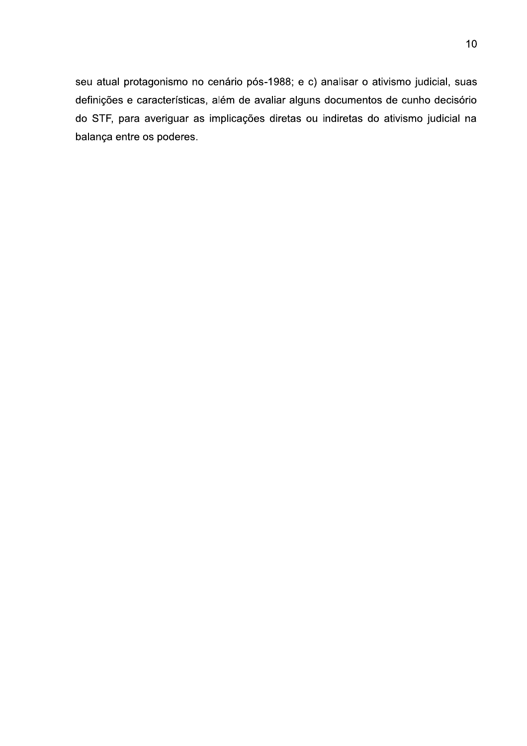seu atual protagonismo no cenário pós-1988; e c) analisar o ativismo judicial, suas definições e características, além de avaliar alguns documentos de cunho decisório do STF, para averiguar as implicações diretas ou indiretas do ativismo judicial na balança entre os poderes.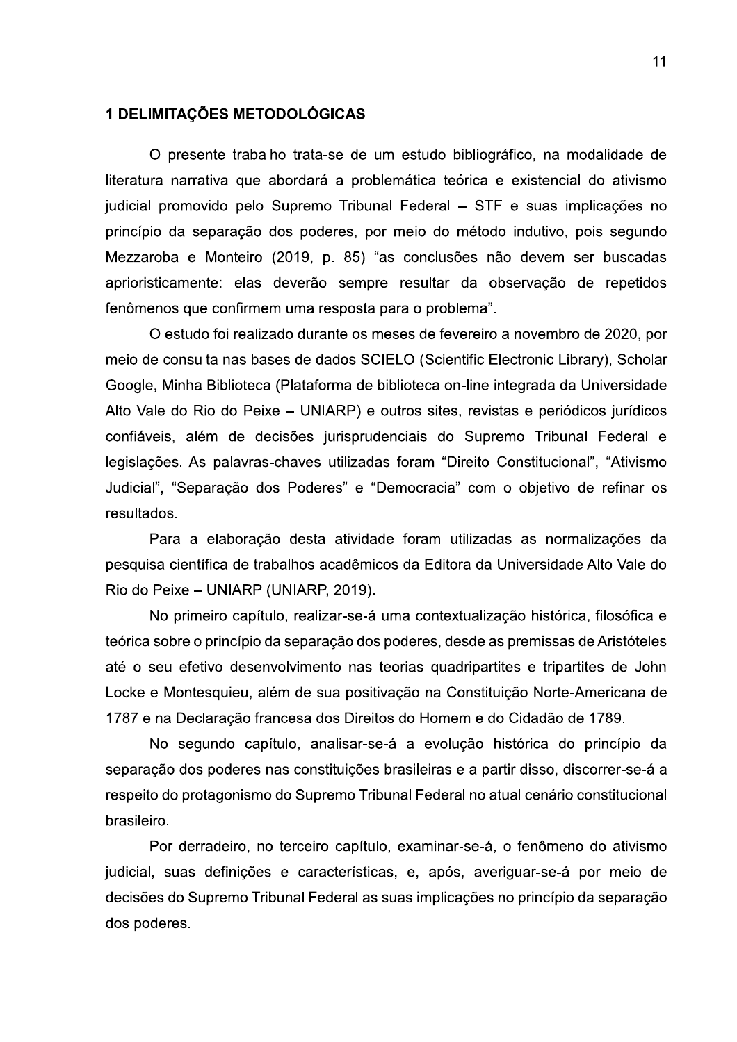# 1 DELIMITAÇÕES METODOLÓGICAS

O presente trabalho trata-se de um estudo bibliográfico, na modalidade de literatura narrativa que abordará a problemática teórica e existencial do ativismo judicial promovido pelo Supremo Tribunal Federal – STF e suas implicações no princípio da separação dos poderes, por meio do método indutivo, pois segundo Mezzaroba e Monteiro (2019, p. 85) "as conclusões não devem ser buscadas aprioristicamente: elas deverão sempre resultar da observação de repetidos fenômenos que confirmem uma resposta para o problema".

O estudo foi realizado durante os meses de fevereiro a novembro de 2020, por meio de consulta nas bases de dados SCIELO (Scientific Electronic Library), Scholar Google, Minha Biblioteca (Plataforma de biblioteca on-line integrada da Universidade Alto Vale do Rio do Peixe – UNIARP) e outros sites, revistas e periódicos jurídicos confiáveis, além de decisões jurisprudenciais do Supremo Tribunal Federal e legislações. As palavras-chaves utilizadas foram "Direito Constitucional", "Ativismo Judicial", "Separação dos Poderes" e "Democracia" com o objetivo de refinar os resultados.

Para a elaboração desta atividade foram utilizadas as normalizações da pesquisa científica de trabalhos acadêmicos da Editora da Universidade Alto Vale do Rio do Peixe – UNIARP (UNIARP, 2019).

No primeiro capítulo, realizar-se-á uma contextualização histórica, filosófica e teórica sobre o princípio da separação dos poderes, desde as premissas de Aristóteles até o seu efetivo desenvolvimento nas teorias quadripartites e tripartites de John Locke e Montesquieu, além de sua positivação na Constituição Norte-Americana de 1787 e na Declaração francesa dos Direitos do Homem e do Cidadão de 1789.

No segundo capítulo, analisar-se-á a evolução histórica do princípio da separação dos poderes nas constituições brasileiras e a partir disso, discorrer-se-á a respeito do protagonismo do Supremo Tribunal Federal no atual cenário constitucional brasileiro.

Por derradeiro, no terceiro capítulo, examinar-se-á, o fenômeno do ativismo judicial, suas definições e características, e, após, averiguar-se-á por meio de decisões do Supremo Tribunal Federal as suas implicações no princípio da separação dos poderes.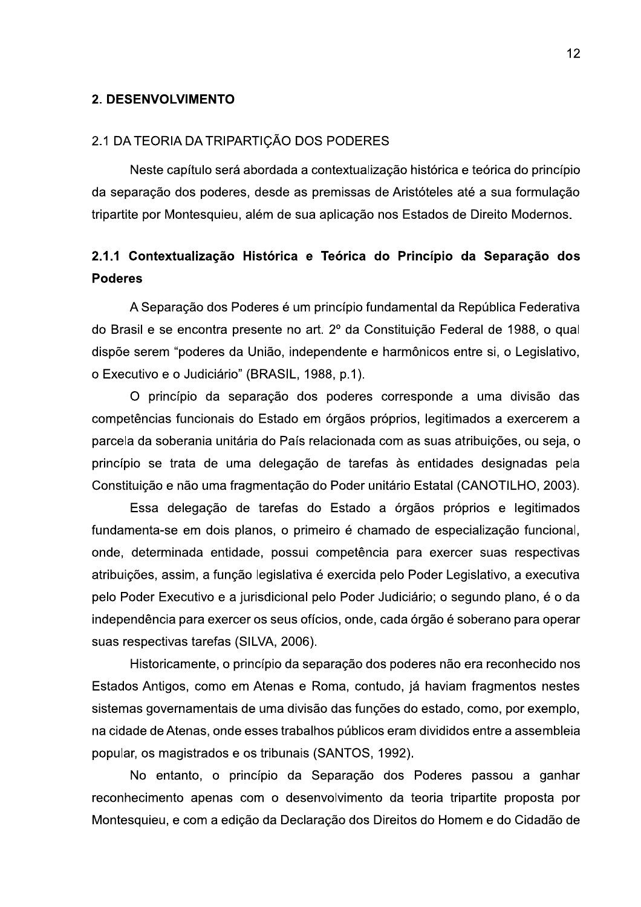# 2. DESENVOLVIMENTO

## 2.1 DA TEORIA DA TRIPARTIÇÃO DOS PODERES

Neste capítulo será abordada a contextualização histórica e teórica do princípio da separação dos poderes, desde as premissas de Aristóteles até a sua formulação tripartite por Montesquieu, além de sua aplicação nos Estados de Direito Modernos.

### 2.1.1 Contextualização Histórica e Teórica do Princípio da Separação dos Poderes

A Separação dos Poderes é um princípio fundamental da República Federativa do Brasil e se encontra presente no art. 2º da Constituição Federal de 1988, o qual dispõe serem "poderes da União, independente e harmônicos entre si, o Legislativo, o Executivo e o Judiciário" (BRASIL, 1988, p.1).

O princípio da separação dos poderes corresponde a uma divisão das competências funcionais do Estado em órgãos próprios, legitimados a exercerem a parcela da soberania unitária do País relacionada com as suas atribuições, ou seja, o princípio se trata de uma delegação de tarefas às entidades designadas pela Constituição e não uma fragmentação do Poder unitário Estatal (CANOTILHO, 2003).

Essa delegação de tarefas do Estado a órgãos próprios e legitimados fundamenta-se em dois planos, o primeiro é chamado de especialização funcional, onde, determinada entidade, possui competência para exercer suas respectivas atribuições, assim, a função legislativa é exercida pelo Poder Legislativo, a executiva pelo Poder Executivo e a jurisdicional pelo Poder Judiciário; o segundo plano, é o da independência para exercer os seus ofícios, onde, cada órgão é soberano para operar suas respectivas tarefas (SILVA, 2006).

Historicamente, o princípio da separação dos poderes não era reconhecido nos Estados Antigos, como em Atenas e Roma, contudo, já haviam fragmentos nestes sistemas governamentais de uma divisão das funções do estado, como, por exemplo, na cidade de Atenas, onde esses trabalhos públicos eram divididos entre a assembleia popular, os magistrados e os tribunais (SANTOS, 1992).

No entanto, o princípio da Separação dos Poderes passou a ganhar reconhecimento apenas com o desenvolvimento da teoria tripartite proposta por Montesquieu, e com a edição da Declaração dos Direitos do Homem e do Cidadão de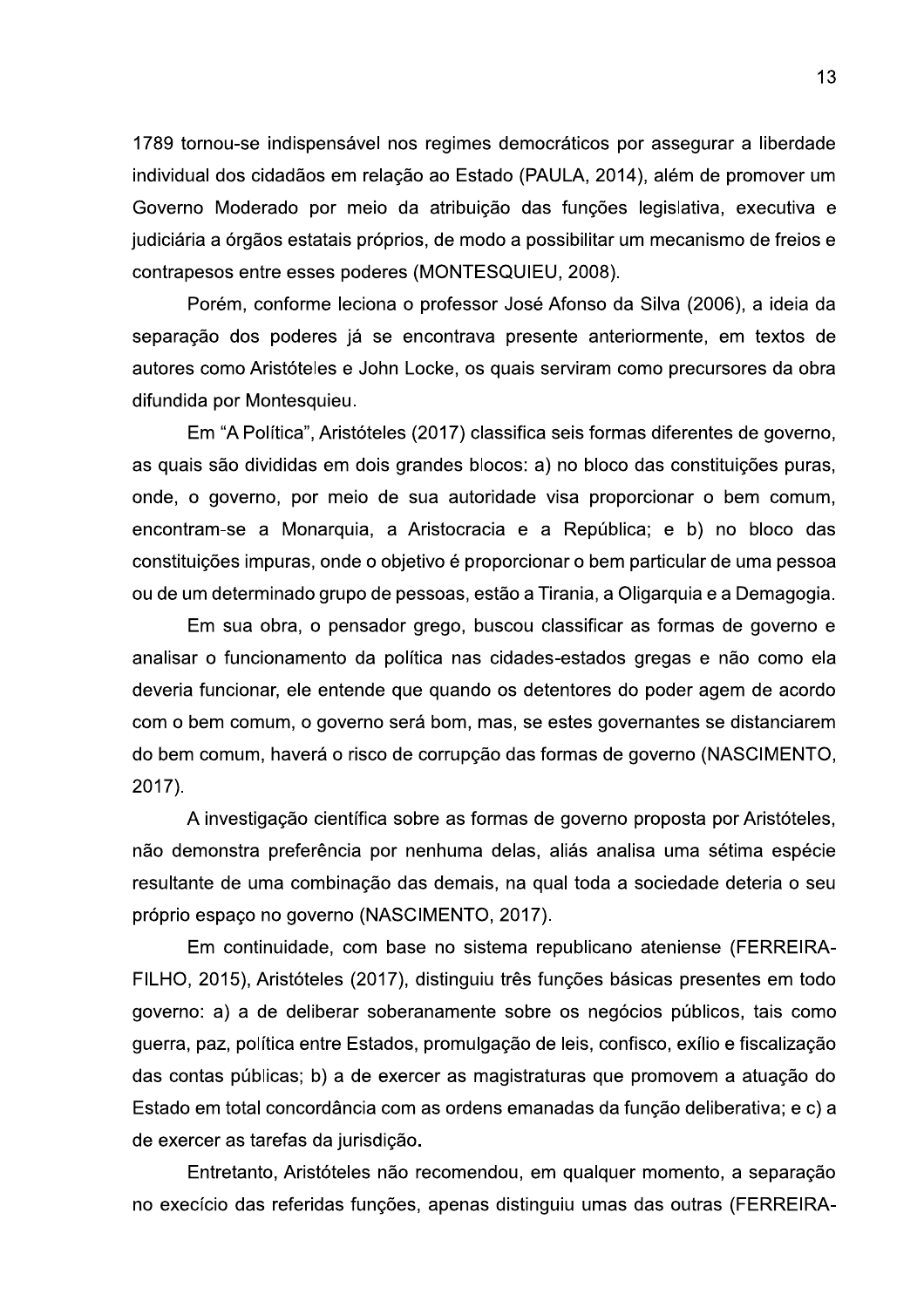1789 tornou-se indispensável nos regimes democráticos por assegurar a liberdade individual dos cidadãos em relação ao Estado (PAULA, 2014), além de promover um Governo Moderado por meio da atribuição das funções legislativa, executiva e judiciária a órgãos estatais próprios, de modo a possibilitar um mecanismo de freios e contrapesos entre esses poderes (MONTESQUIEU, 2008).

Porém, conforme leciona o professor José Afonso da Silva (2006), a ideia da separação dos poderes já se encontrava presente anteriormente, em textos de autores como Aristóteles e John Locke, os quais serviram como precursores da obra difundida por Montesquieu.

Em "A Política", Aristóteles (2017) classifica seis formas diferentes de governo, as quais são divididas em dois grandes blocos: a) no bloco das constituições puras, onde, o governo, por meio de sua autoridade visa proporcionar o bem comum, encontram-se a Monarquia, a Aristocracia e a República; e b) no bloco das constituições impuras, onde o objetivo é proporcionar o bem particular de uma pessoa ou de um determinado grupo de pessoas, estão a Tirania, a Oligarquia e a Demagogia.

Em sua obra, o pensador grego, buscou classificar as formas de governo e analisar o funcionamento da política nas cidades-estados gregas e não como ela deveria funcionar, ele entende que quando os detentores do poder agem de acordo com o bem comum, o governo será bom, mas, se estes governantes se distanciarem do bem comum, haverá o risco de corrupção das formas de governo (NASCIMENTO, 2017).

A investigação científica sobre as formas de governo proposta por Aristóteles, não demonstra preferência por nenhuma delas, aliás analisa uma sétima espécie resultante de uma combinação das demais, na qual toda a sociedade deteria o seu próprio espaço no governo (NASCIMENTO, 2017).

Em continuidade, com base no sistema republicano ateniense (FERREIRA-FILHO, 2015), Aristóteles (2017), distinguiu três funções básicas presentes em todo governo: a) a de deliberar soberanamente sobre os negócios públicos, tais como guerra, paz, política entre Estados, promulgação de leis, confisco, exílio e fiscalização das contas públicas; b) a de exercer as magistraturas que promovem a atuação do Estado em total concordância com as ordens emanadas da função deliberativa; e c) a de exercer as tarefas da jurisdição.

Entretanto, Aristóteles não recomendou, em qualquer momento, a separação no execício das referidas funções, apenas distinguiu umas das outras (FERREIRA-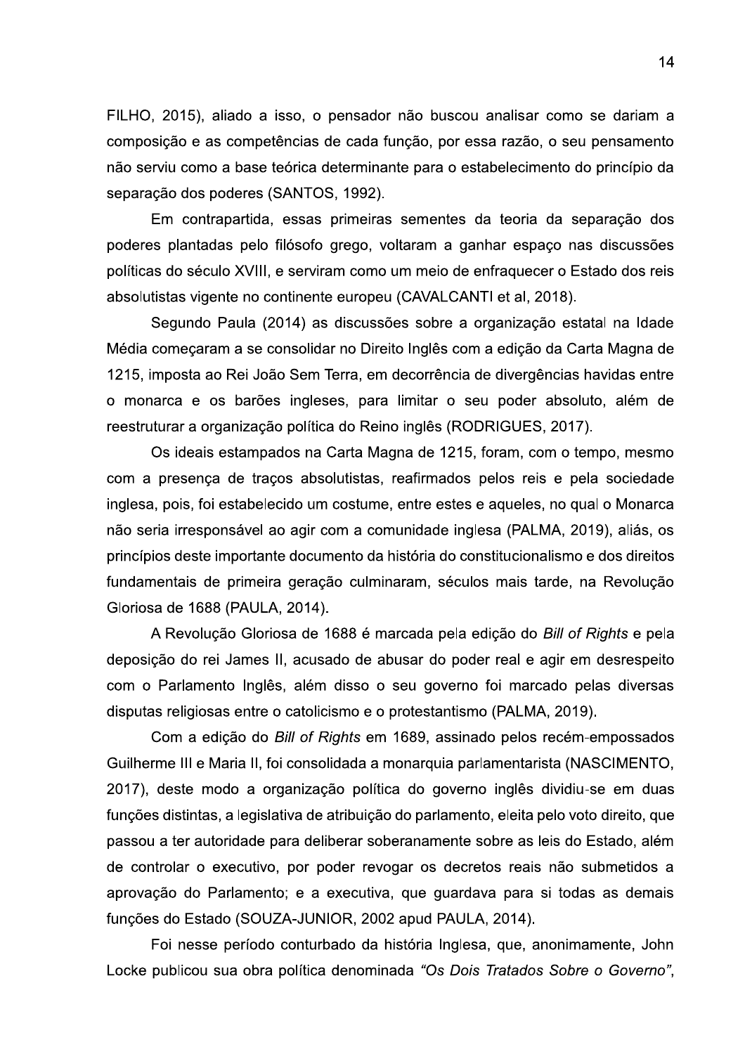FILHO, 2015), aliado a isso, o pensador não buscou analisar como se dariam a composição e as competências de cada função, por essa razão, o seu pensamento não serviu como a base teórica determinante para o estabelecimento do princípio da separação dos poderes (SANTOS, 1992).

Em contrapartida, essas primeiras sementes da teoria da separação dos poderes plantadas pelo filósofo grego, voltaram a ganhar espaço nas discussões políticas do século XVIII, e serviram como um meio de enfraquecer o Estado dos reis absolutistas vigente no continente europeu (CAVALCANTI et al, 2018).

Segundo Paula (2014) as discussões sobre a organização estatal na Idade Média começaram a se consolidar no Direito Inglês com a edição da Carta Magna de 1215, imposta ao Rei João Sem Terra, em decorrência de divergências havidas entre o monarca e os barões ingleses, para limitar o seu poder absoluto, além de reestruturar a organização política do Reino inglês (RODRIGUES, 2017).

Os ideais estampados na Carta Magna de 1215, foram, com o tempo, mesmo com a presença de traços absolutistas, reafirmados pelos reis e pela sociedade inglesa, pois, foi estabelecido um costume, entre estes e aqueles, no qual o Monarca não seria irresponsável ao agir com a comunidade inglesa (PALMA, 2019), aliás, os princípios deste importante documento da história do constitucionalismo e dos direitos fundamentais de primeira geração culminaram, séculos mais tarde, na Revolução Gloriosa de 1688 (PAULA, 2014).

A Revolução Gloriosa de 1688 é marcada pela edição do *Bill of Rights* e pela deposição do rei James II, acusado de abusar do poder real e agir em desrespeito com o Parlamento Inglês, além disso o seu governo foi marcado pelas diversas disputas religiosas entre o catolicismo e o protestantismo (PALMA, 2019).

Com a edição do *Bill of Rights* em 1689, assinado pelos recém-empossados Guilherme III e Maria II, foi consolidada a monarquia parlamentarista (NASCIMENTO, 2017), deste modo a organização política do governo inglês dividiu-se em duas funções distintas, a legislativa de atribuição do parlamento, eleita pelo voto direito, que passou a ter autoridade para deliberar soberanamente sobre as leis do Estado, além de controlar o executivo, por poder revogar os decretos reais não submetidos a aprovação do Parlamento; e a executiva, que guardava para si todas as demais funções do Estado (SOUZA-JUNIOR, 2002 apud PAULA, 2014).

Foi nesse período conturbado da história Inglesa, que, anonimamente, John Locke publicou sua obra política denominada *"Os Dois Tratados Sobre o Governo"*,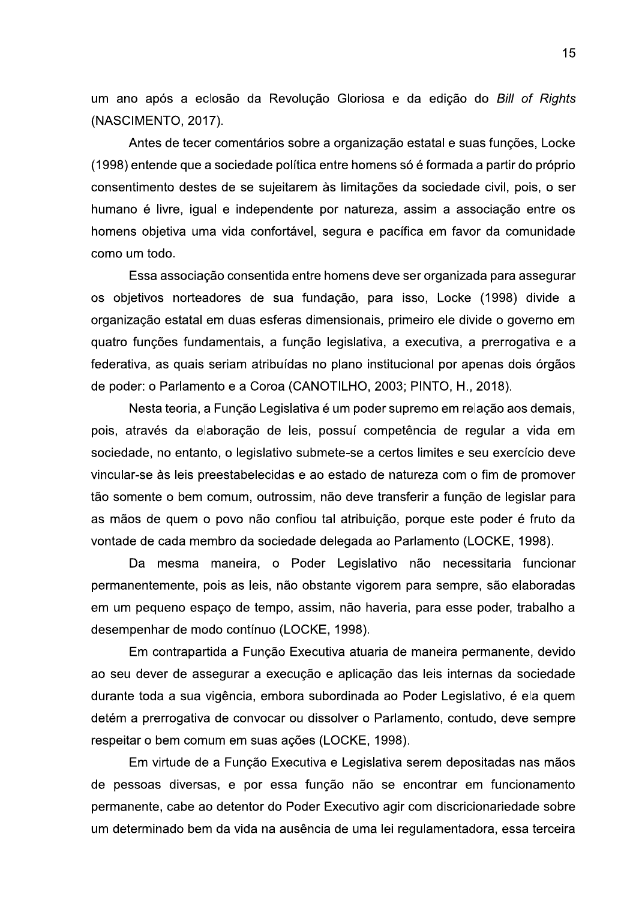um ano após a eclosão da Revolução Gloriosa e da edição do *Bill of Rights* (NASCIMENTO, 2017).

Antes de tecer comentários sobre a organização estatal e suas funções, Locke (1998) entende que a sociedade política entre homens só é formada a partir do próprio consentimento destes de se sujeitarem às limitações da sociedade civil, pois, o ser humano é livre, igual e independente por natureza, assim a associação entre os homens objetiva uma vida confortável, segura e pacífica em favor da comunidade como um todo.

Essa associação consentida entre homens deve ser organizada para assegurar os objetivos norteadores de sua fundação, para isso, Locke (1998) divide a organização estatal em duas esferas dimensionais, primeiro ele divide o governo em quatro funções fundamentais, a função legislativa, a executiva, a prerrogativa e a federativa, as quais seriam atribuídas no plano institucional por apenas dois órgãos de poder: o Parlamento e a Coroa (CANOTILHO, 2003; PINTO, H., 2018).

Nesta teoria, a Função Legislativa é um poder supremo em relação aos demais, pois, através da elaboração de leis, possuí competência de regular a vida em sociedade, no entanto, o legislativo submete-se a certos limites e seu exercício deve vincular-se às leis preestabelecidas e ao estado de natureza com o fim de promover tão somente o bem comum, outrossim, não deve transferir a função de legislar para as mãos de quem o povo não confiou tal atribuição, porque este poder é fruto da vontade de cada membro da sociedade delegada ao Parlamento (LOCKE, 1998).

Da mesma maneira, o Poder Legislativo não necessitaria funcionar permanentemente, pois as leis, não obstante vigorem para sempre, são elaboradas em um pequeno espaço de tempo, assim, não haveria, para esse poder, trabalho a desempenhar de modo contínuo (LOCKE, 1998).

Em contrapartida a Função Executiva atuaria de maneira permanente, devido ao seu dever de assegurar a execução e aplicação das leis internas da sociedade durante toda a sua vigência, embora subordinada ao Poder Legislativo, é ela quem detém a prerrogativa de convocar ou dissolver o Parlamento, contudo, deve sempre respeitar o bem comum em suas ações (LOCKE, 1998).

Em virtude de a Função Executiva e Legislativa serem depositadas nas mãos de pessoas diversas, e por essa função não se encontrar em funcionamento permanente, cabe ao detentor do Poder Executivo agir com discricionariedade sobre um determinado bem da vida na ausência de uma lei regulamentadora, essa terceira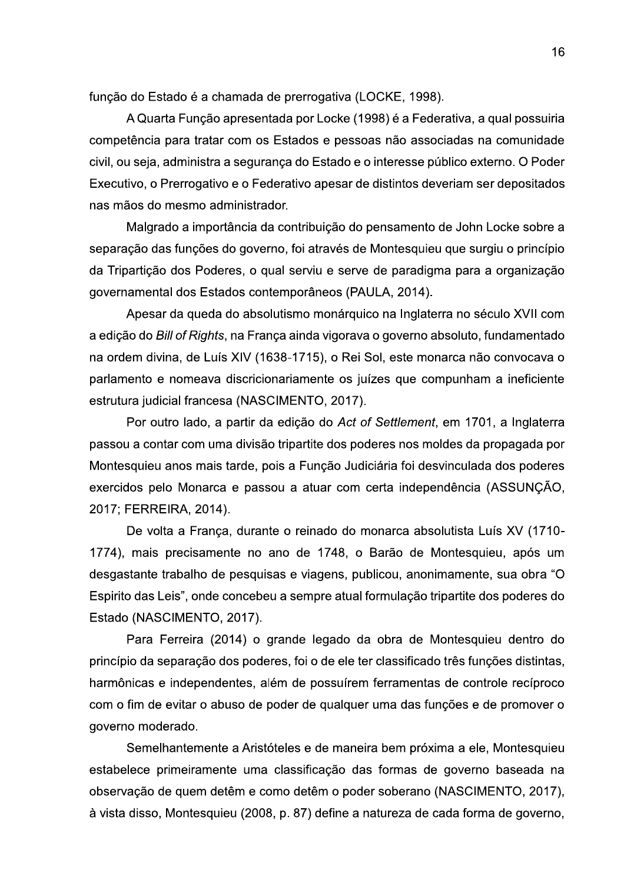função do Estado é a chamada de prerrogativa (LOCKE, 1998).

A Quarta Função apresentada por Locke (1998) é a Federativa, a qual possuiria competência para tratar com os Estados e pessoas não associadas na comunidade civil, ou seja, administra a segurança do Estado e o interesse público externo. O Poder Executivo, o Prerrogativo e o Federativo apesar de distintos deveriam ser depositados nas mãos do mesmo administrador.

Malgrado a importância da contribuição do pensamento de John Locke sobre a separação das funções do governo, foi através de Montesquieu que surgiu o princípio da Tripartição dos Poderes, o qual serviu e serve de paradigma para a organização governamental dos Estados contemporâneos (PAULA, 2014).

Apesar da queda do absolutismo monárquico na Inglaterra no século XVII com a edição do *Bill of Rights*, na França ainda vigorava o governo absoluto, fundamentado na ordem divina, de Luís XIV (1638-1715), o Rei Sol, este monarca não convocava o parlamento e nomeava discricionariamente os juízes que compunham a ineficiente estrutura judicial francesa (NASCIMENTO, 2017).

Por outro lado, a partir da edição do *Act of Settlement*, em 1701, a Inglaterra passou a contar com uma divisão tripartite dos poderes nos moldes da propagada por Montesquieu anos mais tarde, pois a Função Judiciária foi desvinculada dos poderes exercidos pelo Monarca e passou a atuar com certa independência (ASSUNÇÃO, 2017; FERREIRA, 2014).

De volta a França, durante o reinado do monarca absolutista Luís XV (1710-1774), mais precisamente no ano de 1748, o Barão de Montesquieu, após um desgastante trabalho de pesquisas e viagens, publicou, anonimamente, sua obra "O Espirito das Leis", onde concebeu a sempre atual formulação tripartite dos poderes do Estado (NASCIMENTO, 2017).

Para Ferreira (2014) o grande legado da obra de Montesquieu dentro do princípio da separação dos poderes, foi o de ele ter classificado três funções distintas, harmônicas e independentes, além de possuírem ferramentas de controle recíproco com o fim de evitar o abuso de poder de qualquer uma das funções e de promover o governo moderado.

Semelhantemente a Aristóteles e de maneira bem próxima a ele, Montesquieu estabelece primeiramente uma classificação das formas de governo baseada na observação de quem detêm e como detêm o poder soberano (NASCIMENTO, 2017), à vista disso, Montesquieu (2008, p. 87) define a natureza de cada forma de governo,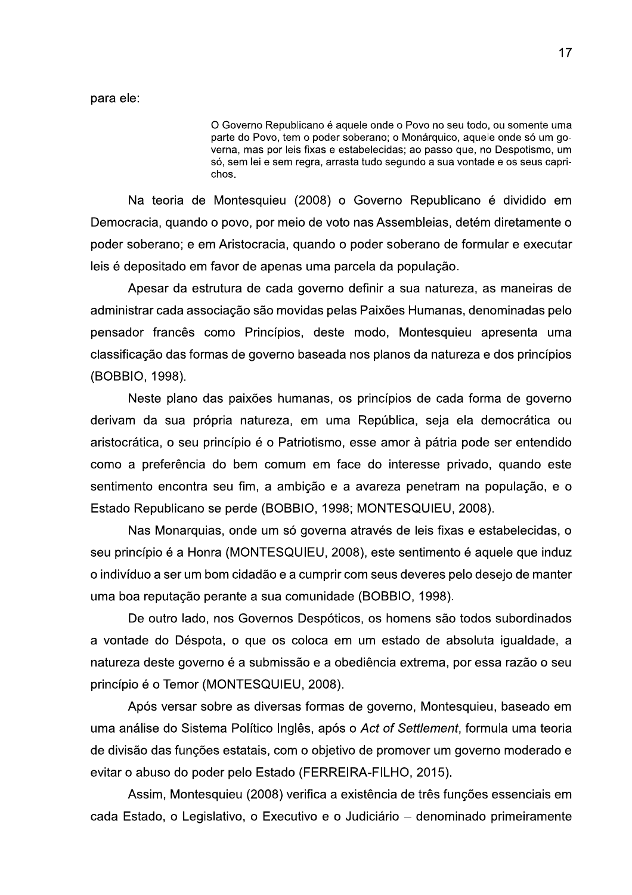para ele:

> O Governo Republicano é aquele onde o Povo no seu todo, ou somente uma parte do Povo, tem o poder soberano; o Monárquico, aquele onde só um governa, mas por leis fixas e estabelecidas; ao passo que, no Despotismo, um só, sem lei e sem regra, arrasta tudo segundo a sua vontade e os seus caprichos.

Na teoria de Montesquieu (2008) o Governo Republicano é dividido em Democracia, quando o povo, por meio de voto nas Assembleias, detém diretamente o poder soberano; e em Aristocracia, quando o poder soberano de formular e executar leis é depositado em favor de apenas uma parcela da população.

Apesar da estrutura de cada governo definir a sua natureza, as maneiras de administrar cada associação são movidas pelas Paixões Humanas, denominadas pelo pensador francês como Princípios, deste modo, Montesquieu apresenta uma classificação das formas de governo baseada nos planos da natureza e dos princípios (BOBBIO, 1998).

Neste plano das paixões humanas, os princípios de cada forma de governo derivam da sua própria natureza, em uma República, seja ela democrática ou aristocrática, o seu princípio é o Patriotismo, esse amor à pátria pode ser entendido como a preferência do bem comum em face do interesse privado, quando este sentimento encontra seu fim, a ambição e a avareza penetram na população, e o Estado Republicano se perde (BOBBIO, 1998; MONTESQUIEU, 2008).

Nas Monarquias, onde um só governa através de leis fixas e estabelecidas, o seu princípio é a Honra (MONTESQUIEU, 2008), este sentimento é aquele que induz o indivíduo a ser um bom cidadão e a cumprir com seus deveres pelo desejo de manter uma boa reputação perante a sua comunidade (BOBBIO, 1998).

De outro lado, nos Governos Despóticos, os homens são todos subordinados a vontade do Déspota, o que os coloca em um estado de absoluta igualdade, a natureza deste governo é a submissão e a obediência extrema, por essa razão o seu princípio é o Temor (MONTESQUIEU, 2008).

Após versar sobre as diversas formas de governo, Montesquieu, baseado em uma análise do Sistema Político Inglês, após o *Act of Settlement*, formula uma teoria de divisão das funções estatais, com o objetivo de promover um governo moderado e evitar o abuso do poder pelo Estado (FERREIRA-FILHO, 2015).

Assim, Montesquieu (2008) verifica a existência de três funções essenciais em cada Estado, o Legislativo, o Executivo e o Judiciário – denominado primeiramente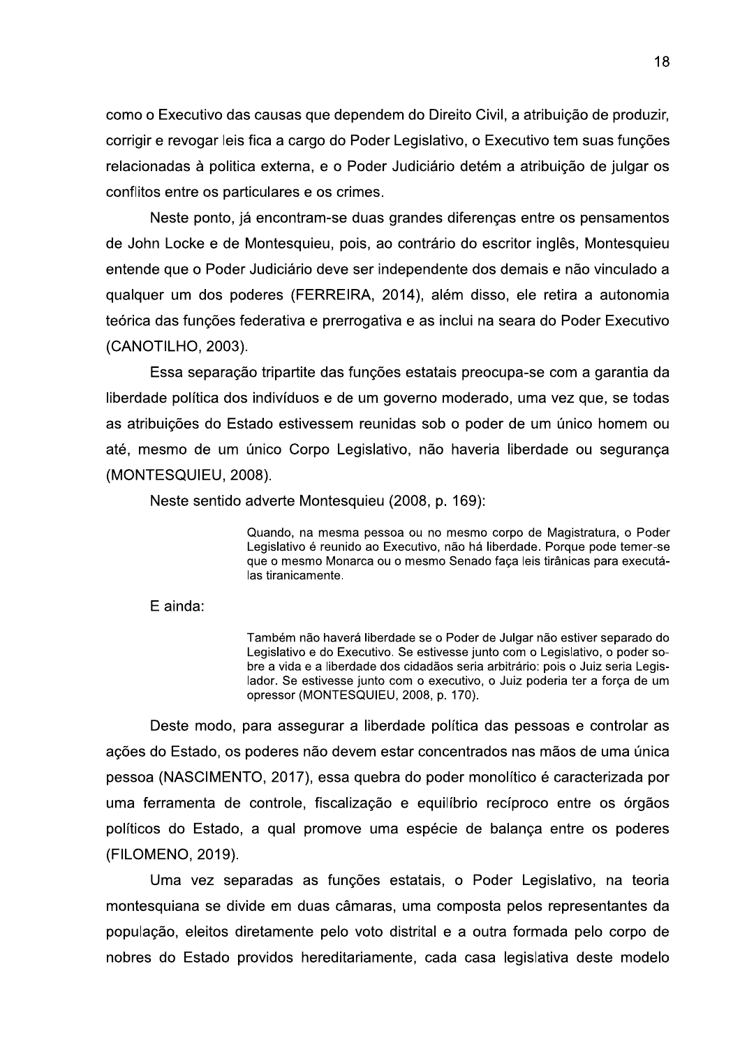como o Executivo das causas que dependem do Direito Civil, a atribuição de produzir, corrigir e revogar leis fica a cargo do Poder Legislativo, o Executivo tem suas funções relacionadas à politica externa, e o Poder Judiciário detém a atribuição de julgar os conflitos entre os particulares e os crimes.

Neste ponto, já encontram-se duas grandes diferenças entre os pensamentos de John Locke e de Montesquieu, pois, ao contrário do escritor inglês, Montesquieu entende que o Poder Judiciário deve ser independente dos demais e não vinculado a qualquer um dos poderes (FERREIRA, 2014), além disso, ele retira a autonomia teórica das funções federativa e prerrogativa e as inclui na seara do Poder Executivo (CANOTILHO, 2003).

Essa separação tripartite das funções estatais preocupa-se com a garantia da liberdade política dos indivíduos e de um governo moderado, uma vez que, se todas as atribuições do Estado estivessem reunidas sob o poder de um único homem ou até, mesmo de um único Corpo Legislativo, não haveria liberdade ou segurança (MONTESQUIEU, 2008).

Neste sentido adverte Montesquieu (2008, p. 169):

> Quando, na mesma pessoa ou no mesmo corpo de Magistratura, o Poder Legislativo é reunido ao Executivo, não há liberdade. Porque pode temer-se que o mesmo Monarca ou o mesmo Senado faça leis tirânicas para executá-las tiranicamente.

E ainda:

> Também não haverá liberdade se o Poder de Julgar não estiver separado do Legislativo e do Executivo. Se estivesse junto com o Legislativo, o poder sobre a vida e a liberdade dos cidadãos seria arbitrário: pois o Juiz seria Legislador. Se estivesse junto com o executivo, o Juiz poderia ter a força de um opressor (MONTESQUIEU, 2008, p. 170).

Deste modo, para assegurar a liberdade política das pessoas e controlar as ações do Estado, os poderes não devem estar concentrados nas mãos de uma única pessoa (NASCIMENTO, 2017), essa quebra do poder monolítico é caracterizada por uma ferramenta de controle, fiscalização e equilíbrio recíproco entre os órgãos políticos do Estado, a qual promove uma espécie de balança entre os poderes (FILOMENO, 2019).

Uma vez separadas as funções estatais, o Poder Legislativo, na teoria montesquiana se divide em duas câmaras, uma composta pelos representantes da população, eleitos diretamente pelo voto distrital e a outra formada pelo corpo de nobres do Estado providos hereditariamente, cada casa legislativa deste modelo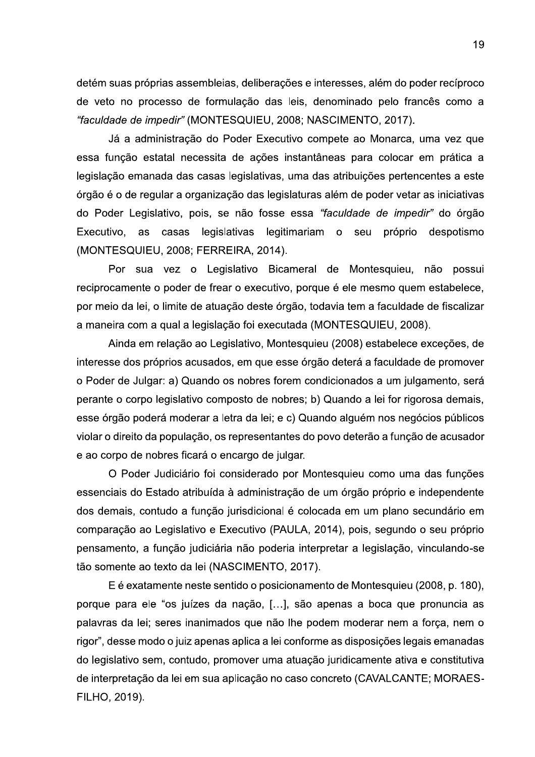detém suas próprias assembleias, deliberações e interesses, além do poder recíproco de veto no processo de formulação das leis, denominado pelo francês como a *"faculdade de impedir"* (MONTESQUIEU, 2008; NASCIMENTO, 2017).

Já a administração do Poder Executivo compete ao Monarca, uma vez que essa função estatal necessita de ações instantâneas para colocar em prática a legislação emanada das casas legislativas, uma das atribuições pertencentes a este órgão é o de regular a organização das legislaturas além de poder vetar as iniciativas do Poder Legislativo, pois, se não fosse essa *"faculdade de impedir"* do órgão Executivo, as casas legislativas legitimariam o seu próprio despotismo (MONTESQUIEU, 2008; FERREIRA, 2014).

Por sua vez o Legislativo Bicameral de Montesquieu, não possui reciprocamente o poder de frear o executivo, porque é ele mesmo quem estabelece, por meio da lei, o limite de atuação deste órgão, todavia tem a faculdade de fiscalizar a maneira com a qual a legislação foi executada (MONTESQUIEU, 2008).

Ainda em relação ao Legislativo, Montesquieu (2008) estabelece exceções, de interesse dos próprios acusados, em que esse órgão deterá a faculdade de promover o Poder de Julgar: a) Quando os nobres forem condicionados a um julgamento, será perante o corpo legislativo composto de nobres; b) Quando a lei for rigorosa demais, esse órgão poderá moderar a letra da lei; e c) Quando alguém nos negócios públicos violar o direito da população, os representantes do povo deterão a função de acusador e ao corpo de nobres ficará o encargo de julgar.

O Poder Judiciário foi considerado por Montesquieu como uma das funções essenciais do Estado atribuída à administração de um órgão próprio e independente dos demais, contudo a função jurisdicional é colocada em um plano secundário em comparação ao Legislativo e Executivo (PAULA, 2014), pois, segundo o seu próprio pensamento, a função judiciária não poderia interpretar a legislação, vinculando-se tão somente ao texto da lei (NASCIMENTO, 2017).

E é exatamente neste sentido o posicionamento de Montesquieu (2008, p. 180), porque para ele "os juízes da nação, [...], são apenas a boca que pronuncia as palavras da lei; seres inanimados que não lhe podem moderar nem a força, nem o rigor", desse modo o juiz apenas aplica a lei conforme as disposições legais emanadas do legislativo sem, contudo, promover uma atuação juridicamente ativa e constitutiva de interpretação da lei em sua aplicação no caso concreto (CAVALCANTE; MORAES-FILHO, 2019).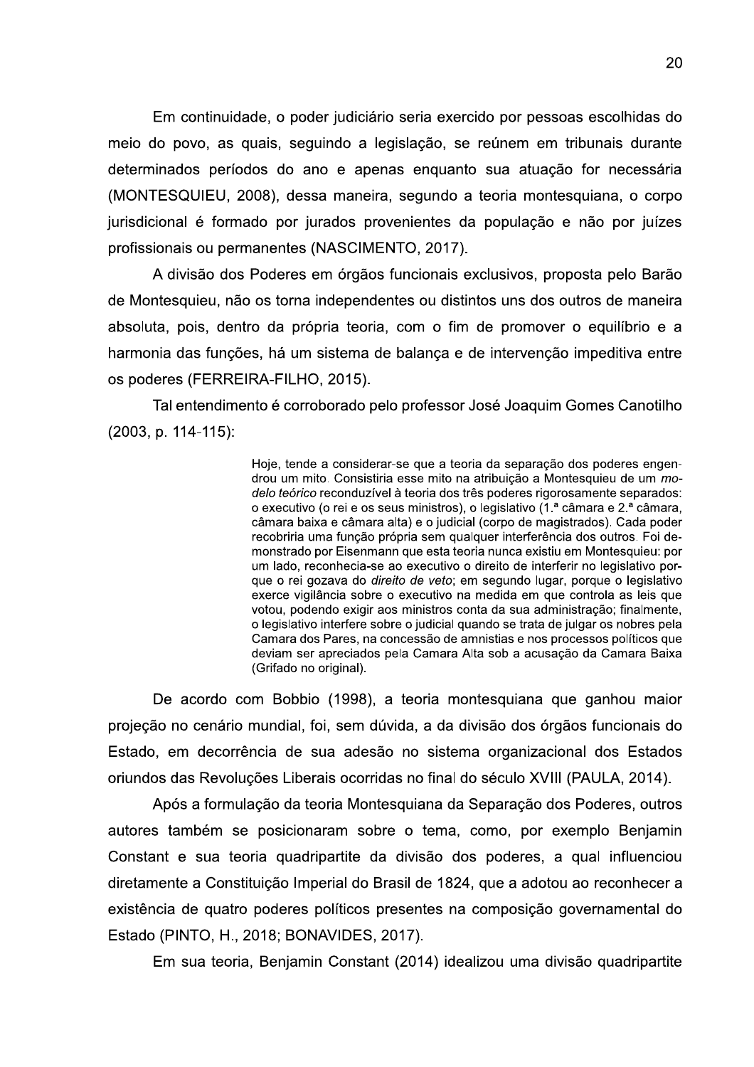Em continuidade, o poder judiciário seria exercido por pessoas escolhidas do meio do povo, as quais, seguindo a legislação, se reúnem em tribunais durante determinados períodos do ano e apenas enquanto sua atuação for necessária (MONTESQUIEU, 2008), dessa maneira, segundo a teoria montesquiana, o corpo jurisdicional é formado por jurados provenientes da população e não por juízes profissionais ou permanentes (NASCIMENTO, 2017).

A divisão dos Poderes em órgãos funcionais exclusivos, proposta pelo Barão de Montesquieu, não os torna independentes ou distintos uns dos outros de maneira absoluta, pois, dentro da própria teoria, com o fim de promover o equilíbrio e a harmonia das funções, há um sistema de balança e de intervenção impeditiva entre os poderes (FERREIRA-FILHO, 2015).

Tal entendimento é corroborado pelo professor José Joaquim Gomes Canotilho (2003, p. 114-115):

> Hoje, tende a considerar-se que a teoria da separação dos poderes engendrou um mito. Consistiria esse mito na atribuição a Montesquieu de um *modelo teórico* reconduzível à teoria dos três poderes rigorosamente separados: o executivo (o rei e os seus ministros), o legislativo (1.ª câmara e 2.ª câmara, câmara baixa e câmara alta) e o judicial (corpo de magistrados). Cada poder recobriria uma função própria sem qualquer interferência dos outros. Foi demonstrado por Eisenmann que esta teoria nunca existiu em Montesquieu: por um lado, reconhecia-se ao executivo o direito de interferir no legislativo porque o rei gozava do *direito de veto*; em segundo lugar, porque o legislativo exerce vigilância sobre o executivo na medida em que controla as leis que votou, podendo exigir aos ministros conta da sua administração; finalmente, o legislativo interfere sobre o judicial quando se trata de julgar os nobres pela Camara dos Pares, na concessão de amnistias e nos processos políticos que deviam ser apreciados pela Camara Alta sob a acusação da Camara Baixa (Grifado no original).

De acordo com Bobbio (1998), a teoria montesquiana que ganhou maior projeção no cenário mundial, foi, sem dúvida, a da divisão dos órgãos funcionais do Estado, em decorrência de sua adesão no sistema organizacional dos Estados oriundos das Revoluções Liberais ocorridas no final do século XVIII (PAULA, 2014).

Após a formulação da teoria Montesquiana da Separação dos Poderes, outros autores também se posicionaram sobre o tema, como, por exemplo Benjamin Constant e sua teoria quadripartite da divisão dos poderes, a qual influenciou diretamente a Constituição Imperial do Brasil de 1824, que a adotou ao reconhecer a existência de quatro poderes políticos presentes na composição governamental do Estado (PINTO, H., 2018; BONAVIDES, 2017).

Em sua teoria, Benjamin Constant (2014) idealizou uma divisão quadripartite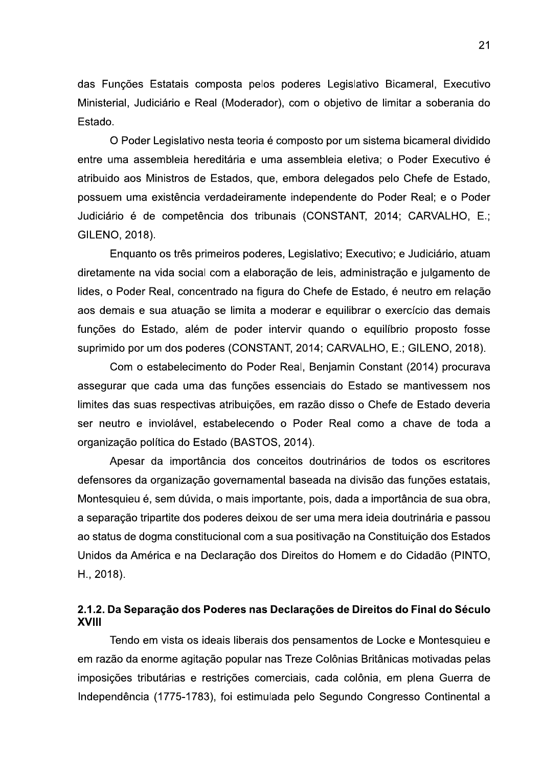das Funções Estatais composta pelos poderes Legislativo Bicameral, Executivo Ministerial, Judiciário e Real (Moderador), com o objetivo de limitar a soberania do Estado.

O Poder Legislativo nesta teoria é composto por um sistema bicameral dividido entre uma assembleia hereditária e uma assembleia eletiva; o Poder Executivo é atribuido aos Ministros de Estados, que, embora delegados pelo Chefe de Estado, possuem uma existência verdadeiramente independente do Poder Real; e o Poder Judiciário é de competência dos tribunais (CONSTANT, 2014; CARVALHO, E.; GILENO, 2018).

Enquanto os três primeiros poderes, Legislativo; Executivo; e Judiciário, atuam diretamente na vida social com a elaboração de leis, administração e julgamento de lides, o Poder Real, concentrado na figura do Chefe de Estado, é neutro em relação aos demais e sua atuação se limita a moderar e equilibrar o exercício das demais funções do Estado, além de poder intervir quando o equilíbrio proposto fosse suprimido por um dos poderes (CONSTANT, 2014; CARVALHO, E.; GILENO, 2018).

Com o estabelecimento do Poder Real, Benjamin Constant (2014) procurava assegurar que cada uma das funções essenciais do Estado se mantivessem nos limites das suas respectivas atribuições, em razão disso o Chefe de Estado deveria ser neutro e inviolável, estabelecendo o Poder Real como a chave de toda a organização política do Estado (BASTOS, 2014).

Apesar da importância dos conceitos doutrinários de todos os escritores defensores da organização governamental baseada na divisão das funções estatais, Montesquieu é, sem dúvida, o mais importante, pois, dada a importância de sua obra, a separação tripartite dos poderes deixou de ser uma mera ideia doutrinária e passou ao status de dogma constitucional com a sua positivação na Constituição dos Estados Unidos da América e na Declaração dos Direitos do Homem e do Cidadão (PINTO, H., 2018).

### 2.1.2. Da Separação dos Poderes nas Declarações de Direitos do Final do Século XVIII

Tendo em vista os ideais liberais dos pensamentos de Locke e Montesquieu e em razão da enorme agitação popular nas Treze Colônias Britânicas motivadas pelas imposições tributárias e restrições comerciais, cada colônia, em plena Guerra de Independência (1775-1783), foi estimulada pelo Segundo Congresso Continental a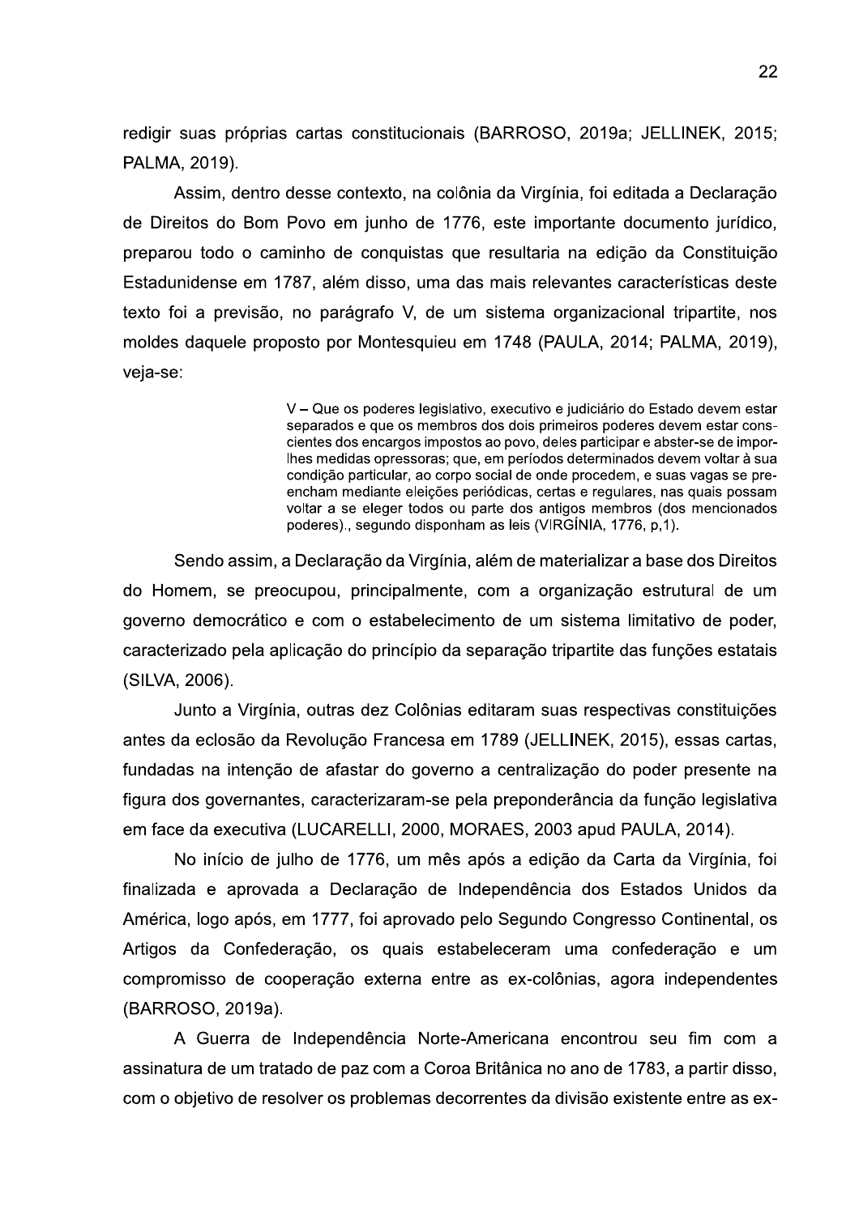redigir suas próprias cartas constitucionais (BARROSO, 2019a; JELLINEK, 2015; PALMA, 2019).

Assim, dentro desse contexto, na colônia da Virgínia, foi editada a Declaração de Direitos do Bom Povo em junho de 1776, este importante documento jurídico, preparou todo o caminho de conquistas que resultaria na edição da Constituição Estadunidense em 1787, além disso, uma das mais relevantes características deste texto foi a previsão, no parágrafo V, de um sistema organizacional tripartite, nos moldes daquele proposto por Montesquieu em 1748 (PAULA, 2014; PALMA, 2019), veja-se:

> V – Que os poderes legislativo, executivo e judiciário do Estado devem estar separados e que os membros dos dois primeiros poderes devem estar conscientes dos encargos impostos ao povo, deles participar e abster-se de impor-lhes medidas opressoras; que, em períodos determinados devem voltar à sua condição particular, ao corpo social de onde procedem, e suas vagas se preencham mediante eleições periódicas, certas e regulares, nas quais possam voltar a se eleger todos ou parte dos antigos membros (dos mencionados poderes)., segundo disponham as leis (VIRGÍNIA, 1776, p,1).

Sendo assim, a Declaração da Virgínia, além de materializar a base dos Direitos do Homem, se preocupou, principalmente, com a organização estrutural de um governo democrático e com o estabelecimento de um sistema limitativo de poder, caracterizado pela aplicação do princípio da separação tripartite das funções estatais (SILVA, 2006).

Junto a Virgínia, outras dez Colônias editaram suas respectivas constituições antes da eclosão da Revolução Francesa em 1789 (JELLINEK, 2015), essas cartas, fundadas na intenção de afastar do governo a centralização do poder presente na figura dos governantes, caracterizaram-se pela preponderância da função legislativa em face da executiva (LUCARELLI, 2000, MORAES, 2003 apud PAULA, 2014).

No início de julho de 1776, um mês após a edição da Carta da Virgínia, foi finalizada e aprovada a Declaração de Independência dos Estados Unidos da América, logo após, em 1777, foi aprovado pelo Segundo Congresso Continental, os Artigos da Confederação, os quais estabeleceram uma confederação e um compromisso de cooperação externa entre as ex-colônias, agora independentes (BARROSO, 2019a).

A Guerra de Independência Norte-Americana encontrou seu fim com a assinatura de um tratado de paz com a Coroa Britânica no ano de 1783, a partir disso, com o objetivo de resolver os problemas decorrentes da divisão existente entre as ex-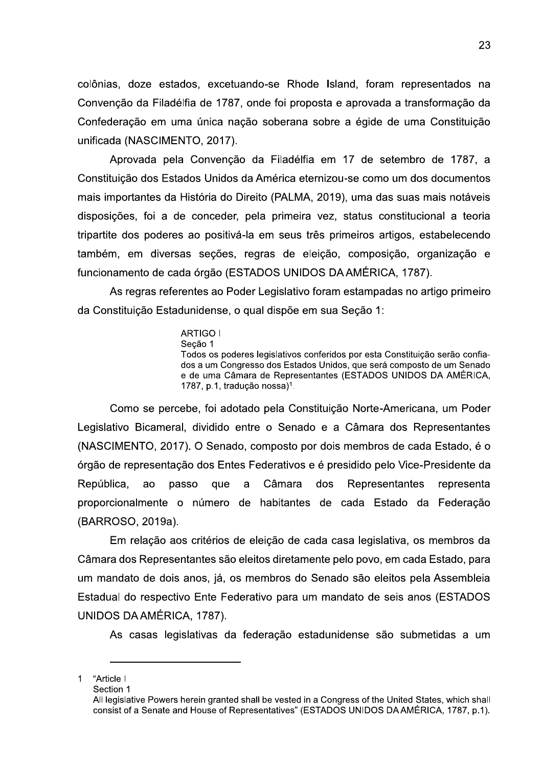colônias, doze estados, excetuando-se Rhode Island, foram representados na Convenção da Filadélfia de 1787, onde foi proposta e aprovada a transformação da Confederação em uma única nação soberana sobre a égide de uma Constituição unificada (NASCIMENTO, 2017).

Aprovada pela Convenção da Filadélfia em 17 de setembro de 1787, a Constituição dos Estados Unidos da América eternizou-se como um dos documentos mais importantes da História do Direito (PALMA, 2019), uma das suas mais notáveis disposições, foi a de conceder, pela primeira vez, status constitucional a teoria tripartite dos poderes ao positivá-la em seus três primeiros artigos, estabelecendo também, em diversas seções, regras de eleição, composição, organização e funcionamento de cada órgão (ESTADOS UNIDOS DA AMÉRICA, 1787).

As regras referentes ao Poder Legislativo foram estampadas no artigo primeiro da Constituição Estadunidense, o qual dispõe em sua Seção 1:

> ARTIGO I
> Seção 1
> Todos os poderes legislativos conferidos por esta Constituição serão confiados a um Congresso dos Estados Unidos, que será composto de um Senado e de uma Câmara de Representantes (ESTADOS UNIDOS DA AMÉRICA, 1787, p.1, tradução nossa)[1].

Como se percebe, foi adotado pela Constituição Norte-Americana, um Poder Legislativo Bicameral, dividido entre o Senado e a Câmara dos Representantes (NASCIMENTO, 2017). O Senado, composto por dois membros de cada Estado, é o órgão de representação dos Entes Federativos e é presidido pelo Vice-Presidente da República, ao passo que a Câmara dos Representantes representa proporcionalmente o número de habitantes de cada Estado da Federação (BARROSO, 2019a).

Em relação aos critérios de eleição de cada casa legislativa, os membros da Câmara dos Representantes são eleitos diretamente pelo povo, em cada Estado, para um mandato de dois anos, já, os membros do Senado são eleitos pela Assembleia Estadual do respectivo Ente Federativo para um mandato de seis anos (ESTADOS UNIDOS DA AMÉRICA, 1787).

As casas legislativas da federação estadunidense são submetidas a um

---

1 "Article I
Section 1
All legislative Powers herein granted shall be vested in a Congress of the United States, which shall consist of a Senate and House of Representatives" (ESTADOS UNIDOS DA AMÉRICA, 1787, p.1).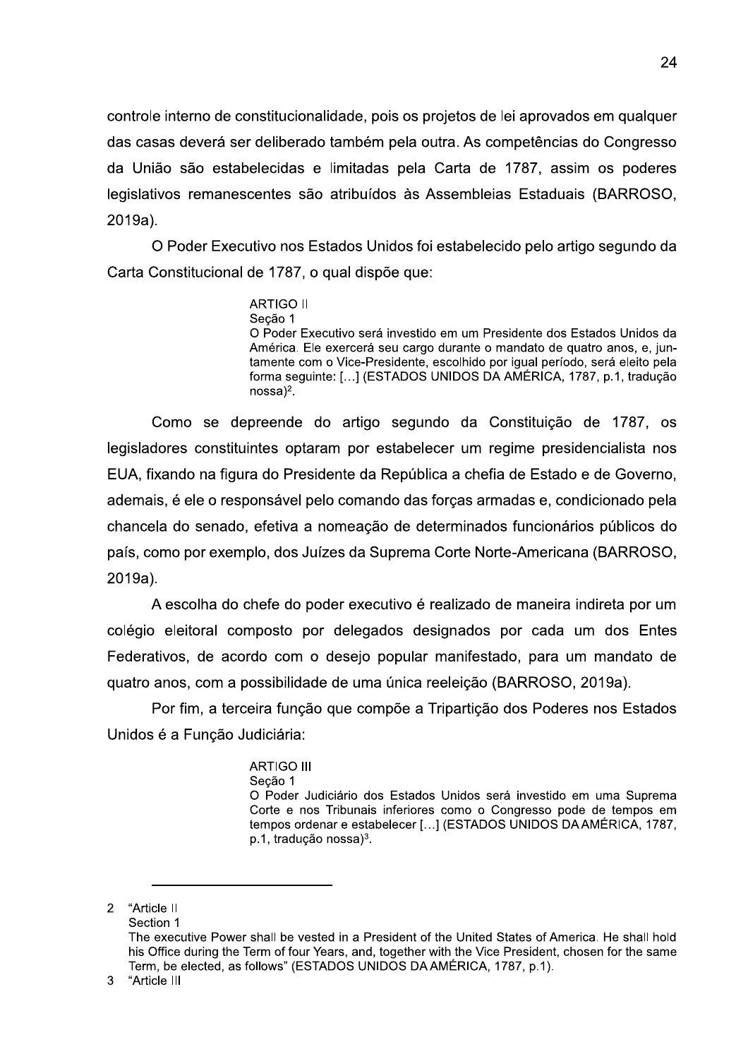controle interno de constitucionalidade, pois os projetos de lei aprovados em qualquer das casas deverá ser deliberado também pela outra. As competências do Congresso da União são estabelecidas e limitadas pela Carta de 1787, assim os poderes legislativos remanescentes são atribuídos às Assembleias Estaduais (BARROSO, 2019a).

O Poder Executivo nos Estados Unidos foi estabelecido pelo artigo segundo da Carta Constitucional de 1787, o qual dispõe que:

> ARTIGO II
> Seção 1
> O Poder Executivo será investido em um Presidente dos Estados Unidos da América. Ele exercerá seu cargo durante o mandato de quatro anos, e, juntamente com o Vice-Presidente, escolhido por igual período, será eleito pela forma seguinte: […] (ESTADOS UNIDOS DA AMÉRICA, 1787, p.1, tradução nossa)[2].

Como se depreende do artigo segundo da Constituição de 1787, os legisladores constituintes optaram por estabelecer um regime presidencialista nos EUA, fixando na figura do Presidente da República a chefia de Estado e de Governo, ademais, é ele o responsável pelo comando das forças armadas e, condicionado pela chancela do senado, efetiva a nomeação de determinados funcionários públicos do país, como por exemplo, dos Juízes da Suprema Corte Norte-Americana (BARROSO, 2019a).

A escolha do chefe do poder executivo é realizado de maneira indireta por um colégio eleitoral composto por delegados designados por cada um dos Entes Federativos, de acordo com o desejo popular manifestado, para um mandato de quatro anos, com a possibilidade de uma única reeleição (BARROSO, 2019a).

Por fim, a terceira função que compõe a Tripartição dos Poderes nos Estados Unidos é a Função Judiciária:

> ARTIGO III
> Seção 1
> O Poder Judiciário dos Estados Unidos será investido em uma Suprema Corte e nos Tribunais inferiores como o Congresso pode de tempos em tempos ordenar e estabelecer […] (ESTADOS UNIDOS DA AMÉRICA, 1787, p.1, tradução nossa)[3].

---

2 "Article II
Section 1
The executive Power shall be vested in a President of the United States of America. He shall hold his Office during the Term of four Years, and, together with the Vice President, chosen for the same Term, be elected, as follows" (ESTADOS UNIDOS DA AMÉRICA, 1787, p.1).

3 "Article III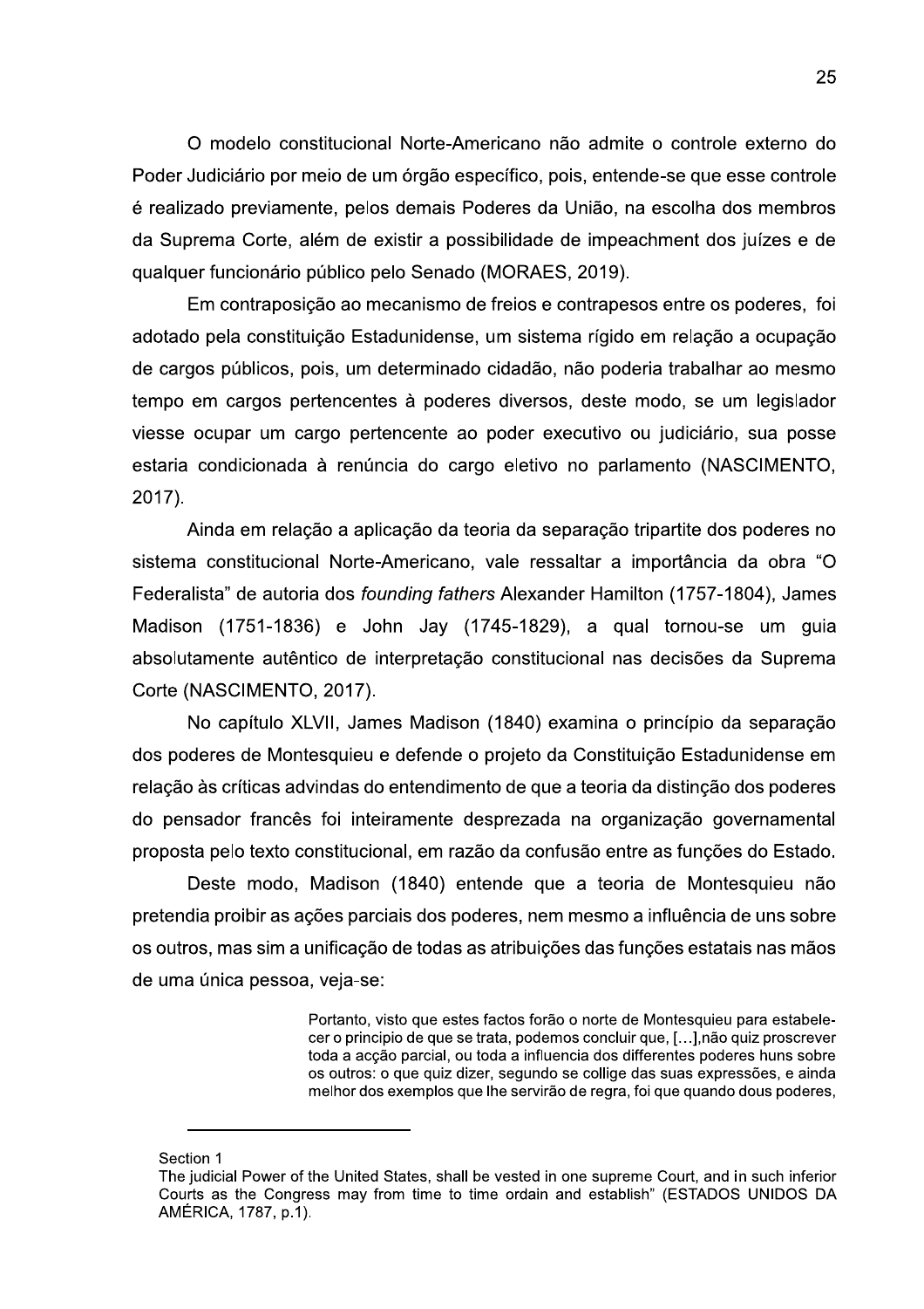O modelo constitucional Norte-Americano não admite o controle externo do Poder Judiciário por meio de um órgão específico, pois, entende-se que esse controle é realizado previamente, pelos demais Poderes da União, na escolha dos membros da Suprema Corte, além de existir a possibilidade de impeachment dos juízes e de qualquer funcionário público pelo Senado (MORAES, 2019).

Em contraposição ao mecanismo de freios e contrapesos entre os poderes, foi adotado pela constituição Estadunidense, um sistema rígido em relação a ocupação de cargos públicos, pois, um determinado cidadão, não poderia trabalhar ao mesmo tempo em cargos pertencentes à poderes diversos, deste modo, se um legislador viesse ocupar um cargo pertencente ao poder executivo ou judiciário, sua posse estaria condicionada à renúncia do cargo eletivo no parlamento (NASCIMENTO, 2017).

Ainda em relação a aplicação da teoria da separação tripartite dos poderes no sistema constitucional Norte-Americano, vale ressaltar a importância da obra "O Federalista" de autoria dos *founding fathers* Alexander Hamilton (1757-1804), James Madison (1751-1836) e John Jay (1745-1829), a qual tornou-se um guia absolutamente autêntico de interpretação constitucional nas decisões da Suprema Corte (NASCIMENTO, 2017).

No capítulo XLVII, James Madison (1840) examina o princípio da separação dos poderes de Montesquieu e defende o projeto da Constituição Estadunidense em relação às críticas advindas do entendimento de que a teoria da distinção dos poderes do pensador francês foi inteiramente desprezada na organização governamental proposta pelo texto constitucional, em razão da confusão entre as funções do Estado.

Deste modo, Madison (1840) entende que a teoria de Montesquieu não pretendia proibir as ações parciais dos poderes, nem mesmo a influência de uns sobre os outros, mas sim a unificação de todas as atribuições das funções estatais nas mãos de uma única pessoa, veja-se:

> Portanto, visto que estes factos forão o norte de Montesquieu para estabelecer o principio de que se trata, podemos concluir que, […],não quiz proscrever toda a acção parcial, ou toda a influencia dos differentes poderes huns sobre os outros: o que quiz dizer, segundo se collige das suas expressões, e ainda melhor dos exemplos que lhe servirão de regra, foi que quando dous poderes,

---

Section 1
The judicial Power of the United States, shall be vested in one supreme Court, and in such inferior Courts as the Congress may from time to time ordain and establish" (ESTADOS UNIDOS DA AMÉRICA, 1787, p.1).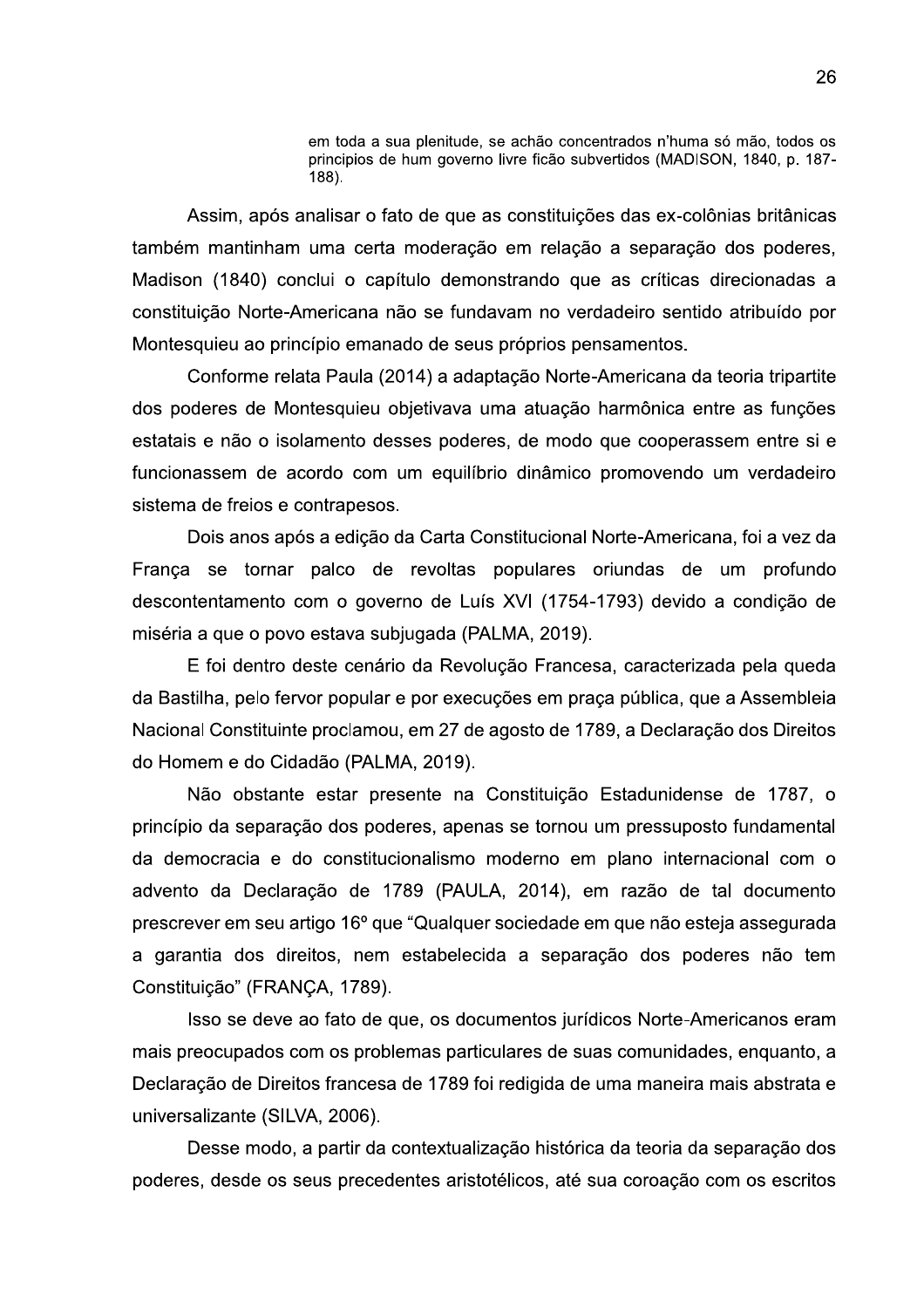> em toda a sua plenitude, se achão concentrados n'huma só mão, todos os principios de hum governo livre ficão subvertidos (MADISON, 1840, p. 187-188).

Assim, após analisar o fato de que as constituições das ex-colônias britânicas também mantinham uma certa moderação em relação a separação dos poderes, Madison (1840) conclui o capítulo demonstrando que as críticas direcionadas a constituição Norte-Americana não se fundavam no verdadeiro sentido atribuído por Montesquieu ao princípio emanado de seus próprios pensamentos.

Conforme relata Paula (2014) a adaptação Norte-Americana da teoria tripartite dos poderes de Montesquieu objetivava uma atuação harmônica entre as funções estatais e não o isolamento desses poderes, de modo que cooperassem entre si e funcionassem de acordo com um equilíbrio dinâmico promovendo um verdadeiro sistema de freios e contrapesos.

Dois anos após a edição da Carta Constitucional Norte-Americana, foi a vez da França se tornar palco de revoltas populares oriundas de um profundo descontentamento com o governo de Luís XVI (1754-1793) devido a condição de miséria a que o povo estava subjugada (PALMA, 2019).

E foi dentro deste cenário da Revolução Francesa, caracterizada pela queda da Bastilha, pelo fervor popular e por execuções em praça pública, que a Assembleia Nacional Constituinte proclamou, em 27 de agosto de 1789, a Declaração dos Direitos do Homem e do Cidadão (PALMA, 2019).

Não obstante estar presente na Constituição Estadunidense de 1787, o princípio da separação dos poderes, apenas se tornou um pressuposto fundamental da democracia e do constitucionalismo moderno em plano internacional com o advento da Declaração de 1789 (PAULA, 2014), em razão de tal documento prescrever em seu artigo 16º que "Qualquer sociedade em que não esteja assegurada a garantia dos direitos, nem estabelecida a separação dos poderes não tem Constituição" (FRANÇA, 1789).

Isso se deve ao fato de que, os documentos jurídicos Norte-Americanos eram mais preocupados com os problemas particulares de suas comunidades, enquanto, a Declaração de Direitos francesa de 1789 foi redigida de uma maneira mais abstrata e universalizante (SILVA, 2006).

Desse modo, a partir da contextualização histórica da teoria da separação dos poderes, desde os seus precedentes aristotélicos, até sua coroação com os escritos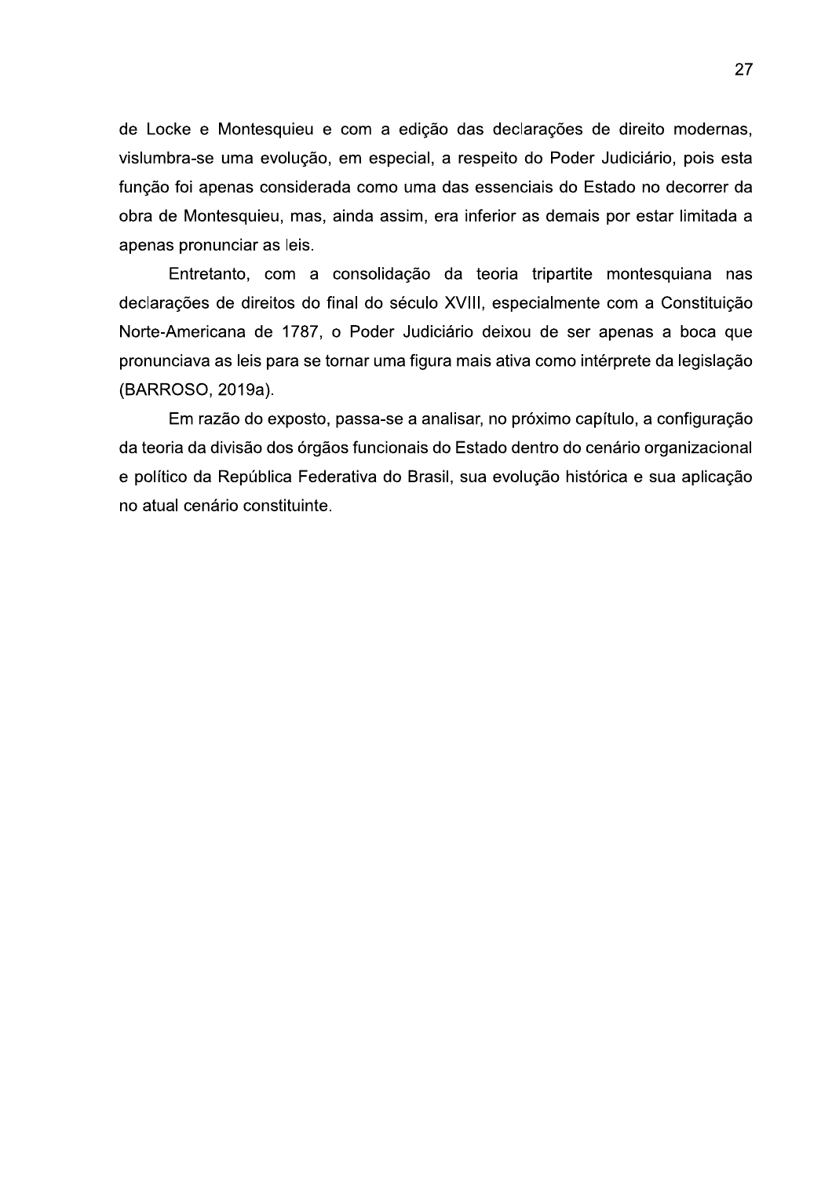de Locke e Montesquieu e com a edição das declarações de direito modernas, vislumbra-se uma evolução, em especial, a respeito do Poder Judiciário, pois esta função foi apenas considerada como uma das essenciais do Estado no decorrer da obra de Montesquieu, mas, ainda assim, era inferior as demais por estar limitada a apenas pronunciar as leis.

Entretanto, com a consolidação da teoria tripartite montesquiana nas declarações de direitos do final do século XVIII, especialmente com a Constituição Norte-Americana de 1787, o Poder Judiciário deixou de ser apenas a boca que pronunciava as leis para se tornar uma figura mais ativa como intérprete da legislação (BARROSO, 2019a).

Em razão do exposto, passa-se a analisar, no próximo capítulo, a configuração da teoria da divisão dos órgãos funcionais do Estado dentro do cenário organizacional e político da República Federativa do Brasil, sua evolução histórica e sua aplicação no atual cenário constituinte.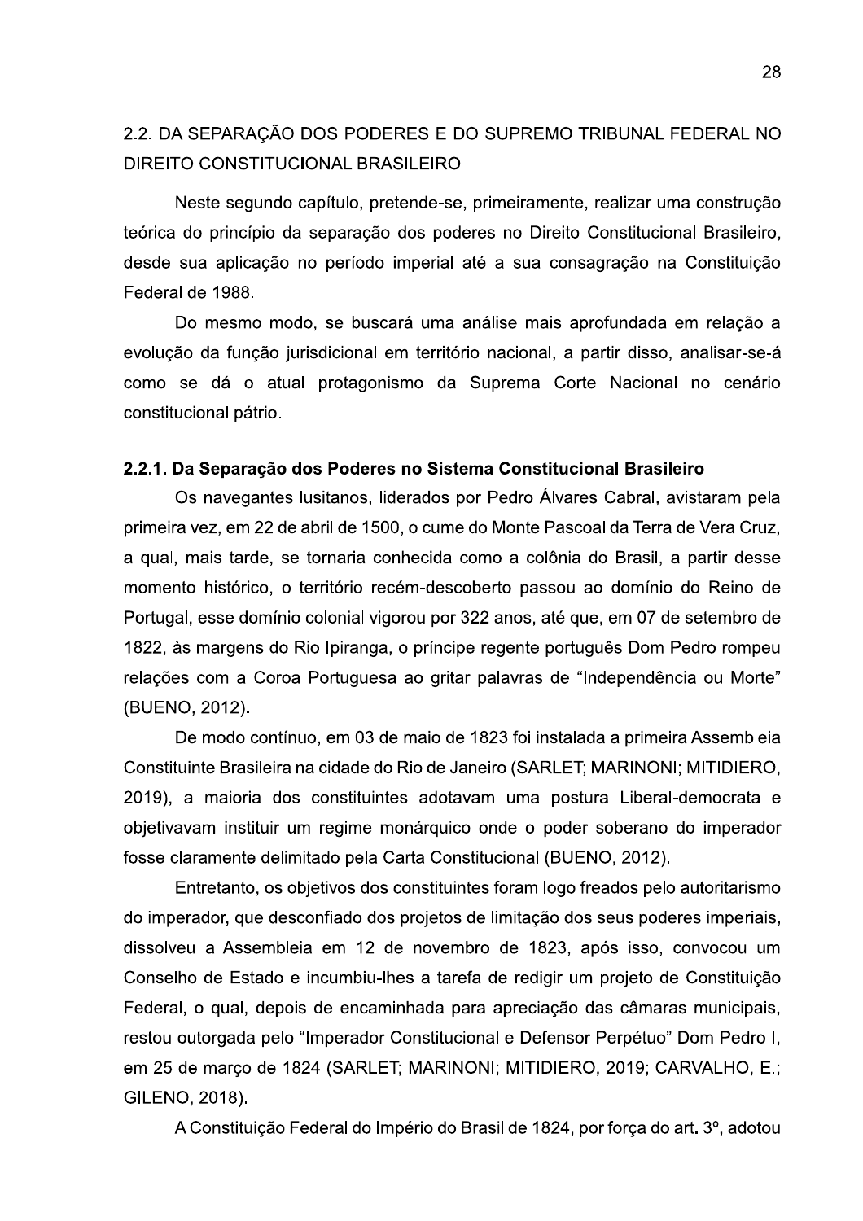## 2.2. DA SEPARAÇÃO DOS PODERES E DO SUPREMO TRIBUNAL FEDERAL NO DIREITO CONSTITUCIONAL BRASILEIRO

Neste segundo capítulo, pretende-se, primeiramente, realizar uma construção teórica do princípio da separação dos poderes no Direito Constitucional Brasileiro, desde sua aplicação no período imperial até a sua consagração na Constituição Federal de 1988.

Do mesmo modo, se buscará uma análise mais aprofundada em relação a evolução da função jurisdicional em território nacional, a partir disso, analisar-se-á como se dá o atual protagonismo da Suprema Corte Nacional no cenário constitucional pátrio.

### 2.2.1. Da Separação dos Poderes no Sistema Constitucional Brasileiro

Os navegantes lusitanos, liderados por Pedro Álvares Cabral, avistaram pela primeira vez, em 22 de abril de 1500, o cume do Monte Pascoal da Terra de Vera Cruz, a qual, mais tarde, se tornaria conhecida como a colônia do Brasil, a partir desse momento histórico, o território recém-descoberto passou ao domínio do Reino de Portugal, esse domínio colonial vigorou por 322 anos, até que, em 07 de setembro de 1822, às margens do Rio Ipiranga, o príncipe regente português Dom Pedro rompeu relações com a Coroa Portuguesa ao gritar palavras de "Independência ou Morte" (BUENO, 2012).

De modo contínuo, em 03 de maio de 1823 foi instalada a primeira Assembleia Constituinte Brasileira na cidade do Rio de Janeiro (SARLET; MARINONI; MITIDIERO, 2019), a maioria dos constituintes adotavam uma postura Liberal-democrata e objetivavam instituir um regime monárquico onde o poder soberano do imperador fosse claramente delimitado pela Carta Constitucional (BUENO, 2012).

Entretanto, os objetivos dos constituintes foram logo freados pelo autoritarismo do imperador, que desconfiado dos projetos de limitação dos seus poderes imperiais, dissolveu a Assembleia em 12 de novembro de 1823, após isso, convocou um Conselho de Estado e incumbiu-lhes a tarefa de redigir um projeto de Constituição Federal, o qual, depois de encaminhada para apreciação das câmaras municipais, restou outorgada pelo "Imperador Constitucional e Defensor Perpétuo" Dom Pedro I, em 25 de março de 1824 (SARLET; MARINONI; MITIDIERO, 2019; CARVALHO, E.; GILENO, 2018).

A Constituição Federal do Império do Brasil de 1824, por força do art. 3º, adotou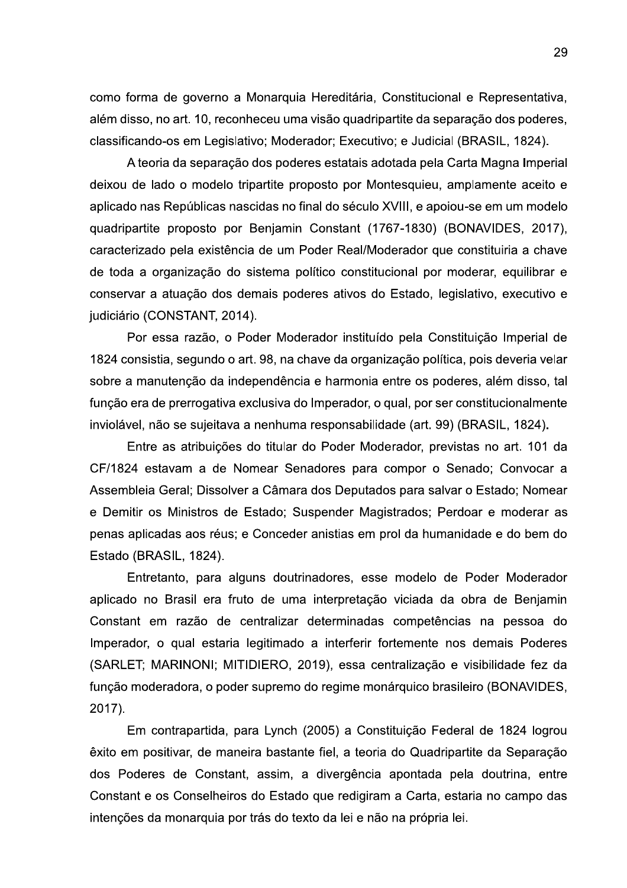como forma de governo a Monarquia Hereditária, Constitucional e Representativa, além disso, no art. 10, reconheceu uma visão quadripartite da separação dos poderes, classificando-os em Legislativo; Moderador; Executivo; e Judicial (BRASIL, 1824).

A teoria da separação dos poderes estatais adotada pela Carta Magna Imperial deixou de lado o modelo tripartite proposto por Montesquieu, amplamente aceito e aplicado nas Repúblicas nascidas no final do século XVIII, e apoiou-se em um modelo quadripartite proposto por Benjamin Constant (1767-1830) (BONAVIDES, 2017), caracterizado pela existência de um Poder Real/Moderador que constituiria a chave de toda a organização do sistema político constitucional por moderar, equilibrar e conservar a atuação dos demais poderes ativos do Estado, legislativo, executivo e judiciário (CONSTANT, 2014).

Por essa razão, o Poder Moderador instituído pela Constituição Imperial de 1824 consistia, segundo o art. 98, na chave da organização política, pois deveria velar sobre a manutenção da independência e harmonia entre os poderes, além disso, tal função era de prerrogativa exclusiva do Imperador, o qual, por ser constitucionalmente inviolável, não se sujeitava a nenhuma responsabilidade (art. 99) (BRASIL, 1824).

Entre as atribuições do titular do Poder Moderador, previstas no art. 101 da CF/1824 estavam a de Nomear Senadores para compor o Senado; Convocar a Assembleia Geral; Dissolver a Câmara dos Deputados para salvar o Estado; Nomear e Demitir os Ministros de Estado; Suspender Magistrados; Perdoar e moderar as penas aplicadas aos réus; e Conceder anistias em prol da humanidade e do bem do Estado (BRASIL, 1824).

Entretanto, para alguns doutrinadores, esse modelo de Poder Moderador aplicado no Brasil era fruto de uma interpretação viciada da obra de Benjamin Constant em razão de centralizar determinadas competências na pessoa do Imperador, o qual estaria legitimado a interferir fortemente nos demais Poderes (SARLET; MARINONI; MITIDIERO, 2019), essa centralização e visibilidade fez da função moderadora, o poder supremo do regime monárquico brasileiro (BONAVIDES, 2017).

Em contrapartida, para Lynch (2005) a Constituição Federal de 1824 logrou êxito em positivar, de maneira bastante fiel, a teoria do Quadripartite da Separação dos Poderes de Constant, assim, a divergência apontada pela doutrina, entre Constant e os Conselheiros do Estado que redigiram a Carta, estaria no campo das intenções da monarquia por trás do texto da lei e não na própria lei.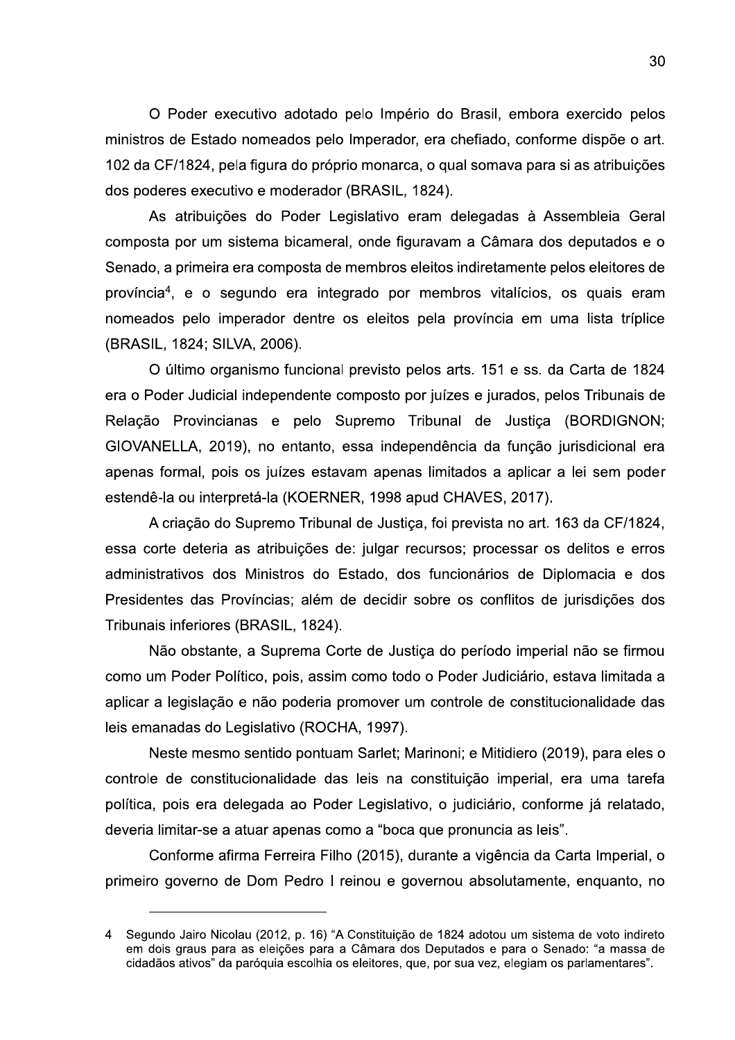O Poder executivo adotado pelo Império do Brasil, embora exercido pelos ministros de Estado nomeados pelo Imperador, era chefiado, conforme dispõe o art. 102 da CF/1824, pela figura do próprio monarca, o qual somava para si as atribuições dos poderes executivo e moderador (BRASIL, 1824).

As atribuições do Poder Legislativo eram delegadas à Assembleia Geral composta por um sistema bicameral, onde figuravam a Câmara dos deputados e o Senado, a primeira era composta de membros eleitos indiretamente pelos eleitores de província[4], e o segundo era integrado por membros vitalícios, os quais eram nomeados pelo imperador dentre os eleitos pela província em uma lista tríplice (BRASIL, 1824; SILVA, 2006).

O último organismo funcional previsto pelos arts. 151 e ss. da Carta de 1824 era o Poder Judicial independente composto por juízes e jurados, pelos Tribunais de Relação Provincianas e pelo Supremo Tribunal de Justiça (BORDIGNON; GIOVANELLA, 2019), no entanto, essa independência da função jurisdicional era apenas formal, pois os juízes estavam apenas limitados a aplicar a lei sem poder estendê-la ou interpretá-la (KOERNER, 1998 apud CHAVES, 2017).

A criação do Supremo Tribunal de Justiça, foi prevista no art. 163 da CF/1824, essa corte deteria as atribuições de: julgar recursos; processar os delitos e erros administrativos dos Ministros do Estado, dos funcionários de Diplomacia e dos Presidentes das Províncias; além de decidir sobre os conflitos de jurisdições dos Tribunais inferiores (BRASIL, 1824).

Não obstante, a Suprema Corte de Justiça do período imperial não se firmou como um Poder Político, pois, assim como todo o Poder Judiciário, estava limitada a aplicar a legislação e não poderia promover um controle de constitucionalidade das leis emanadas do Legislativo (ROCHA, 1997).

Neste mesmo sentido pontuam Sarlet; Marinoni; e Mitidiero (2019), para eles o controle de constitucionalidade das leis na constituição imperial, era uma tarefa política, pois era delegada ao Poder Legislativo, o judiciário, conforme já relatado, deveria limitar-se a atuar apenas como a "boca que pronuncia as leis".

Conforme afirma Ferreira Filho (2015), durante a vigência da Carta Imperial, o primeiro governo de Dom Pedro I reinou e governou absolutamente, enquanto, no

---

4 Segundo Jairo Nicolau (2012, p. 16) "A Constituição de 1824 adotou um sistema de voto indireto em dois graus para as eleições para a Câmara dos Deputados e para o Senado: "a massa de cidadãos ativos" da paróquia escolhia os eleitores, que, por sua vez, elegiam os parlamentares".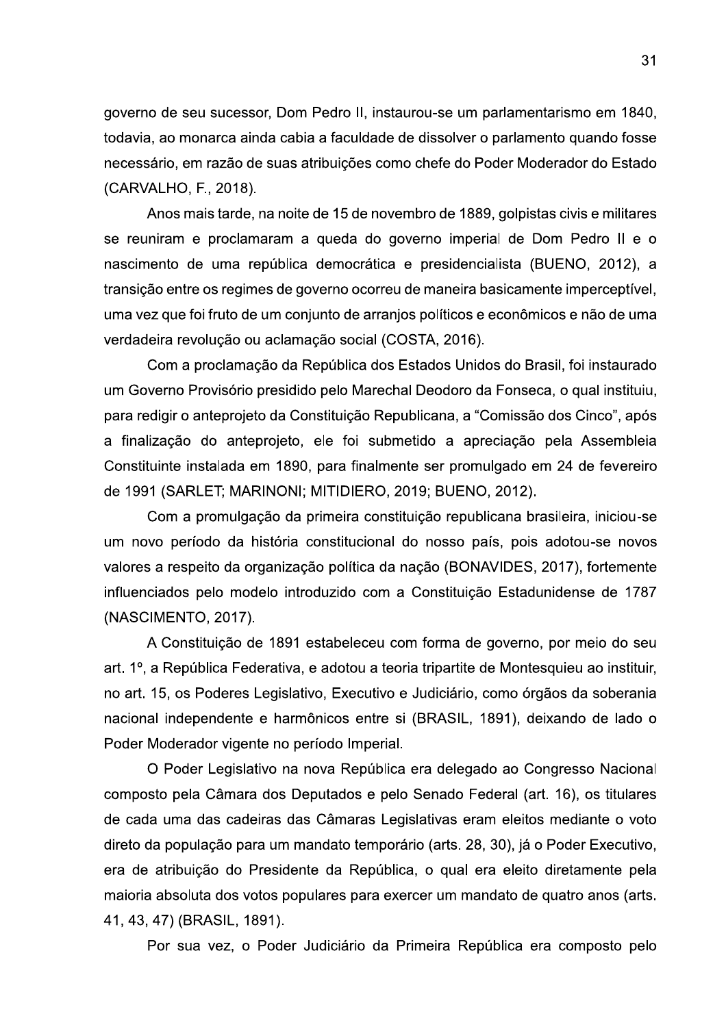governo de seu sucessor, Dom Pedro II, instaurou-se um parlamentarismo em 1840, todavia, ao monarca ainda cabia a faculdade de dissolver o parlamento quando fosse necessário, em razão de suas atribuições como chefe do Poder Moderador do Estado (CARVALHO, F., 2018).

Anos mais tarde, na noite de 15 de novembro de 1889, golpistas civis e militares se reuniram e proclamaram a queda do governo imperial de Dom Pedro II e o nascimento de uma república democrática e presidencialista (BUENO, 2012), a transição entre os regimes de governo ocorreu de maneira basicamente imperceptível, uma vez que foi fruto de um conjunto de arranjos políticos e econômicos e não de uma verdadeira revolução ou aclamação social (COSTA, 2016).

Com a proclamação da República dos Estados Unidos do Brasil, foi instaurado um Governo Provisório presidido pelo Marechal Deodoro da Fonseca, o qual instituiu, para redigir o anteprojeto da Constituição Republicana, a "Comissão dos Cinco", após a finalização do anteprojeto, ele foi submetido a apreciação pela Assembleia Constituinte instalada em 1890, para finalmente ser promulgado em 24 de fevereiro de 1991 (SARLET; MARINONI; MITIDIERO, 2019; BUENO, 2012).

Com a promulgação da primeira constituição republicana brasileira, iniciou-se um novo período da história constitucional do nosso país, pois adotou-se novos valores a respeito da organização política da nação (BONAVIDES, 2017), fortemente influenciados pelo modelo introduzido com a Constituição Estadunidense de 1787 (NASCIMENTO, 2017).

A Constituição de 1891 estabeleceu com forma de governo, por meio do seu art. 1º, a República Federativa, e adotou a teoria tripartite de Montesquieu ao instituir, no art. 15, os Poderes Legislativo, Executivo e Judiciário, como órgãos da soberania nacional independente e harmônicos entre si (BRASIL, 1891), deixando de lado o Poder Moderador vigente no período Imperial.

O Poder Legislativo na nova República era delegado ao Congresso Nacional composto pela Câmara dos Deputados e pelo Senado Federal (art. 16), os titulares de cada uma das cadeiras das Câmaras Legislativas eram eleitos mediante o voto direto da população para um mandato temporário (arts. 28, 30), já o Poder Executivo, era de atribuição do Presidente da República, o qual era eleito diretamente pela maioria absoluta dos votos populares para exercer um mandato de quatro anos (arts. 41, 43, 47) (BRASIL, 1891).

Por sua vez, o Poder Judiciário da Primeira República era composto pelo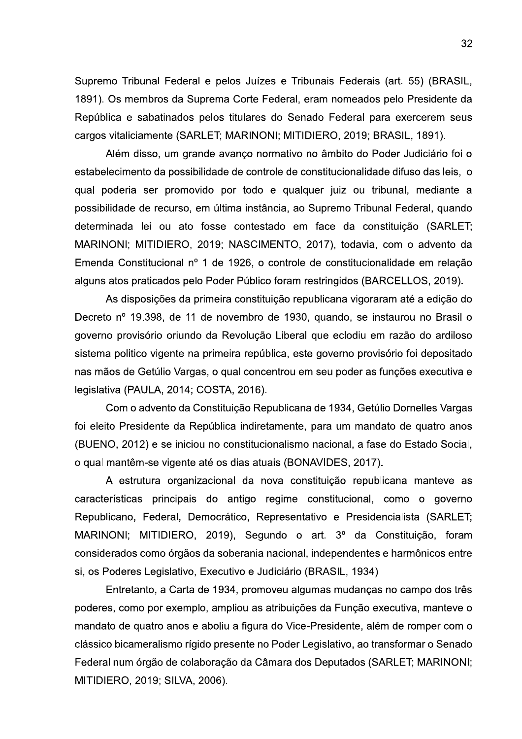Supremo Tribunal Federal e pelos Juízes e Tribunais Federais (art. 55) (BRASIL, 1891). Os membros da Suprema Corte Federal, eram nomeados pelo Presidente da República e sabatinados pelos titulares do Senado Federal para exercerem seus cargos vitaliciamente (SARLET; MARINONI; MITIDIERO, 2019; BRASIL, 1891).

Além disso, um grande avanço normativo no âmbito do Poder Judiciário foi o estabelecimento da possibilidade de controle de constitucionalidade difuso das leis, o qual poderia ser promovido por todo e qualquer juiz ou tribunal, mediante a possibilidade de recurso, em última instância, ao Supremo Tribunal Federal, quando determinada lei ou ato fosse contestado em face da constituição (SARLET; MARINONI; MITIDIERO, 2019; NASCIMENTO, 2017), todavia, com o advento da Emenda Constitucional nº 1 de 1926, o controle de constitucionalidade em relação alguns atos praticados pelo Poder Público foram restringidos (BARCELLOS, 2019).

As disposições da primeira constituição republicana vigoraram até a edição do Decreto nº 19.398, de 11 de novembro de 1930, quando, se instaurou no Brasil o governo provisório oriundo da Revolução Liberal que eclodiu em razão do ardiloso sistema politico vigente na primeira república, este governo provisório foi depositado nas mãos de Getúlio Vargas, o qual concentrou em seu poder as funções executiva e legislativa (PAULA, 2014; COSTA, 2016).

Com o advento da Constituição Republicana de 1934, Getúlio Dornelles Vargas foi eleito Presidente da República indiretamente, para um mandato de quatro anos (BUENO, 2012) e se iniciou no constitucionalismo nacional, a fase do Estado Social, o qual mantêm-se vigente até os dias atuais (BONAVIDES, 2017).

A estrutura organizacional da nova constituição republicana manteve as características principais do antigo regime constitucional, como o governo Republicano, Federal, Democrático, Representativo e Presidencialista (SARLET; MARINONI; MITIDIERO, 2019), Segundo o art. 3º da Constituição, foram considerados como órgãos da soberania nacional, independentes e harmônicos entre si, os Poderes Legislativo, Executivo e Judiciário (BRASIL, 1934)

Entretanto, a Carta de 1934, promoveu algumas mudanças no campo dos três poderes, como por exemplo, ampliou as atribuições da Função executiva, manteve o mandato de quatro anos e aboliu a figura do Vice-Presidente, além de romper com o clássico bicameralismo rígido presente no Poder Legislativo, ao transformar o Senado Federal num órgão de colaboração da Câmara dos Deputados (SARLET; MARINONI; MITIDIERO, 2019; SILVA, 2006).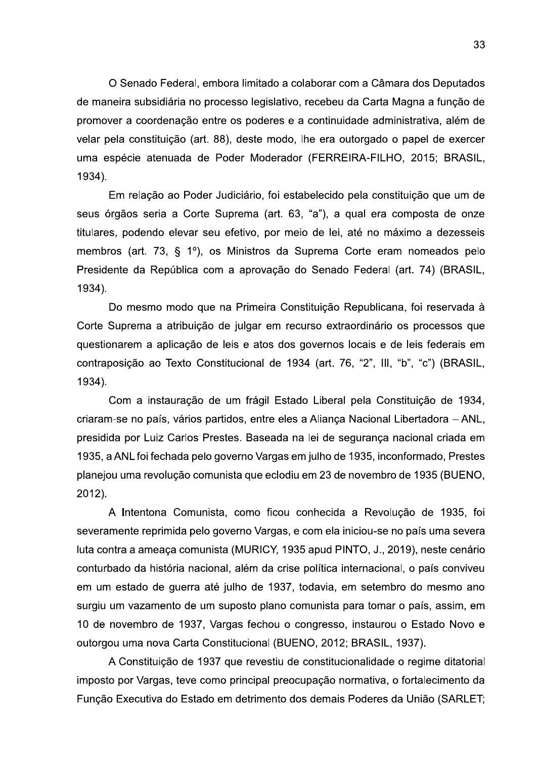O Senado Federal, embora limitado a colaborar com a Câmara dos Deputados de maneira subsidiária no processo legislativo, recebeu da Carta Magna a função de promover a coordenação entre os poderes e a continuidade administrativa, além de velar pela constituição (art. 88), deste modo, lhe era outorgado o papel de exercer uma espécie atenuada de Poder Moderador (FERREIRA-FILHO, 2015; BRASIL, 1934).

Em relação ao Poder Judiciário, foi estabelecido pela constituição que um de seus órgãos seria a Corte Suprema (art. 63, "a"), a qual era composta de onze titulares, podendo elevar seu efetivo, por meio de lei, até no máximo a dezesseis membros (art. 73, § 1º), os Ministros da Suprema Corte eram nomeados pelo Presidente da República com a aprovação do Senado Federal (art. 74) (BRASIL, 1934).

Do mesmo modo que na Primeira Constituição Republicana, foi reservada à Corte Suprema a atribuição de julgar em recurso extraordinário os processos que questionarem a aplicação de leis e atos dos governos locais e de leis federais em contraposição ao Texto Constitucional de 1934 (art. 76, "2", III, "b", "c") (BRASIL, 1934).

Com a instauração de um frágil Estado Liberal pela Constituição de 1934, criaram-se no país, vários partidos, entre eles a Aliança Nacional Libertadora – ANL, presidida por Luiz Carlos Prestes. Baseada na lei de segurança nacional criada em 1935, a ANL foi fechada pelo governo Vargas em julho de 1935, inconformado, Prestes planejou uma revolução comunista que eclodiu em 23 de novembro de 1935 (BUENO, 2012).

A Intentona Comunista, como ficou conhecida a Revolução de 1935, foi severamente reprimida pelo governo Vargas, e com ela iniciou-se no país uma severa luta contra a ameaça comunista (MURICY, 1935 apud PINTO, J., 2019), neste cenário conturbado da história nacional, além da crise política internacional, o país conviveu em um estado de guerra até julho de 1937, todavia, em setembro do mesmo ano surgiu um vazamento de um suposto plano comunista para tomar o país, assim, em 10 de novembro de 1937, Vargas fechou o congresso, instaurou o Estado Novo e outorgou uma nova Carta Constitucional (BUENO, 2012; BRASIL, 1937).

A Constituição de 1937 que revestiu de constitucionalidade o regime ditatorial imposto por Vargas, teve como principal preocupação normativa, o fortalecimento da Função Executiva do Estado em detrimento dos demais Poderes da União (SARLET;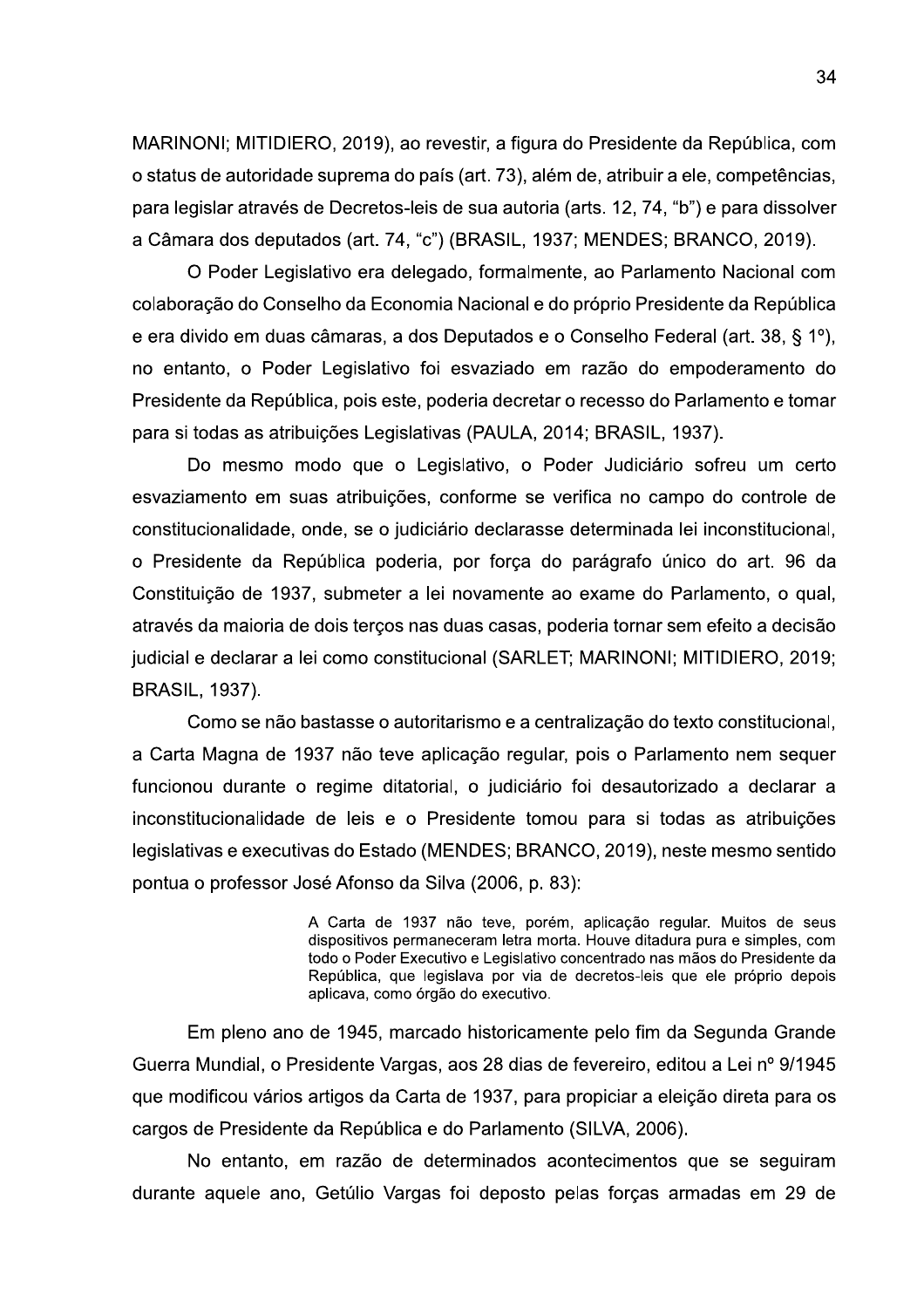MARINONI; MITIDIERO, 2019), ao revestir, a figura do Presidente da República, com o status de autoridade suprema do país (art. 73), além de, atribuir a ele, competências, para legislar através de Decretos-leis de sua autoria (arts. 12, 74, "b") e para dissolver a Câmara dos deputados (art. 74, "c") (BRASIL, 1937; MENDES; BRANCO, 2019).

O Poder Legislativo era delegado, formalmente, ao Parlamento Nacional com colaboração do Conselho da Economia Nacional e do próprio Presidente da República e era divido em duas câmaras, a dos Deputados e o Conselho Federal (art. 38, § 1º), no entanto, o Poder Legislativo foi esvaziado em razão do empoderamento do Presidente da República, pois este, poderia decretar o recesso do Parlamento e tomar para si todas as atribuições Legislativas (PAULA, 2014; BRASIL, 1937).

Do mesmo modo que o Legislativo, o Poder Judiciário sofreu um certo esvaziamento em suas atribuições, conforme se verifica no campo do controle de constitucionalidade, onde, se o judiciário declarasse determinada lei inconstitucional, o Presidente da República poderia, por força do parágrafo único do art. 96 da Constituição de 1937, submeter a lei novamente ao exame do Parlamento, o qual, através da maioria de dois terços nas duas casas, poderia tornar sem efeito a decisão judicial e declarar a lei como constitucional (SARLET; MARINONI; MITIDIERO, 2019; BRASIL, 1937).

Como se não bastasse o autoritarismo e a centralização do texto constitucional, a Carta Magna de 1937 não teve aplicação regular, pois o Parlamento nem sequer funcionou durante o regime ditatorial, o judiciário foi desautorizado a declarar a inconstitucionalidade de leis e o Presidente tomou para si todas as atribuições legislativas e executivas do Estado (MENDES; BRANCO, 2019), neste mesmo sentido pontua o professor José Afonso da Silva (2006, p. 83):

> A Carta de 1937 não teve, porém, aplicação regular. Muitos de seus dispositivos permaneceram letra morta. Houve ditadura pura e simples, com todo o Poder Executivo e Legislativo concentrado nas mãos do Presidente da República, que legislava por via de decretos-leis que ele próprio depois aplicava, como órgão do executivo.

Em pleno ano de 1945, marcado historicamente pelo fim da Segunda Grande Guerra Mundial, o Presidente Vargas, aos 28 dias de fevereiro, editou a Lei nº 9/1945 que modificou vários artigos da Carta de 1937, para propiciar a eleição direta para os cargos de Presidente da República e do Parlamento (SILVA, 2006).

No entanto, em razão de determinados acontecimentos que se seguiram durante aquele ano, Getúlio Vargas foi deposto pelas forças armadas em 29 de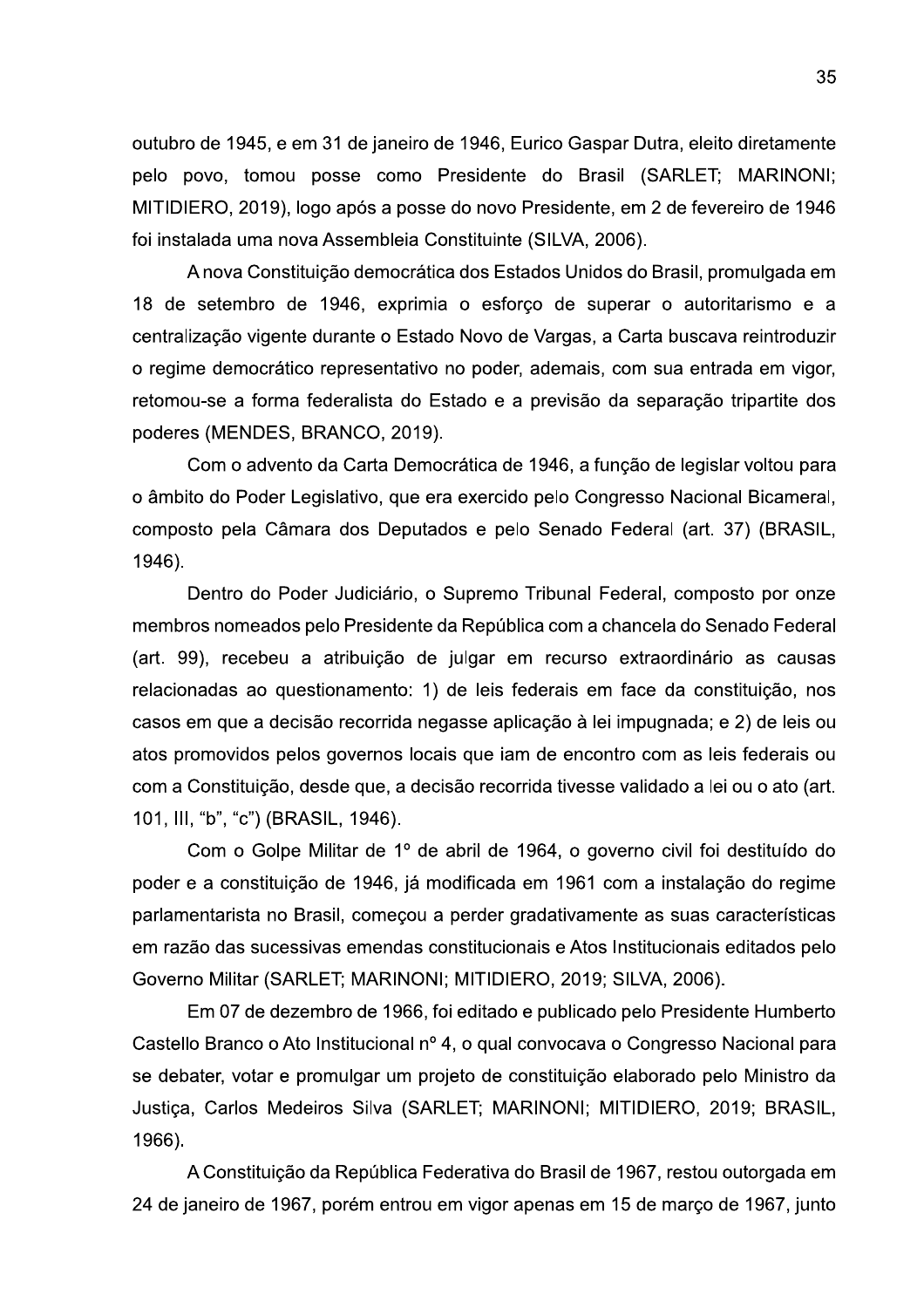outubro de 1945, e em 31 de janeiro de 1946, Eurico Gaspar Dutra, eleito diretamente pelo povo, tomou posse como Presidente do Brasil (SARLET; MARINONI; MITIDIERO, 2019), logo após a posse do novo Presidente, em 2 de fevereiro de 1946 foi instalada uma nova Assembleia Constituinte (SILVA, 2006).

A nova Constituição democrática dos Estados Unidos do Brasil, promulgada em 18 de setembro de 1946, exprimia o esforço de superar o autoritarismo e a centralização vigente durante o Estado Novo de Vargas, a Carta buscava reintroduzir o regime democrático representativo no poder, ademais, com sua entrada em vigor, retomou-se a forma federalista do Estado e a previsão da separação tripartite dos poderes (MENDES, BRANCO, 2019).

Com o advento da Carta Democrática de 1946, a função de legislar voltou para o âmbito do Poder Legislativo, que era exercido pelo Congresso Nacional Bicameral, composto pela Câmara dos Deputados e pelo Senado Federal (art. 37) (BRASIL, 1946).

Dentro do Poder Judiciário, o Supremo Tribunal Federal, composto por onze membros nomeados pelo Presidente da República com a chancela do Senado Federal (art. 99), recebeu a atribuição de julgar em recurso extraordinário as causas relacionadas ao questionamento: 1) de leis federais em face da constituição, nos casos em que a decisão recorrida negasse aplicação à lei impugnada; e 2) de leis ou atos promovidos pelos governos locais que iam de encontro com as leis federais ou com a Constituição, desde que, a decisão recorrida tivesse validado a lei ou o ato (art. 101, III, “b”, “c”) (BRASIL, 1946).

Com o Golpe Militar de 1º de abril de 1964, o governo civil foi destituído do poder e a constituição de 1946, já modificada em 1961 com a instalação do regime parlamentarista no Brasil, começou a perder gradativamente as suas características em razão das sucessivas emendas constitucionais e Atos Institucionais editados pelo Governo Militar (SARLET; MARINONI; MITIDIERO, 2019; SILVA, 2006).

Em 07 de dezembro de 1966, foi editado e publicado pelo Presidente Humberto Castello Branco o Ato Institucional nº 4, o qual convocava o Congresso Nacional para se debater, votar e promulgar um projeto de constituição elaborado pelo Ministro da Justiça, Carlos Medeiros Silva (SARLET; MARINONI; MITIDIERO, 2019; BRASIL, 1966).

A Constituição da República Federativa do Brasil de 1967, restou outorgada em 24 de janeiro de 1967, porém entrou em vigor apenas em 15 de março de 1967, junto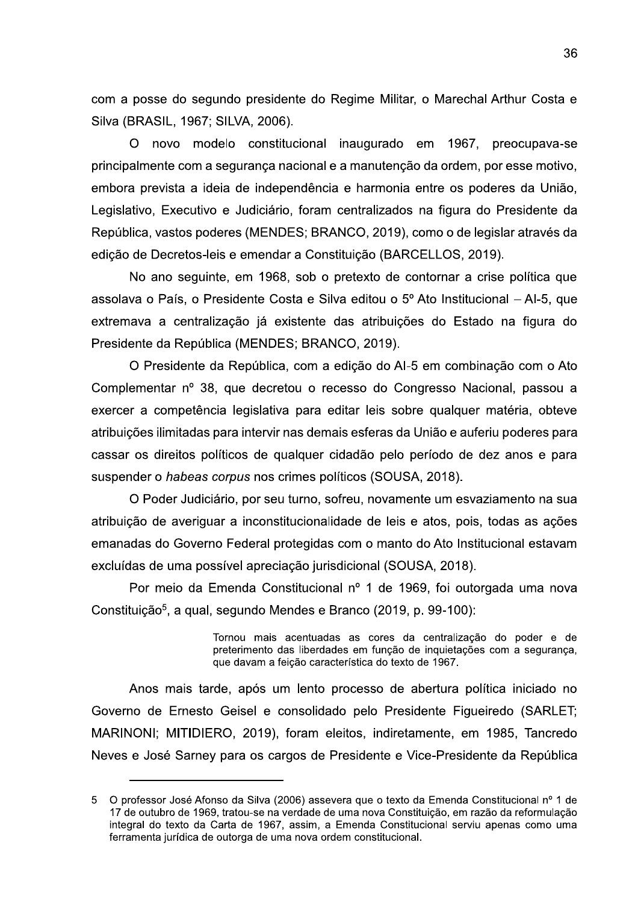com a posse do segundo presidente do Regime Militar, o Marechal Arthur Costa e Silva (BRASIL, 1967; SILVA, 2006).

O novo modelo constitucional inaugurado em 1967, preocupava-se principalmente com a segurança nacional e a manutenção da ordem, por esse motivo, embora prevista a ideia de independência e harmonia entre os poderes da União, Legislativo, Executivo e Judiciário, foram centralizados na figura do Presidente da República, vastos poderes (MENDES; BRANCO, 2019), como o de legislar através da edição de Decretos-leis e emendar a Constituição (BARCELLOS, 2019).

No ano seguinte, em 1968, sob o pretexto de contornar a crise política que assolava o País, o Presidente Costa e Silva editou o 5º Ato Institucional – AI-5, que extremava a centralização já existente das atribuições do Estado na figura do Presidente da República (MENDES; BRANCO, 2019).

O Presidente da República, com a edição do AI-5 em combinação com o Ato Complementar nº 38, que decretou o recesso do Congresso Nacional, passou a exercer a competência legislativa para editar leis sobre qualquer matéria, obteve atribuições ilimitadas para intervir nas demais esferas da União e auferiu poderes para cassar os direitos políticos de qualquer cidadão pelo período de dez anos e para suspender o *habeas corpus* nos crimes políticos (SOUSA, 2018).

O Poder Judiciário, por seu turno, sofreu, novamente um esvaziamento na sua atribuição de averiguar a inconstitucionalidade de leis e atos, pois, todas as ações emanadas do Governo Federal protegidas com o manto do Ato Institucional estavam excluídas de uma possível apreciação jurisdicional (SOUSA, 2018).

Por meio da Emenda Constitucional nº 1 de 1969, foi outorgada uma nova Constituição[5], a qual, segundo Mendes e Branco (2019, p. 99-100):

> Tornou mais acentuadas as cores da centralização do poder e de preterimento das liberdades em função de inquietações com a segurança, que davam a feição característica do texto de 1967.

Anos mais tarde, após um lento processo de abertura política iniciado no Governo de Ernesto Geisel e consolidado pelo Presidente Figueiredo (SARLET; MARINONI; MITIDIERO, 2019), foram eleitos, indiretamente, em 1985, Tancredo Neves e José Sarney para os cargos de Presidente e Vice-Presidente da República

---

5 O professor José Afonso da Silva (2006) assevera que o texto da Emenda Constitucional nº 1 de 17 de outubro de 1969, tratou-se na verdade de uma nova Constituição, em razão da reformulação integral do texto da Carta de 1967, assim, a Emenda Constitucional serviu apenas como uma ferramenta jurídica de outorga de uma nova ordem constitucional.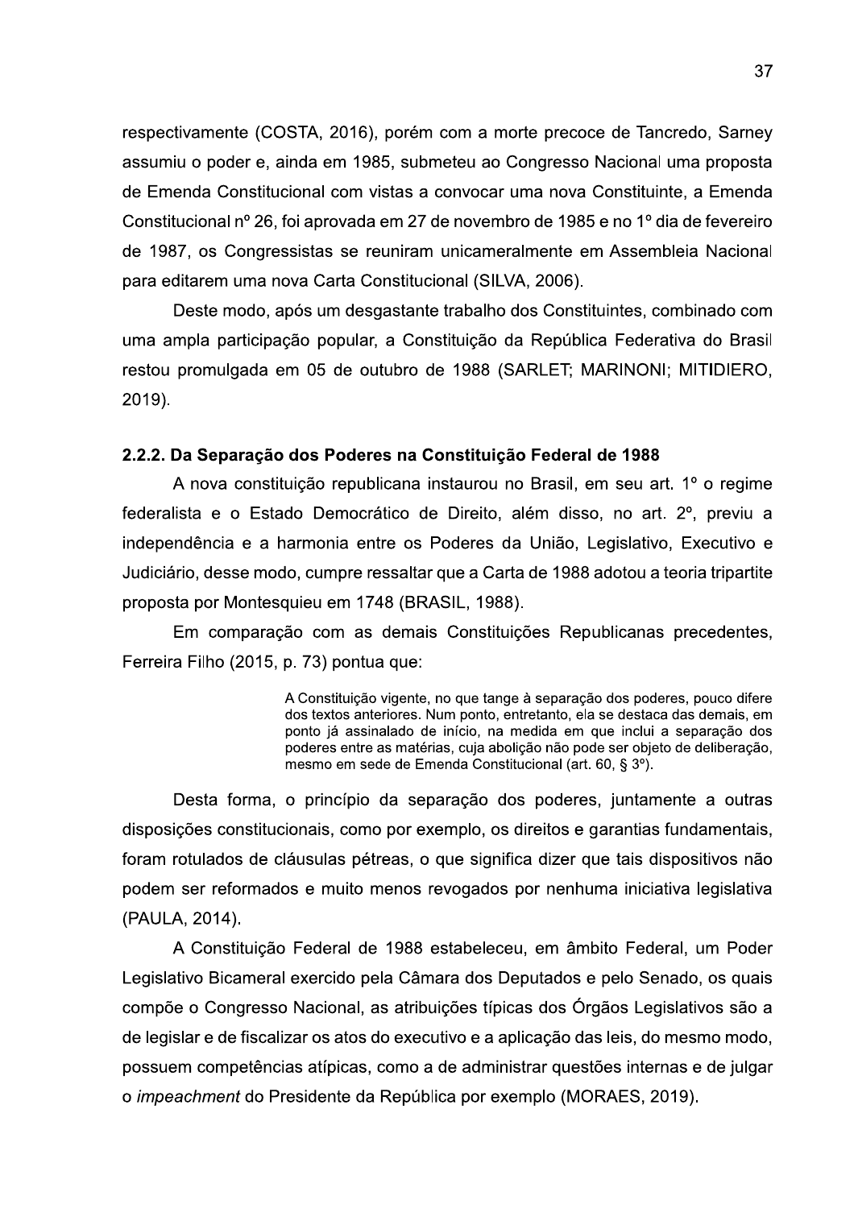respectivamente (COSTA, 2016), porém com a morte precoce de Tancredo, Sarney assumiu o poder e, ainda em 1985, submeteu ao Congresso Nacional uma proposta de Emenda Constitucional com vistas a convocar uma nova Constituinte, a Emenda Constitucional nº 26, foi aprovada em 27 de novembro de 1985 e no 1º dia de fevereiro de 1987, os Congressistas se reuniram unicameralmente em Assembleia Nacional para editarem uma nova Carta Constitucional (SILVA, 2006).

Deste modo, após um desgastante trabalho dos Constituintes, combinado com uma ampla participação popular, a Constituição da República Federativa do Brasil restou promulgada em 05 de outubro de 1988 (SARLET; MARINONI; MITIDIERO, 2019).

### 2.2.2. Da Separação dos Poderes na Constituição Federal de 1988

A nova constituição republicana instaurou no Brasil, em seu art. 1º o regime federalista e o Estado Democrático de Direito, além disso, no art. 2º, previu a independência e a harmonia entre os Poderes da União, Legislativo, Executivo e Judiciário, desse modo, cumpre ressaltar que a Carta de 1988 adotou a teoria tripartite proposta por Montesquieu em 1748 (BRASIL, 1988).

Em comparação com as demais Constituições Republicanas precedentes, Ferreira Filho (2015, p. 73) pontua que:

> A Constituição vigente, no que tange à separação dos poderes, pouco difere dos textos anteriores. Num ponto, entretanto, ela se destaca das demais, em ponto já assinalado de início, na medida em que inclui a separação dos poderes entre as matérias, cuja abolição não pode ser objeto de deliberação, mesmo em sede de Emenda Constitucional (art. 60, § 3º).

Desta forma, o princípio da separação dos poderes, juntamente a outras disposições constitucionais, como por exemplo, os direitos e garantias fundamentais, foram rotulados de cláusulas pétreas, o que significa dizer que tais dispositivos não podem ser reformados e muito menos revogados por nenhuma iniciativa legislativa (PAULA, 2014).

A Constituição Federal de 1988 estabeleceu, em âmbito Federal, um Poder Legislativo Bicameral exercido pela Câmara dos Deputados e pelo Senado, os quais compõe o Congresso Nacional, as atribuições típicas dos Órgãos Legislativos são a de legislar e de fiscalizar os atos do executivo e a aplicação das leis, do mesmo modo, possuem competências atípicas, como a de administrar questões internas e de julgar o *impeachment* do Presidente da República por exemplo (MORAES, 2019).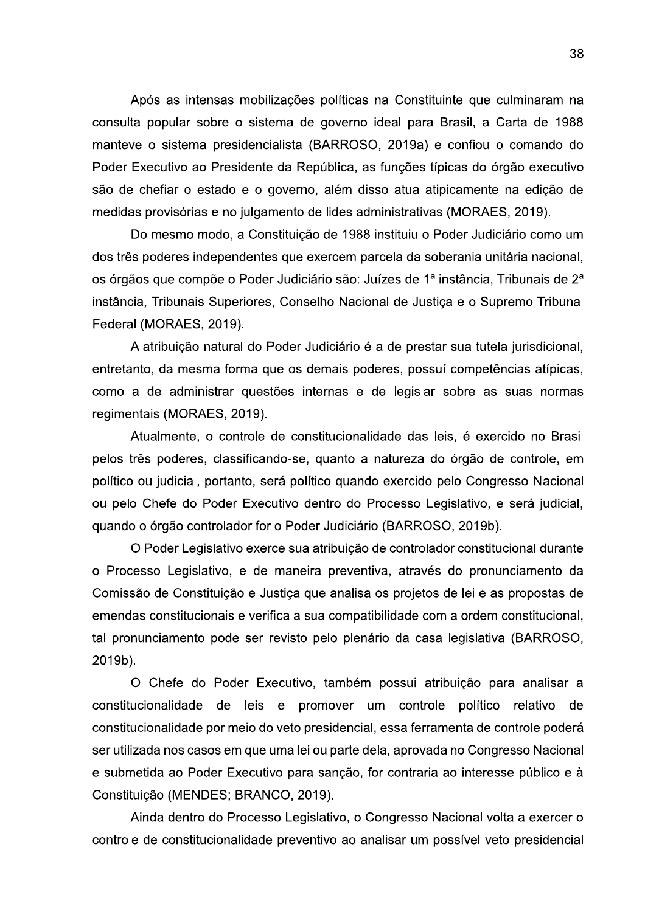Após as intensas mobilizações políticas na Constituinte que culminaram na consulta popular sobre o sistema de governo ideal para Brasil, a Carta de 1988 manteve o sistema presidencialista (BARROSO, 2019a) e confiou o comando do Poder Executivo ao Presidente da República, as funções típicas do órgão executivo são de chefiar o estado e o governo, além disso atua atipicamente na edição de medidas provisórias e no julgamento de lides administrativas (MORAES, 2019).

Do mesmo modo, a Constituição de 1988 instituiu o Poder Judiciário como um dos três poderes independentes que exercem parcela da soberania unitária nacional, os órgãos que compõe o Poder Judiciário são: Juízes de 1ª instância, Tribunais de 2ª instância, Tribunais Superiores, Conselho Nacional de Justiça e o Supremo Tribunal Federal (MORAES, 2019).

A atribuição natural do Poder Judiciário é a de prestar sua tutela jurisdicional, entretanto, da mesma forma que os demais poderes, possuí competências atípicas, como a de administrar questões internas e de legislar sobre as suas normas regimentais (MORAES, 2019).

Atualmente, o controle de constitucionalidade das leis, é exercido no Brasil pelos três poderes, classificando-se, quanto a natureza do órgão de controle, em político ou judicial, portanto, será político quando exercido pelo Congresso Nacional ou pelo Chefe do Poder Executivo dentro do Processo Legislativo, e será judicial, quando o órgão controlador for o Poder Judiciário (BARROSO, 2019b).

O Poder Legislativo exerce sua atribuição de controlador constitucional durante o Processo Legislativo, e de maneira preventiva, através do pronunciamento da Comissão de Constituição e Justiça que analisa os projetos de lei e as propostas de emendas constitucionais e verifica a sua compatibilidade com a ordem constitucional, tal pronunciamento pode ser revisto pelo plenário da casa legislativa (BARROSO, 2019b).

O Chefe do Poder Executivo, também possui atribuição para analisar a constitucionalidade de leis e promover um controle político relativo de constitucionalidade por meio do veto presidencial, essa ferramenta de controle poderá ser utilizada nos casos em que uma lei ou parte dela, aprovada no Congresso Nacional e submetida ao Poder Executivo para sanção, for contraria ao interesse público e à Constituição (MENDES; BRANCO, 2019).

Ainda dentro do Processo Legislativo, o Congresso Nacional volta a exercer o controle de constitucionalidade preventivo ao analisar um possível veto presidencial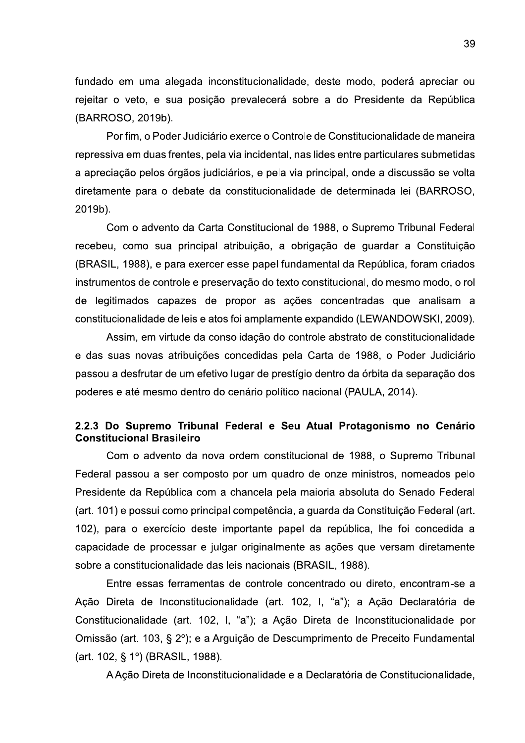fundado em uma alegada inconstitucionalidade, deste modo, poderá apreciar ou rejeitar o veto, e sua posição prevalecerá sobre a do Presidente da República (BARROSO, 2019b).

Por fim, o Poder Judiciário exerce o Controle de Constitucionalidade de maneira repressiva em duas frentes, pela via incidental, nas lides entre particulares submetidas a apreciação pelos órgãos judiciários, e pela via principal, onde a discussão se volta diretamente para o debate da constitucionalidade de determinada lei (BARROSO, 2019b).

Com o advento da Carta Constitucional de 1988, o Supremo Tribunal Federal recebeu, como sua principal atribuição, a obrigação de guardar a Constituição (BRASIL, 1988), e para exercer esse papel fundamental da República, foram criados instrumentos de controle e preservação do texto constitucional, do mesmo modo, o rol de legitimados capazes de propor as ações concentradas que analisam a constitucionalidade de leis e atos foi amplamente expandido (LEWANDOWSKI, 2009).

Assim, em virtude da consolidação do controle abstrato de constitucionalidade e das suas novas atribuições concedidas pela Carta de 1988, o Poder Judiciário passou a desfrutar de um efetivo lugar de prestígio dentro da órbita da separação dos poderes e até mesmo dentro do cenário político nacional (PAULA, 2014).

### 2.2.3 Do Supremo Tribunal Federal e Seu Atual Protagonismo no Cenário Constitucional Brasileiro

Com o advento da nova ordem constitucional de 1988, o Supremo Tribunal Federal passou a ser composto por um quadro de onze ministros, nomeados pelo Presidente da República com a chancela pela maioria absoluta do Senado Federal (art. 101) e possui como principal competência, a guarda da Constituição Federal (art. 102), para o exercício deste importante papel da república, lhe foi concedida a capacidade de processar e julgar originalmente as ações que versam diretamente sobre a constitucionalidade das leis nacionais (BRASIL, 1988).

Entre essas ferramentas de controle concentrado ou direto, encontram-se a Ação Direta de Inconstitucionalidade (art. 102, I, "a"); a Ação Declaratória de Constitucionalidade (art. 102, I, "a"); a Ação Direta de Inconstitucionalidade por Omissão (art. 103, § 2º); e a Arguição de Descumprimento de Preceito Fundamental (art. 102, § 1º) (BRASIL, 1988).

A Ação Direta de Inconstitucionalidade e a Declaratória de Constitucionalidade,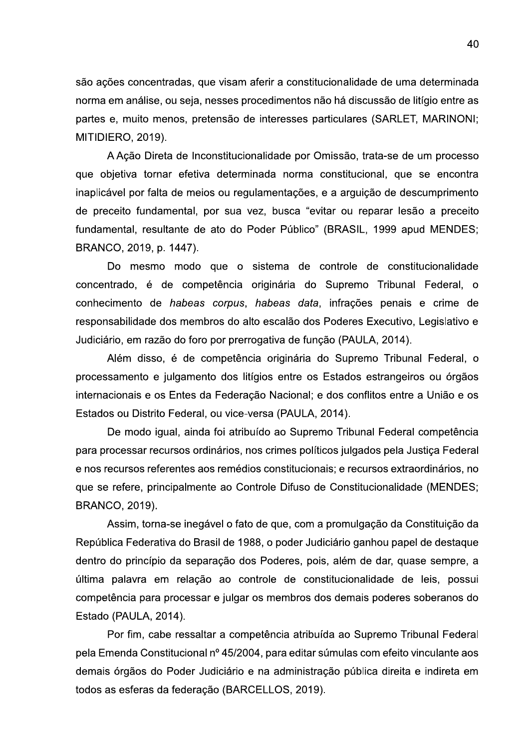são ações concentradas, que visam aferir a constitucionalidade de uma determinada norma em análise, ou seja, nesses procedimentos não há discussão de litígio entre as partes e, muito menos, pretensão de interesses particulares (SARLET, MARINONI; MITIDIERO, 2019).

A Ação Direta de Inconstitucionalidade por Omissão, trata-se de um processo que objetiva tornar efetiva determinada norma constitucional, que se encontra inaplicável por falta de meios ou regulamentações, e a arguição de descumprimento de preceito fundamental, por sua vez, busca "evitar ou reparar lesão a preceito fundamental, resultante de ato do Poder Público" (BRASIL, 1999 apud MENDES; BRANCO, 2019, p. 1447).

Do mesmo modo que o sistema de controle de constitucionalidade concentrado, é de competência originária do Supremo Tribunal Federal, o conhecimento de *habeas corpus*, *habeas data*, infrações penais e crime de responsabilidade dos membros do alto escalão dos Poderes Executivo, Legislativo e Judiciário, em razão do foro por prerrogativa de função (PAULA, 2014).

Além disso, é de competência originária do Supremo Tribunal Federal, o processamento e julgamento dos litígios entre os Estados estrangeiros ou órgãos internacionais e os Entes da Federação Nacional; e dos conflitos entre a União e os Estados ou Distrito Federal, ou vice-versa (PAULA, 2014).

De modo igual, ainda foi atribuído ao Supremo Tribunal Federal competência para processar recursos ordinários, nos crimes políticos julgados pela Justiça Federal e nos recursos referentes aos remédios constitucionais; e recursos extraordinários, no que se refere, principalmente ao Controle Difuso de Constitucionalidade (MENDES; BRANCO, 2019).

Assim, torna-se inegável o fato de que, com a promulgação da Constituição da República Federativa do Brasil de 1988, o poder Judiciário ganhou papel de destaque dentro do princípio da separação dos Poderes, pois, além de dar, quase sempre, a última palavra em relação ao controle de constitucionalidade de leis, possui competência para processar e julgar os membros dos demais poderes soberanos do Estado (PAULA, 2014).

Por fim, cabe ressaltar a competência atribuída ao Supremo Tribunal Federal pela Emenda Constitucional nº 45/2004, para editar súmulas com efeito vinculante aos demais órgãos do Poder Judiciário e na administração pública direita e indireta em todos as esferas da federação (BARCELLOS, 2019).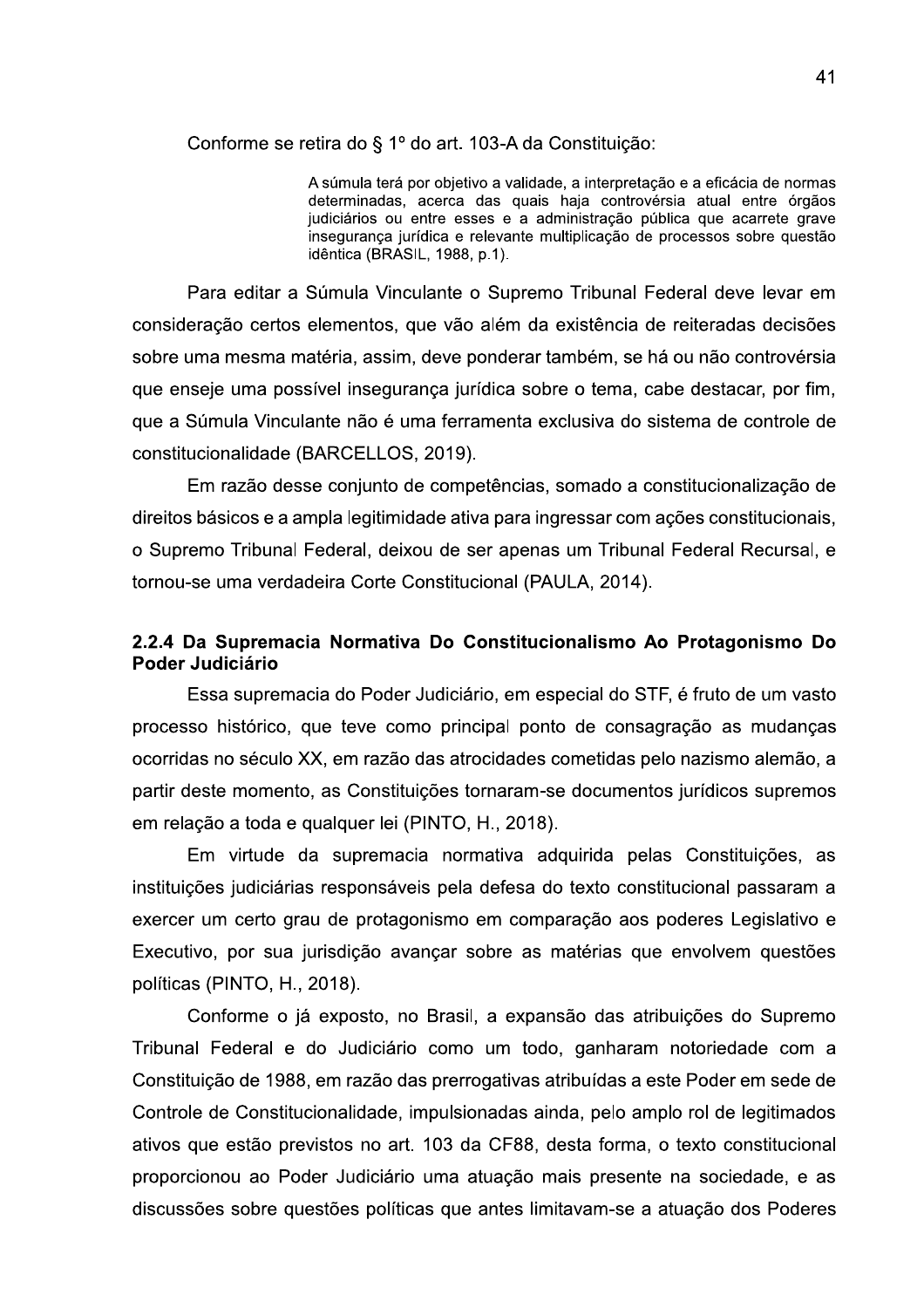Conforme se retira do § 1º do art. 103-A da Constituição:

> A súmula terá por objetivo a validade, a interpretação e a eficácia de normas determinadas, acerca das quais haja controvérsia atual entre órgãos judiciários ou entre esses e a administração pública que acarrete grave insegurança jurídica e relevante multiplicação de processos sobre questão idêntica (BRASIL, 1988, p.1).

Para editar a Súmula Vinculante o Supremo Tribunal Federal deve levar em consideração certos elementos, que vão além da existência de reiteradas decisões sobre uma mesma matéria, assim, deve ponderar também, se há ou não controvérsia que enseje uma possível insegurança jurídica sobre o tema, cabe destacar, por fim, que a Súmula Vinculante não é uma ferramenta exclusiva do sistema de controle de constitucionalidade (BARCELLOS, 2019).

Em razão desse conjunto de competências, somado a constitucionalização de direitos básicos e a ampla legitimidade ativa para ingressar com ações constitucionais, o Supremo Tribunal Federal, deixou de ser apenas um Tribunal Federal Recursal, e tornou-se uma verdadeira Corte Constitucional (PAULA, 2014).

### 2.2.4 Da Supremacia Normativa Do Constitucionalismo Ao Protagonismo Do Poder Judiciário

Essa supremacia do Poder Judiciário, em especial do STF, é fruto de um vasto processo histórico, que teve como principal ponto de consagração as mudanças ocorridas no século XX, em razão das atrocidades cometidas pelo nazismo alemão, a partir deste momento, as Constituições tornaram-se documentos jurídicos supremos em relação a toda e qualquer lei (PINTO, H., 2018).

Em virtude da supremacia normativa adquirida pelas Constituições, as instituições judiciárias responsáveis pela defesa do texto constitucional passaram a exercer um certo grau de protagonismo em comparação aos poderes Legislativo e Executivo, por sua jurisdição avançar sobre as matérias que envolvem questões políticas (PINTO, H., 2018).

Conforme o já exposto, no Brasil, a expansão das atribuições do Supremo Tribunal Federal e do Judiciário como um todo, ganharam notoriedade com a Constituição de 1988, em razão das prerrogativas atribuídas a este Poder em sede de Controle de Constitucionalidade, impulsionadas ainda, pelo amplo rol de legitimados ativos que estão previstos no art. 103 da CF88, desta forma, o texto constitucional proporcionou ao Poder Judiciário uma atuação mais presente na sociedade, e as discussões sobre questões políticas que antes limitavam-se a atuação dos Poderes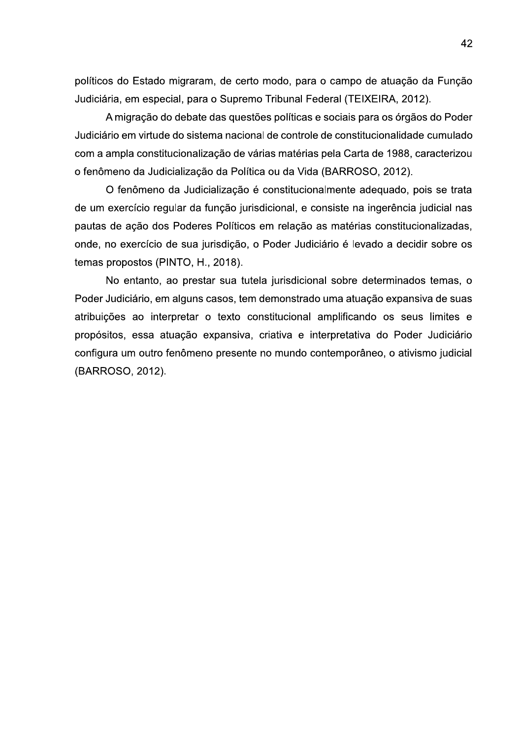políticos do Estado migraram, de certo modo, para o campo de atuação da Função Judiciária, em especial, para o Supremo Tribunal Federal (TEIXEIRA, 2012).

A migração do debate das questões políticas e sociais para os órgãos do Poder Judiciário em virtude do sistema nacional de controle de constitucionalidade cumulado com a ampla constitucionalização de várias matérias pela Carta de 1988, caracterizou o fenômeno da Judicialização da Política ou da Vida (BARROSO, 2012).

O fenômeno da Judicialização é constitucionalmente adequado, pois se trata de um exercício regular da função jurisdicional, e consiste na ingerência judicial nas pautas de ação dos Poderes Políticos em relação as matérias constitucionalizadas, onde, no exercício de sua jurisdição, o Poder Judiciário é levado a decidir sobre os temas propostos (PINTO, H., 2018).

No entanto, ao prestar sua tutela jurisdicional sobre determinados temas, o Poder Judiciário, em alguns casos, tem demonstrado uma atuação expansiva de suas atribuições ao interpretar o texto constitucional amplificando os seus limites e propósitos, essa atuação expansiva, criativa e interpretativa do Poder Judiciário configura um outro fenômeno presente no mundo contemporâneo, o ativismo judicial (BARROSO, 2012).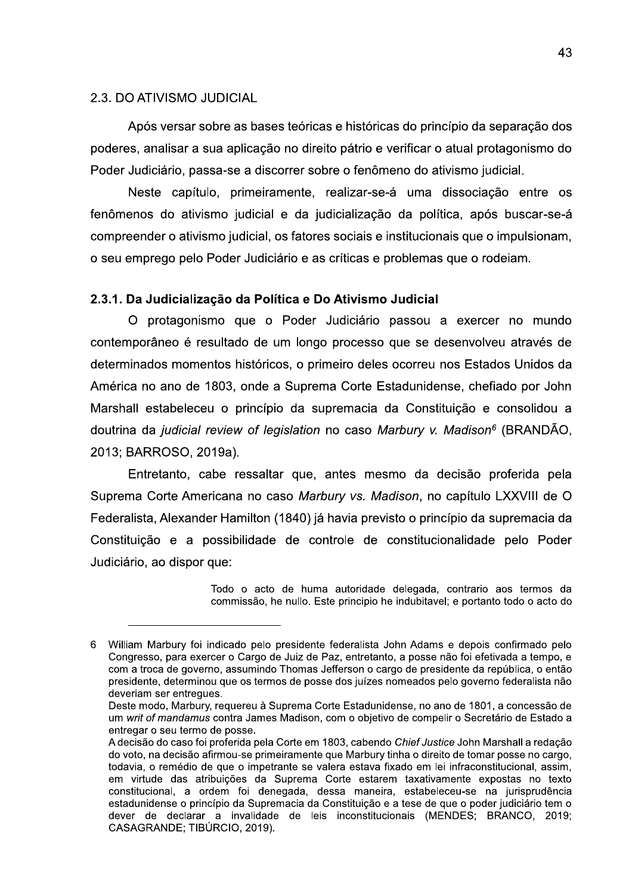## 2.3. DO ATIVISMO JUDICIAL

Após versar sobre as bases teóricas e históricas do princípio da separação dos poderes, analisar a sua aplicação no direito pátrio e verificar o atual protagonismo do Poder Judiciário, passa-se a discorrer sobre o fenômeno do ativismo judicial.

Neste capítulo, primeiramente, realizar-se-á uma dissociação entre os fenômenos do ativismo judicial e da judicialização da política, após buscar-se-á compreender o ativismo judicial, os fatores sociais e institucionais que o impulsionam, o seu emprego pelo Poder Judiciário e as críticas e problemas que o rodeiam.

### 2.3.1. Da Judicialização da Política e Do Ativismo Judicial

O protagonismo que o Poder Judiciário passou a exercer no mundo contemporâneo é resultado de um longo processo que se desenvolveu através de determinados momentos históricos, o primeiro deles ocorreu nos Estados Unidos da América no ano de 1803, onde a Suprema Corte Estadunidense, chefiado por John Marshall estabeleceu o princípio da supremacia da Constituição e consolidou a doutrina da *judicial review of legislation* no caso *Marbury v. Madison*[6] (BRANDÃO, 2013; BARROSO, 2019a).

Entretanto, cabe ressaltar que, antes mesmo da decisão proferida pela Suprema Corte Americana no caso *Marbury vs. Madison*, no capítulo LXXVIII de O Federalista, Alexander Hamilton (1840) já havia previsto o princípio da supremacia da Constituição e a possibilidade de controle de constitucionalidade pelo Poder Judiciário, ao dispor que:

> Todo o acto de huma autoridade delegada, contrario aos termos da commissão, he nullo. Este principio he indubitavel; e portanto todo o acto do

---

6 William Marbury foi indicado pelo presidente federalista John Adams e depois confirmado pelo Congresso, para exercer o Cargo de Juiz de Paz, entretanto, a posse não foi efetivada a tempo, e com a troca de governo, assumindo Thomas Jefferson o cargo de presidente da república, o então presidente, determinou que os termos de posse dos juízes nomeados pelo governo federalista não deveriam ser entregues.
Deste modo, Marbury, requereu à Suprema Corte Estadunidense, no ano de 1801, a concessão de um *writ of mandamus* contra James Madison, com o objetivo de compelir o Secretário de Estado a entregar o seu termo de posse.
A decisão do caso foi proferida pela Corte em 1803, cabendo *Chief Justice* John Marshall a redação do voto, na decisão afirmou-se primeiramente que Marbury tinha o direito de tomar posse no cargo, todavia, o remédio de que o impetrante se valera estava fixado em lei infraconstitucional, assim, em virtude das atribuições da Suprema Corte estarem taxativamente expostas no texto constitucional, a ordem foi denegada, dessa maneira, estabeleceu-se na jurisprudência estadunidense o princípio da Supremacia da Constituição e a tese de que o poder judiciário tem o dever de declarar a invalidade de leis inconstitucionais (MENDES; BRANCO, 2019; CASAGRANDE; TIBÚRCIO, 2019).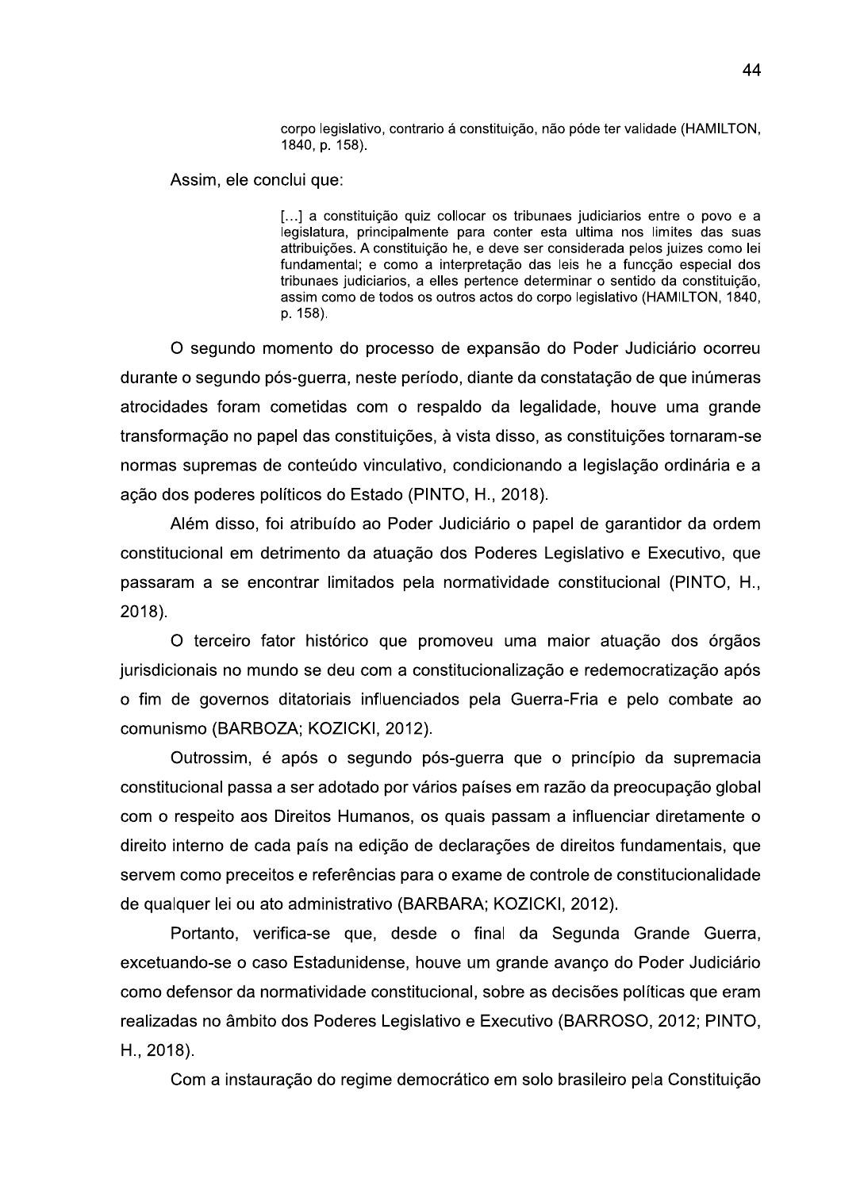> corpo legislativo, contrario á constituição, não póde ter validade (HAMILTON, 1840, p. 158).

Assim, ele conclui que:

> […] a constituição quiz collocar os tribunaes judiciarios entre o povo e a legislatura, principalmente para conter esta ultima nos limites das suas attribuições. A constituição he, e deve ser considerada pelos juizes como lei fundamental; e como a interpretação das leis he a funcção especial dos tribunaes judiciarios, a elles pertence determinar o sentido da constituição, assim como de todos os outros actos do corpo legislativo (HAMILTON, 1840, p. 158).

O segundo momento do processo de expansão do Poder Judiciário ocorreu durante o segundo pós-guerra, neste período, diante da constatação de que inúmeras atrocidades foram cometidas com o respaldo da legalidade, houve uma grande transformação no papel das constituições, à vista disso, as constituições tornaram-se normas supremas de conteúdo vinculativo, condicionando a legislação ordinária e a ação dos poderes políticos do Estado (PINTO, H., 2018).

Além disso, foi atribuído ao Poder Judiciário o papel de garantidor da ordem constitucional em detrimento da atuação dos Poderes Legislativo e Executivo, que passaram a se encontrar limitados pela normatividade constitucional (PINTO, H., 2018).

O terceiro fator histórico que promoveu uma maior atuação dos órgãos jurisdicionais no mundo se deu com a constitucionalização e redemocratização após o fim de governos ditatoriais influenciados pela Guerra-Fria e pelo combate ao comunismo (BARBOZA; KOZICKI, 2012).

Outrossim, é após o segundo pós-guerra que o princípio da supremacia constitucional passa a ser adotado por vários países em razão da preocupação global com o respeito aos Direitos Humanos, os quais passam a influenciar diretamente o direito interno de cada país na edição de declarações de direitos fundamentais, que servem como preceitos e referências para o exame de controle de constitucionalidade de qualquer lei ou ato administrativo (BARBARA; KOZICKI, 2012).

Portanto, verifica-se que, desde o final da Segunda Grande Guerra, excetuando-se o caso Estadunidense, houve um grande avanço do Poder Judiciário como defensor da normatividade constitucional, sobre as decisões políticas que eram realizadas no âmbito dos Poderes Legislativo e Executivo (BARROSO, 2012; PINTO, H., 2018).

Com a instauração do regime democrático em solo brasileiro pela Constituição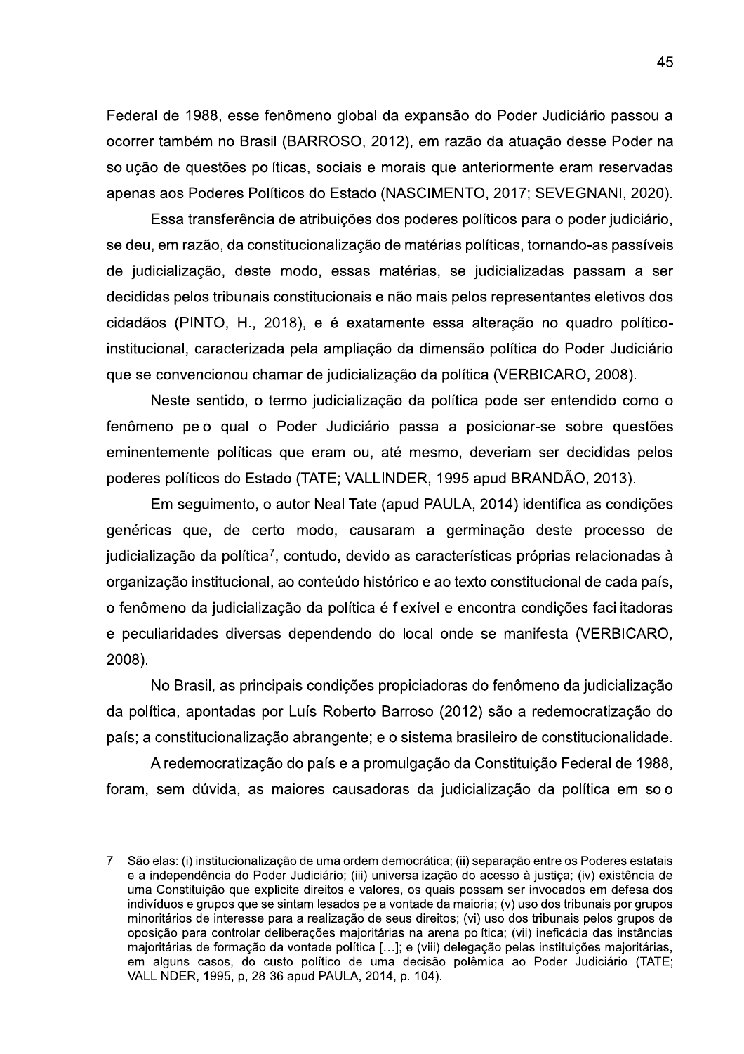Federal de 1988, esse fenômeno global da expansão do Poder Judiciário passou a ocorrer também no Brasil (BARROSO, 2012), em razão da atuação desse Poder na solução de questões políticas, sociais e morais que anteriormente eram reservadas apenas aos Poderes Políticos do Estado (NASCIMENTO, 2017; SEVEGNANI, 2020).

Essa transferência de atribuições dos poderes políticos para o poder judiciário, se deu, em razão, da constitucionalização de matérias políticas, tornando-as passíveis de judicialização, deste modo, essas matérias, se judicializadas passam a ser decididas pelos tribunais constitucionais e não mais pelos representantes eletivos dos cidadãos (PINTO, H., 2018), e é exatamente essa alteração no quadro político-institucional, caracterizada pela ampliação da dimensão política do Poder Judiciário que se convencionou chamar de judicialização da política (VERBICARO, 2008).

Neste sentido, o termo judicialização da política pode ser entendido como o fenômeno pelo qual o Poder Judiciário passa a posicionar-se sobre questões eminentemente políticas que eram ou, até mesmo, deveriam ser decididas pelos poderes políticos do Estado (TATE; VALLINDER, 1995 apud BRANDÃO, 2013).

Em seguimento, o autor Neal Tate (apud PAULA, 2014) identifica as condições genéricas que, de certo modo, causaram a germinação deste processo de judicialização da política[7], contudo, devido as características próprias relacionadas à organização institucional, ao conteúdo histórico e ao texto constitucional de cada país, o fenômeno da judicialização da política é flexível e encontra condições facilitadoras e peculiaridades diversas dependendo do local onde se manifesta (VERBICARO, 2008).

No Brasil, as principais condições propiciadoras do fenômeno da judicialização da política, apontadas por Luís Roberto Barroso (2012) são a redemocratização do país; a constitucionalização abrangente; e o sistema brasileiro de constitucionalidade.

A redemocratização do país e a promulgação da Constituição Federal de 1988, foram, sem dúvida, as maiores causadoras da judicialização da política em solo

---

7 São elas: (i) institucionalização de uma ordem democrática; (ii) separação entre os Poderes estatais e a independência do Poder Judiciário; (iii) universalização do acesso à justiça; (iv) existência de uma Constituição que explicite direitos e valores, os quais possam ser invocados em defesa dos indivíduos e grupos que se sintam lesados pela vontade da maioria; (v) uso dos tribunais por grupos minoritários de interesse para a realização de seus direitos; (vi) uso dos tribunais pelos grupos de oposição para controlar deliberações majoritárias na arena política; (vii) ineficácia das instâncias majoritárias de formação da vontade política [...]; e (viii) delegação pelas instituições majoritárias, em alguns casos, do custo político de uma decisão polêmica ao Poder Judiciário (TATE; VALLINDER, 1995, p, 28-36 apud PAULA, 2014, p. 104).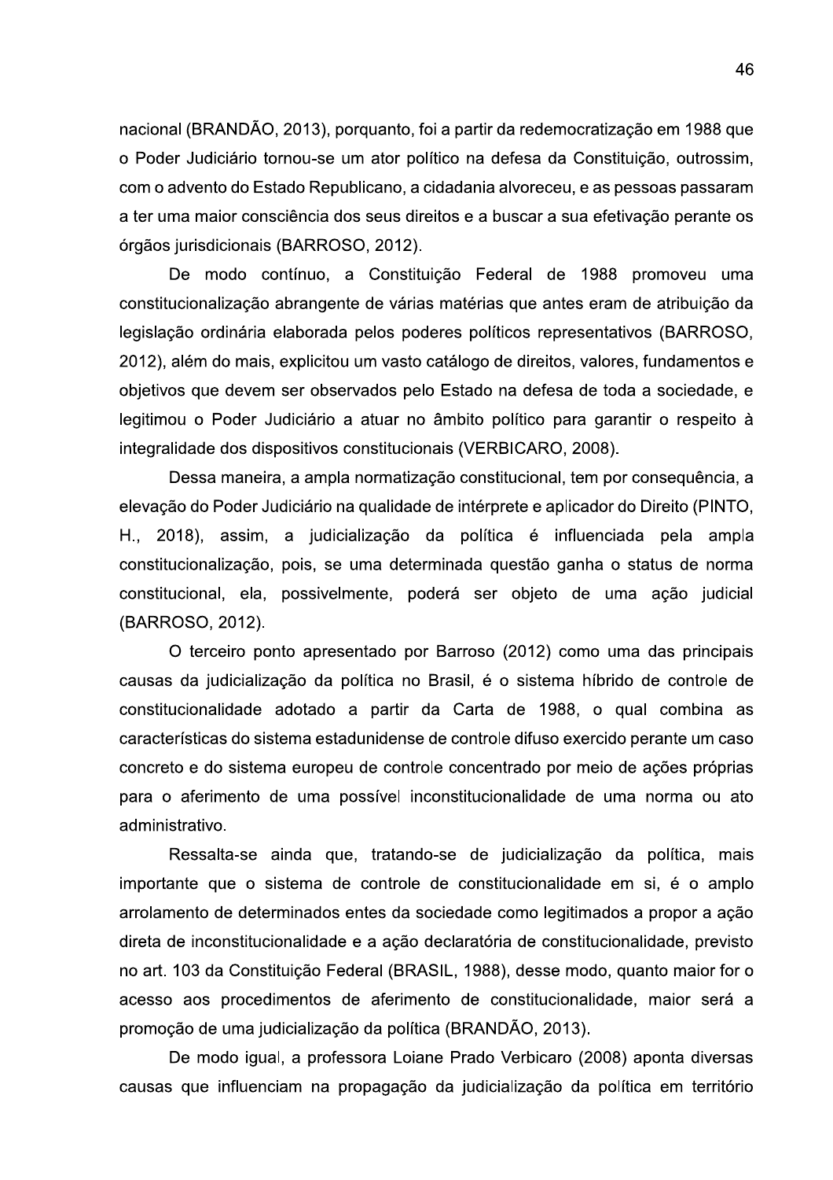nacional (BRANDÃO, 2013), porquanto, foi a partir da redemocratização em 1988 que o Poder Judiciário tornou-se um ator político na defesa da Constituição, outrossim, com o advento do Estado Republicano, a cidadania alvoreceu, e as pessoas passaram a ter uma maior consciência dos seus direitos e a buscar a sua efetivação perante os órgãos jurisdicionais (BARROSO, 2012).

De modo contínuo, a Constituição Federal de 1988 promoveu uma constitucionalização abrangente de várias matérias que antes eram de atribuição da legislação ordinária elaborada pelos poderes políticos representativos (BARROSO, 2012), além do mais, explicitou um vasto catálogo de direitos, valores, fundamentos e objetivos que devem ser observados pelo Estado na defesa de toda a sociedade, e legitimou o Poder Judiciário a atuar no âmbito político para garantir o respeito à integralidade dos dispositivos constitucionais (VERBICARO, 2008).

Dessa maneira, a ampla normatização constitucional, tem por consequência, a elevação do Poder Judiciário na qualidade de intérprete e aplicador do Direito (PINTO, H., 2018), assim, a judicialização da política é influenciada pela ampla constitucionalização, pois, se uma determinada questão ganha o status de norma constitucional, ela, possivelmente, poderá ser objeto de uma ação judicial (BARROSO, 2012).

O terceiro ponto apresentado por Barroso (2012) como uma das principais causas da judicialização da política no Brasil, é o sistema híbrido de controle de constitucionalidade adotado a partir da Carta de 1988, o qual combina as características do sistema estadunidense de controle difuso exercido perante um caso concreto e do sistema europeu de controle concentrado por meio de ações próprias para o aferimento de uma possível inconstitucionalidade de uma norma ou ato administrativo.

Ressalta-se ainda que, tratando-se de judicialização da política, mais importante que o sistema de controle de constitucionalidade em si, é o amplo arrolamento de determinados entes da sociedade como legitimados a propor a ação direta de inconstitucionalidade e a ação declaratória de constitucionalidade, previsto no art. 103 da Constituição Federal (BRASIL, 1988), desse modo, quanto maior for o acesso aos procedimentos de aferimento de constitucionalidade, maior será a promoção de uma judicialização da política (BRANDÃO, 2013).

De modo igual, a professora Loiane Prado Verbicaro (2008) aponta diversas causas que influenciam na propagação da judicialização da política em território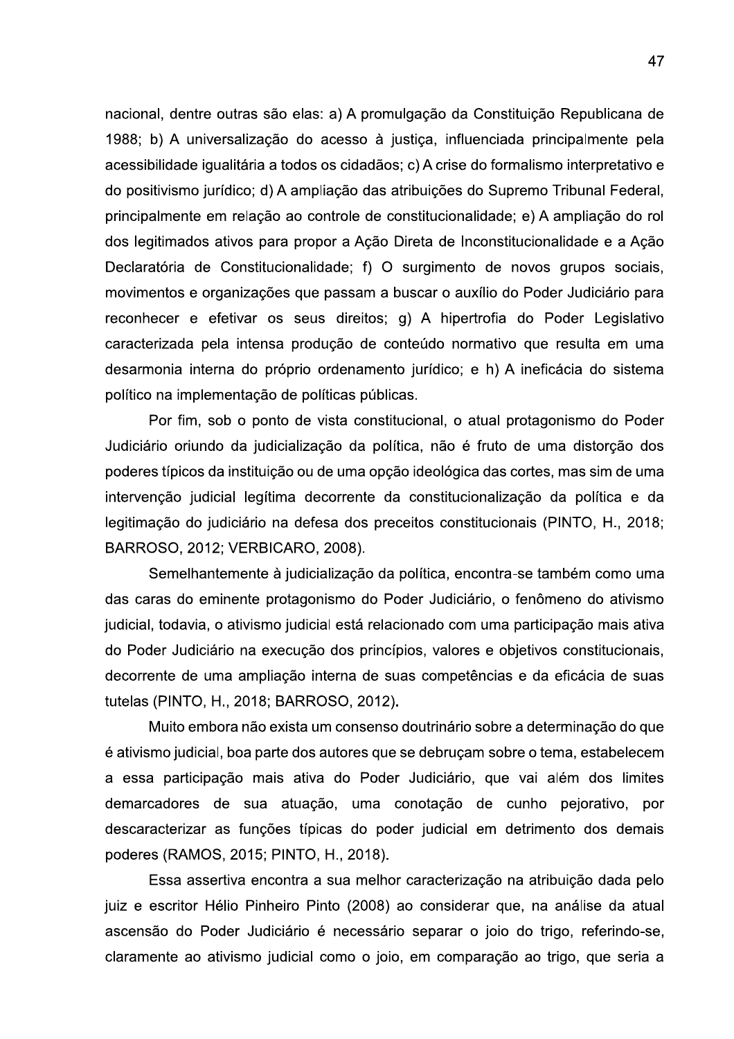nacional, dentre outras são elas: a) A promulgação da Constituição Republicana de 1988; b) A universalização do acesso à justiça, influenciada principalmente pela acessibilidade igualitária a todos os cidadãos; c) A crise do formalismo interpretativo e do positivismo jurídico; d) A ampliação das atribuições do Supremo Tribunal Federal, principalmente em relação ao controle de constitucionalidade; e) A ampliação do rol dos legitimados ativos para propor a Ação Direta de Inconstitucionalidade e a Ação Declaratória de Constitucionalidade; f) O surgimento de novos grupos sociais, movimentos e organizações que passam a buscar o auxílio do Poder Judiciário para reconhecer e efetivar os seus direitos; g) A hipertrofia do Poder Legislativo caracterizada pela intensa produção de conteúdo normativo que resulta em uma desarmonia interna do próprio ordenamento jurídico; e h) A ineficácia do sistema político na implementação de políticas públicas.

Por fim, sob o ponto de vista constitucional, o atual protagonismo do Poder Judiciário oriundo da judicialização da política, não é fruto de uma distorção dos poderes típicos da instituição ou de uma opção ideológica das cortes, mas sim de uma intervenção judicial legítima decorrente da constitucionalização da política e da legitimação do judiciário na defesa dos preceitos constitucionais (PINTO, H., 2018; BARROSO, 2012; VERBICARO, 2008).

Semelhantemente à judicialização da política, encontra-se também como uma das caras do eminente protagonismo do Poder Judiciário, o fenômeno do ativismo judicial, todavia, o ativismo judicial está relacionado com uma participação mais ativa do Poder Judiciário na execução dos princípios, valores e objetivos constitucionais, decorrente de uma ampliação interna de suas competências e da eficácia de suas tutelas (PINTO, H., 2018; BARROSO, 2012).

Muito embora não exista um consenso doutrinário sobre a determinação do que é ativismo judicial, boa parte dos autores que se debruçam sobre o tema, estabelecem a essa participação mais ativa do Poder Judiciário, que vai além dos limites demarcadores de sua atuação, uma conotação de cunho pejorativo, por descaracterizar as funções típicas do poder judicial em detrimento dos demais poderes (RAMOS, 2015; PINTO, H., 2018).

Essa assertiva encontra a sua melhor caracterização na atribuição dada pelo juiz e escritor Hélio Pinheiro Pinto (2008) ao considerar que, na análise da atual ascensão do Poder Judiciário é necessário separar o joio do trigo, referindo-se, claramente ao ativismo judicial como o joio, em comparação ao trigo, que seria a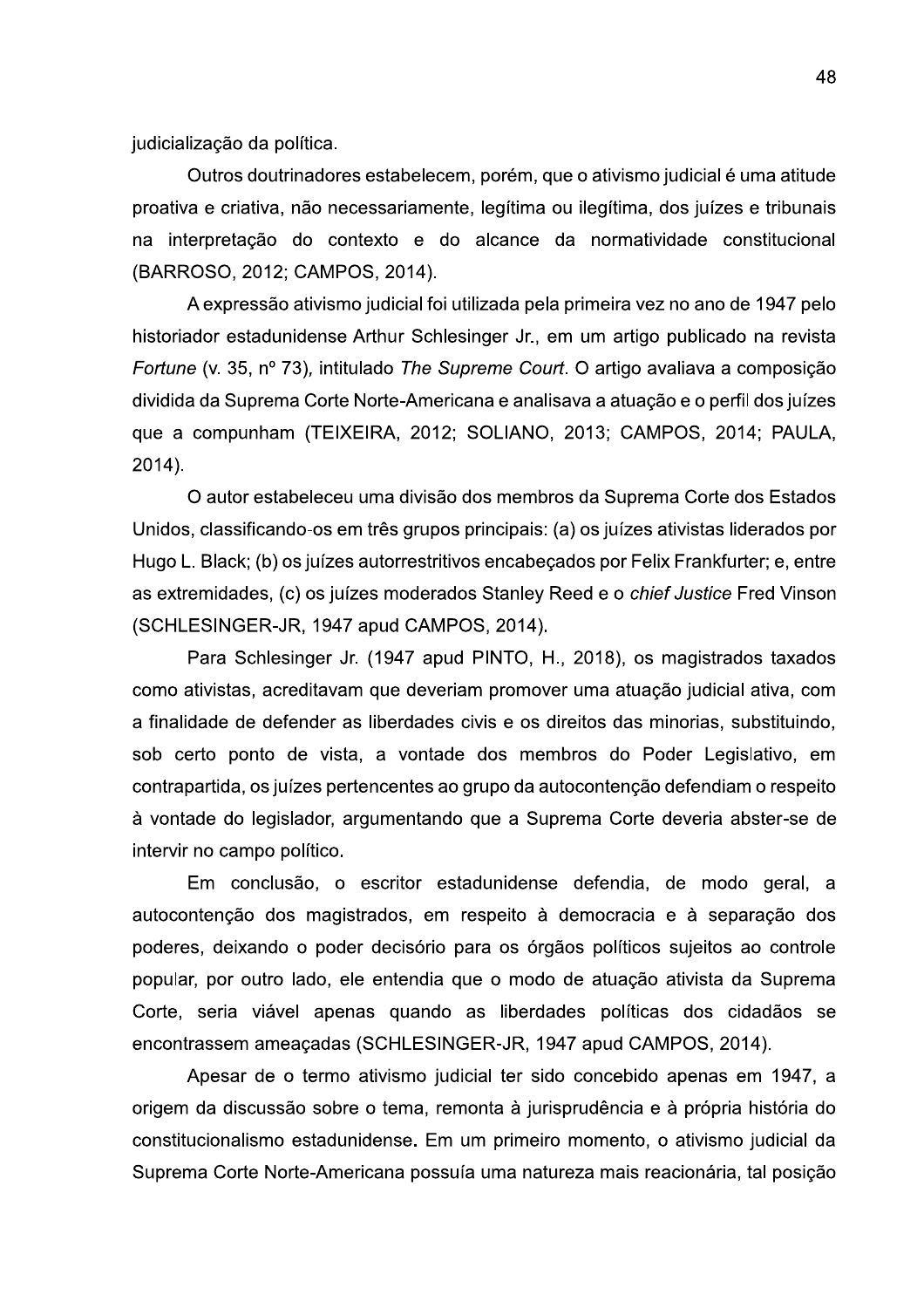judicialização da política.

Outros doutrinadores estabelecem, porém, que o ativismo judicial é uma atitude proativa e criativa, não necessariamente, legítima ou ilegítima, dos juízes e tribunais na interpretação do contexto e do alcance da normatividade constitucional (BARROSO, 2012; CAMPOS, 2014).

A expressão ativismo judicial foi utilizada pela primeira vez no ano de 1947 pelo historiador estadunidense Arthur Schlesinger Jr., em um artigo publicado na revista *Fortune* (v. 35, nº 73), intitulado *The Supreme Court*. O artigo avaliava a composição dividida da Suprema Corte Norte-Americana e analisava a atuação e o perfil dos juízes que a compunham (TEIXEIRA, 2012; SOLIANO, 2013; CAMPOS, 2014; PAULA, 2014).

O autor estabeleceu uma divisão dos membros da Suprema Corte dos Estados Unidos, classificando-os em três grupos principais: (a) os juízes ativistas liderados por Hugo L. Black; (b) os juízes autorrestritivos encabeçados por Felix Frankfurter; e, entre as extremidades, (c) os juízes moderados Stanley Reed e o *chief Justice* Fred Vinson (SCHLESINGER-JR, 1947 apud CAMPOS, 2014).

Para Schlesinger Jr. (1947 apud PINTO, H., 2018), os magistrados taxados como ativistas, acreditavam que deveriam promover uma atuação judicial ativa, com a finalidade de defender as liberdades civis e os direitos das minorias, substituindo, sob certo ponto de vista, a vontade dos membros do Poder Legislativo, em contrapartida, os juízes pertencentes ao grupo da autocontenção defendiam o respeito à vontade do legislador, argumentando que a Suprema Corte deveria abster-se de intervir no campo político.

Em conclusão, o escritor estadunidense defendia, de modo geral, a autocontenção dos magistrados, em respeito à democracia e à separação dos poderes, deixando o poder decisório para os órgãos políticos sujeitos ao controle popular, por outro lado, ele entendia que o modo de atuação ativista da Suprema Corte, seria viável apenas quando as liberdades políticas dos cidadãos se encontrassem ameaçadas (SCHLESINGER-JR, 1947 apud CAMPOS, 2014).

Apesar de o termo ativismo judicial ter sido concebido apenas em 1947, a origem da discussão sobre o tema, remonta à jurisprudência e à própria história do constitucionalismo estadunidense**.** Em um primeiro momento, o ativismo judicial da Suprema Corte Norte-Americana possuía uma natureza mais reacionária, tal posição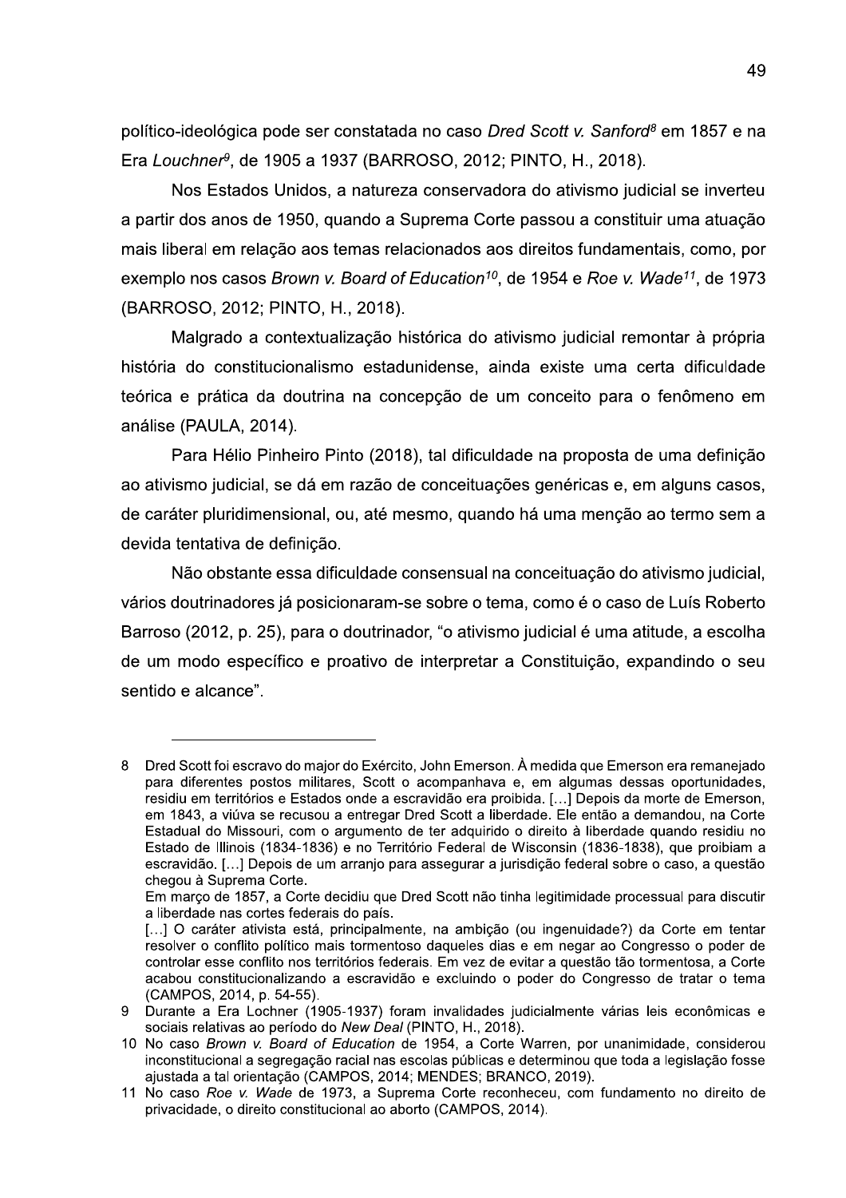político-ideológica pode ser constatada no caso *Dred Scott v. Sanford*[8] em 1857 e na Era *Louchner*[9], de 1905 a 1937 (BARROSO, 2012; PINTO, H., 2018).

Nos Estados Unidos, a natureza conservadora do ativismo judicial se inverteu a partir dos anos de 1950, quando a Suprema Corte passou a constituir uma atuação mais liberal em relação aos temas relacionados aos direitos fundamentais, como, por exemplo nos casos *Brown v. Board of Education*[10], de 1954 e *Roe v. Wade*[11], de 1973 (BARROSO, 2012; PINTO, H., 2018).

Malgrado a contextualização histórica do ativismo judicial remontar à própria história do constitucionalismo estadunidense, ainda existe uma certa dificuldade teórica e prática da doutrina na concepção de um conceito para o fenômeno em análise (PAULA, 2014).

Para Hélio Pinheiro Pinto (2018), tal dificuldade na proposta de uma definição ao ativismo judicial, se dá em razão de conceituações genéricas e, em alguns casos, de caráter pluridimensional, ou, até mesmo, quando há uma menção ao termo sem a devida tentativa de definição.

Não obstante essa dificuldade consensual na conceituação do ativismo judicial, vários doutrinadores já posicionaram-se sobre o tema, como é o caso de Luís Roberto Barroso (2012, p. 25), para o doutrinador, "o ativismo judicial é uma atitude, a escolha de um modo específico e proativo de interpretar a Constituição, expandindo o seu sentido e alcance".

---

8 Dred Scott foi escravo do major do Exército, John Emerson. À medida que Emerson era remanejado para diferentes postos militares, Scott o acompanhava e, em algumas dessas oportunidades, residiu em territórios e Estados onde a escravidão era proibida. [...] Depois da morte de Emerson, em 1843, a viúva se recusou a entregar Dred Scott a liberdade. Ele então a demandou, na Corte Estadual do Missouri, com o argumento de ter adquirido o direito à liberdade quando residiu no Estado de Illinois (1834-1836) e no Território Federal de Wisconsin (1836-1838), que proibiam a escravidão. [...] Depois de um arranjo para assegurar a jurisdição federal sobre o caso, a questão chegou à Suprema Corte.
Em março de 1857, a Corte decidiu que Dred Scott não tinha legitimidade processual para discutir a liberdade nas cortes federais do país.
[...] O caráter ativista está, principalmente, na ambição (ou ingenuidade?) da Corte em tentar resolver o conflito político mais tormentoso daqueles dias e em negar ao Congresso o poder de controlar esse conflito nos territórios federais. Em vez de evitar a questão tão tormentosa, a Corte acabou constitucionalizando a escravidão e excluindo o poder do Congresso de tratar o tema (CAMPOS, 2014, p. 54-55).

9 Durante a Era Lochner (1905-1937) foram invalidades judicialmente várias leis econômicas e sociais relativas ao período do *New Deal* (PINTO, H., 2018).

10 No caso *Brown v. Board of Education* de 1954, a Corte Warren, por unanimidade, considerou inconstitucional a segregação racial nas escolas públicas e determinou que toda a legislação fosse ajustada a tal orientação (CAMPOS, 2014; MENDES; BRANCO, 2019).

11 No caso *Roe v. Wade* de 1973, a Suprema Corte reconheceu, com fundamento no direito de privacidade, o direito constitucional ao aborto (CAMPOS, 2014).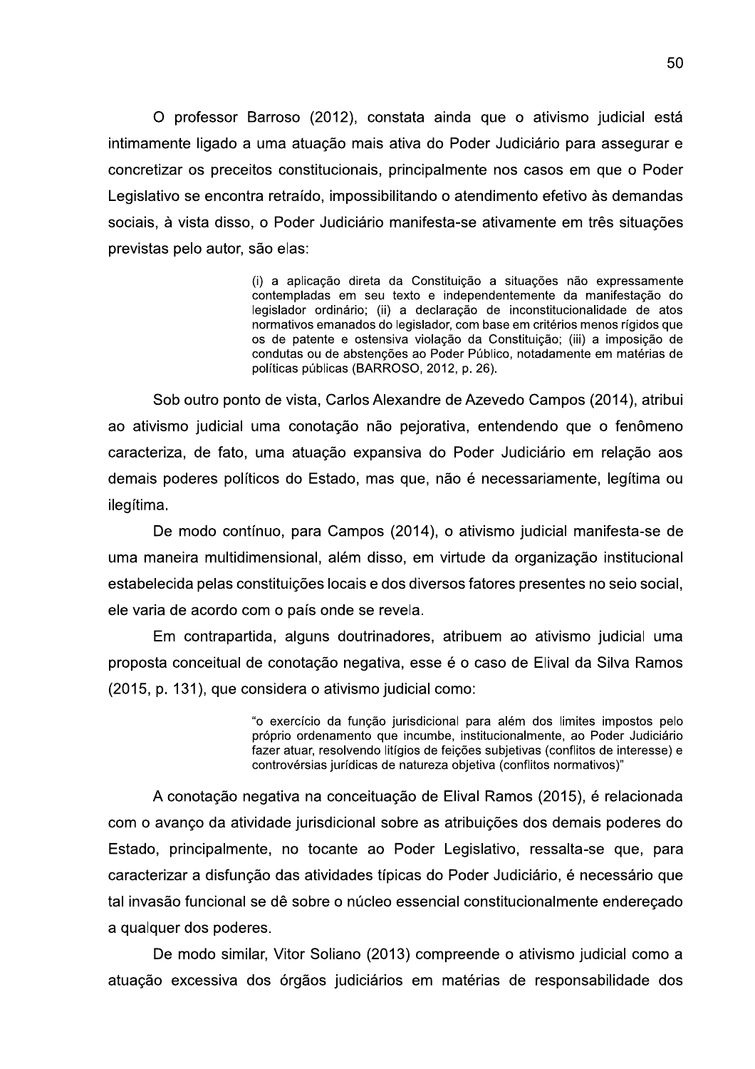O professor Barroso (2012), constata ainda que o ativismo judicial está intimamente ligado a uma atuação mais ativa do Poder Judiciário para assegurar e concretizar os preceitos constitucionais, principalmente nos casos em que o Poder Legislativo se encontra retraído, impossibilitando o atendimento efetivo às demandas sociais, à vista disso, o Poder Judiciário manifesta-se ativamente em três situações previstas pelo autor, são elas:

> (i) a aplicação direta da Constituição a situações não expressamente contempladas em seu texto e independentemente da manifestação do legislador ordinário; (ii) a declaração de inconstitucionalidade de atos normativos emanados do legislador, com base em critérios menos rígidos que os de patente e ostensiva violação da Constituição; (iii) a imposição de condutas ou de abstenções ao Poder Público, notadamente em matérias de políticas públicas (BARROSO, 2012, p. 26).

Sob outro ponto de vista, Carlos Alexandre de Azevedo Campos (2014), atribui ao ativismo judicial uma conotação não pejorativa, entendendo que o fenômeno caracteriza, de fato, uma atuação expansiva do Poder Judiciário em relação aos demais poderes políticos do Estado, mas que, não é necessariamente, legítima ou ilegítima.

De modo contínuo, para Campos (2014), o ativismo judicial manifesta-se de uma maneira multidimensional, além disso, em virtude da organização institucional estabelecida pelas constituições locais e dos diversos fatores presentes no seio social, ele varia de acordo com o país onde se revela.

Em contrapartida, alguns doutrinadores, atribuem ao ativismo judicial uma proposta conceitual de conotação negativa, esse é o caso de Elival da Silva Ramos (2015, p. 131), que considera o ativismo judicial como:

> "o exercício da função jurisdicional para além dos limites impostos pelo próprio ordenamento que incumbe, institucionalmente, ao Poder Judiciário fazer atuar, resolvendo litígios de feições subjetivas (conflitos de interesse) e controvérsias jurídicas de natureza objetiva (conflitos normativos)"

A conotação negativa na conceituação de Elival Ramos (2015), é relacionada com o avanço da atividade jurisdicional sobre as atribuições dos demais poderes do Estado, principalmente, no tocante ao Poder Legislativo, ressalta-se que, para caracterizar a disfunção das atividades típicas do Poder Judiciário, é necessário que tal invasão funcional se dê sobre o núcleo essencial constitucionalmente endereçado a qualquer dos poderes.

De modo similar, Vitor Soliano (2013) compreende o ativismo judicial como a atuação excessiva dos órgãos judiciários em matérias de responsabilidade dos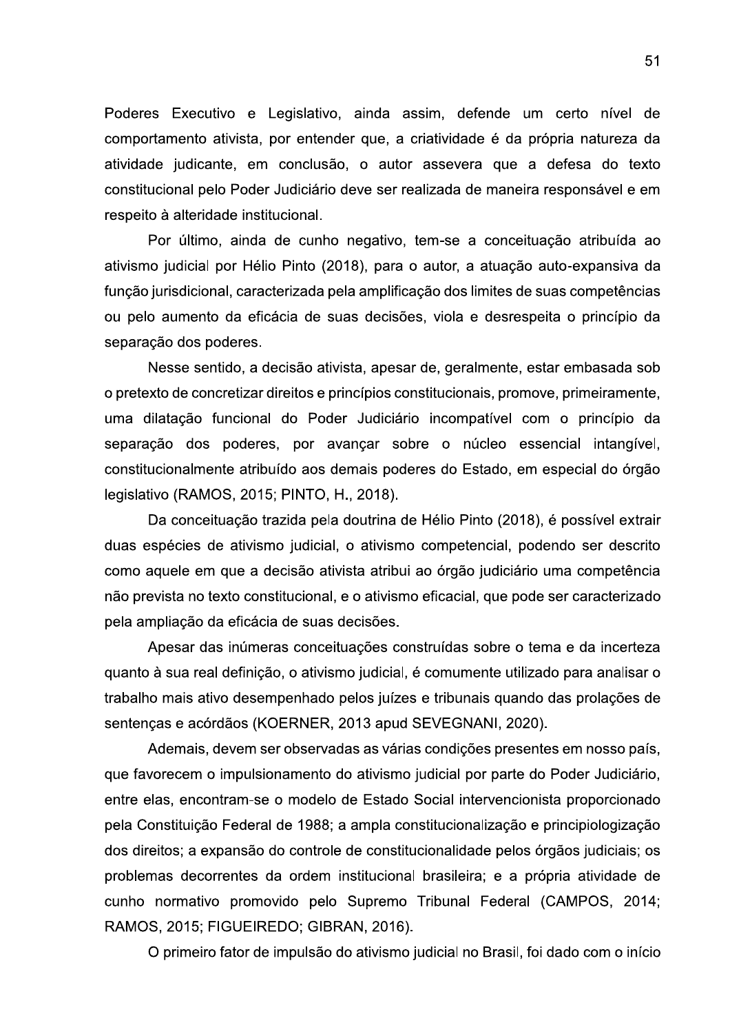Poderes Executivo e Legislativo, ainda assim, defende um certo nível de comportamento ativista, por entender que, a criatividade é da própria natureza da atividade judicante, em conclusão, o autor assevera que a defesa do texto constitucional pelo Poder Judiciário deve ser realizada de maneira responsável e em respeito à alteridade institucional.

Por último, ainda de cunho negativo, tem-se a conceituação atribuída ao ativismo judicial por Hélio Pinto (2018), para o autor, a atuação auto-expansiva da função jurisdicional, caracterizada pela amplificação dos limites de suas competências ou pelo aumento da eficácia de suas decisões, viola e desrespeita o princípio da separação dos poderes.

Nesse sentido, a decisão ativista, apesar de, geralmente, estar embasada sob o pretexto de concretizar direitos e princípios constitucionais, promove, primeiramente, uma dilatação funcional do Poder Judiciário incompatível com o princípio da separação dos poderes, por avançar sobre o núcleo essencial intangível, constitucionalmente atribuído aos demais poderes do Estado, em especial do órgão legislativo (RAMOS, 2015; PINTO, H., 2018).

Da conceituação trazida pela doutrina de Hélio Pinto (2018), é possível extrair duas espécies de ativismo judicial, o ativismo competencial, podendo ser descrito como aquele em que a decisão ativista atribui ao órgão judiciário uma competência não prevista no texto constitucional, e o ativismo eficacial, que pode ser caracterizado pela ampliação da eficácia de suas decisões.

Apesar das inúmeras conceituações construídas sobre o tema e da incerteza quanto à sua real definição, o ativismo judicial, é comumente utilizado para analisar o trabalho mais ativo desempenhado pelos juízes e tribunais quando das prolações de sentenças e acórdãos (KOERNER, 2013 apud SEVEGNANI, 2020).

Ademais, devem ser observadas as várias condições presentes em nosso país, que favorecem o impulsionamento do ativismo judicial por parte do Poder Judiciário, entre elas, encontram-se o modelo de Estado Social intervencionista proporcionado pela Constituição Federal de 1988; a ampla constitucionalização e principiologização dos direitos; a expansão do controle de constitucionalidade pelos órgãos judiciais; os problemas decorrentes da ordem institucional brasileira; e a própria atividade de cunho normativo promovido pelo Supremo Tribunal Federal (CAMPOS, 2014; RAMOS, 2015; FIGUEIREDO; GIBRAN, 2016).

O primeiro fator de impulsão do ativismo judicial no Brasil, foi dado com o início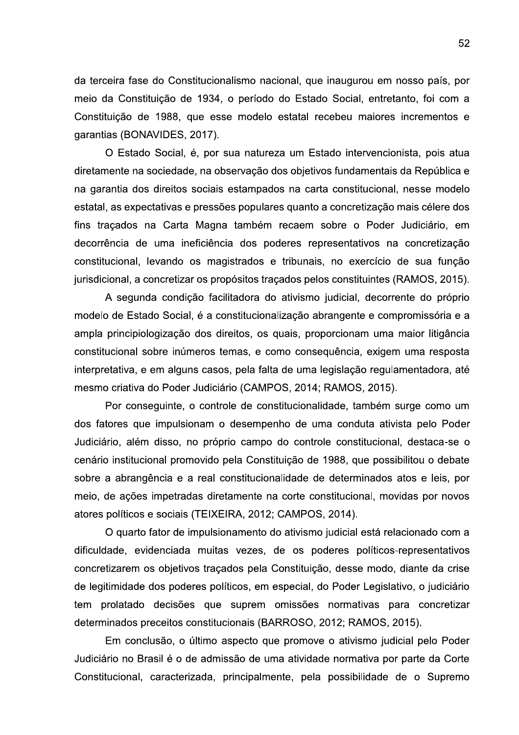da terceira fase do Constitucionalismo nacional, que inaugurou em nosso país, por meio da Constituição de 1934, o período do Estado Social, entretanto, foi com a Constituição de 1988, que esse modelo estatal recebeu maiores incrementos e garantias (BONAVIDES, 2017).

O Estado Social, é, por sua natureza um Estado intervencionista, pois atua diretamente na sociedade, na observação dos objetivos fundamentais da República e na garantia dos direitos sociais estampados na carta constitucional, nesse modelo estatal, as expectativas e pressões populares quanto a concretização mais célere dos fins traçados na Carta Magna também recaem sobre o Poder Judiciário, em decorrência de uma ineficiência dos poderes representativos na concretização constitucional, levando os magistrados e tribunais, no exercício de sua função jurisdicional, a concretizar os propósitos traçados pelos constituintes (RAMOS, 2015).

A segunda condição facilitadora do ativismo judicial, decorrente do próprio modelo de Estado Social, é a constitucionalização abrangente e compromissória e a ampla principiologização dos direitos, os quais, proporcionam uma maior litigância constitucional sobre inúmeros temas, e como consequência, exigem uma resposta interpretativa, e em alguns casos, pela falta de uma legislação regulamentadora, até mesmo criativa do Poder Judiciário (CAMPOS, 2014; RAMOS, 2015).

Por conseguinte, o controle de constitucionalidade, também surge como um dos fatores que impulsionam o desempenho de uma conduta ativista pelo Poder Judiciário, além disso, no próprio campo do controle constitucional, destaca-se o cenário institucional promovido pela Constituição de 1988, que possibilitou o debate sobre a abrangência e a real constitucionalidade de determinados atos e leis, por meio, de ações impetradas diretamente na corte constitucional, movidas por novos atores políticos e sociais (TEIXEIRA, 2012; CAMPOS, 2014).

O quarto fator de impulsionamento do ativismo judicial está relacionado com a dificuldade, evidenciada muitas vezes, de os poderes políticos-representativos concretizarem os objetivos traçados pela Constituição, desse modo, diante da crise de legitimidade dos poderes políticos, em especial, do Poder Legislativo, o judiciário tem prolatado decisões que suprem omissões normativas para concretizar determinados preceitos constitucionais (BARROSO, 2012; RAMOS, 2015).

Em conclusão, o último aspecto que promove o ativismo judicial pelo Poder Judiciário no Brasil é o de admissão de uma atividade normativa por parte da Corte Constitucional, caracterizada, principalmente, pela possibilidade de o Supremo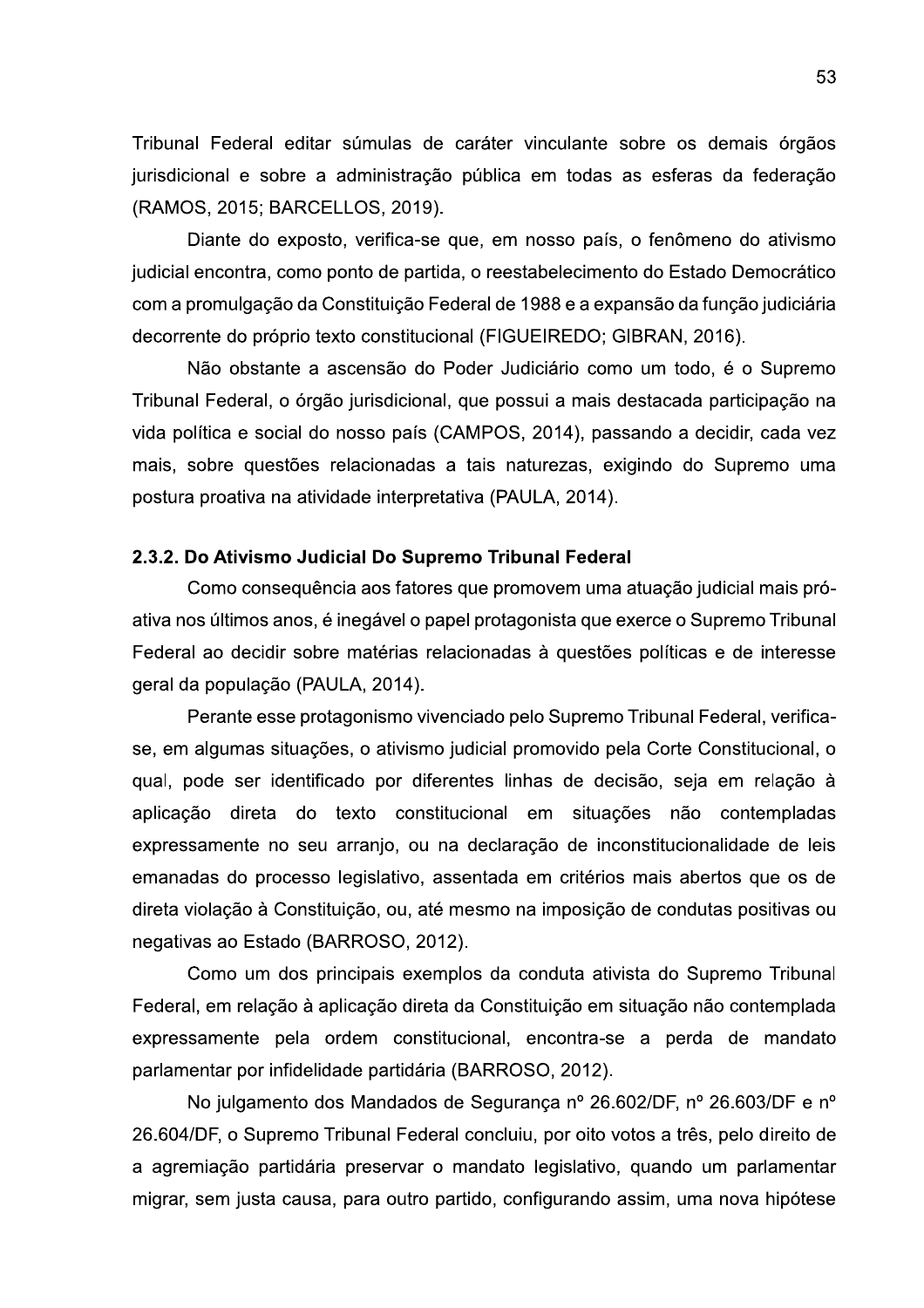Tribunal Federal editar súmulas de caráter vinculante sobre os demais órgãos jurisdicional e sobre a administração pública em todas as esferas da federação (RAMOS, 2015; BARCELLOS, 2019).

Diante do exposto, verifica-se que, em nosso país, o fenômeno do ativismo judicial encontra, como ponto de partida, o reestabelecimento do Estado Democrático com a promulgação da Constituição Federal de 1988 e a expansão da função judiciária decorrente do próprio texto constitucional (FIGUEIREDO; GIBRAN, 2016).

Não obstante a ascensão do Poder Judiciário como um todo, é o Supremo Tribunal Federal, o órgão jurisdicional, que possui a mais destacada participação na vida política e social do nosso país (CAMPOS, 2014), passando a decidir, cada vez mais, sobre questões relacionadas a tais naturezas, exigindo do Supremo uma postura proativa na atividade interpretativa (PAULA, 2014).

### 2.3.2. Do Ativismo Judicial Do Supremo Tribunal Federal

Como consequência aos fatores que promovem uma atuação judicial mais pró-ativa nos últimos anos, é inegável o papel protagonista que exerce o Supremo Tribunal Federal ao decidir sobre matérias relacionadas à questões políticas e de interesse geral da população (PAULA, 2014).

Perante esse protagonismo vivenciado pelo Supremo Tribunal Federal, verifica-se, em algumas situações, o ativismo judicial promovido pela Corte Constitucional, o qual, pode ser identificado por diferentes linhas de decisão, seja em relação à aplicação direta do texto constitucional em situações não contempladas expressamente no seu arranjo, ou na declaração de inconstitucionalidade de leis emanadas do processo legislativo, assentada em critérios mais abertos que os de direta violação à Constituição, ou, até mesmo na imposição de condutas positivas ou negativas ao Estado (BARROSO, 2012).

Como um dos principais exemplos da conduta ativista do Supremo Tribunal Federal, em relação à aplicação direta da Constituição em situação não contemplada expressamente pela ordem constitucional, encontra-se a perda de mandato parlamentar por infidelidade partidária (BARROSO, 2012).

No julgamento dos Mandados de Segurança nº 26.602/DF, nº 26.603/DF e nº 26.604/DF, o Supremo Tribunal Federal concluiu, por oito votos a três, pelo direito de a agremiação partidária preservar o mandato legislativo, quando um parlamentar migrar, sem justa causa, para outro partido, configurando assim, uma nova hipótese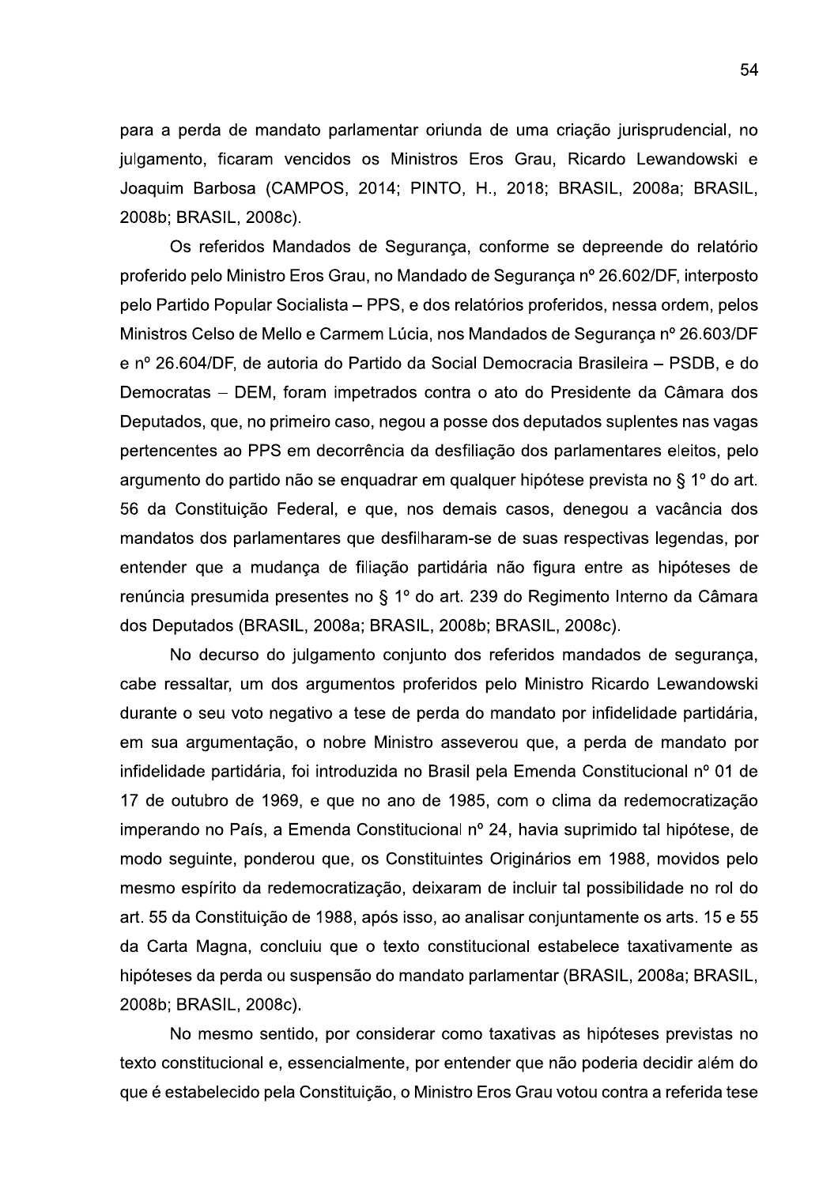para a perda de mandato parlamentar oriunda de uma criação jurisprudencial, no julgamento, ficaram vencidos os Ministros Eros Grau, Ricardo Lewandowski e Joaquim Barbosa (CAMPOS, 2014; PINTO, H., 2018; BRASIL, 2008a; BRASIL, 2008b; BRASIL, 2008c).

Os referidos Mandados de Segurança, conforme se depreende do relatório proferido pelo Ministro Eros Grau, no Mandado de Segurança nº 26.602/DF, interposto pelo Partido Popular Socialista – PPS, e dos relatórios proferidos, nessa ordem, pelos Ministros Celso de Mello e Carmem Lúcia, nos Mandados de Segurança nº 26.603/DF e nº 26.604/DF, de autoria do Partido da Social Democracia Brasileira – PSDB, e do Democratas – DEM, foram impetrados contra o ato do Presidente da Câmara dos Deputados, que, no primeiro caso, negou a posse dos deputados suplentes nas vagas pertencentes ao PPS em decorrência da desfiliação dos parlamentares eleitos, pelo argumento do partido não se enquadrar em qualquer hipótese prevista no § 1º do art. 56 da Constituição Federal, e que, nos demais casos, denegou a vacância dos mandatos dos parlamentares que desfilharam-se de suas respectivas legendas, por entender que a mudança de filiação partidária não figura entre as hipóteses de renúncia presumida presentes no § 1º do art. 239 do Regimento Interno da Câmara dos Deputados (BRASIL, 2008a; BRASIL, 2008b; BRASIL, 2008c).

No decurso do julgamento conjunto dos referidos mandados de segurança, cabe ressaltar, um dos argumentos proferidos pelo Ministro Ricardo Lewandowski durante o seu voto negativo a tese de perda do mandato por infidelidade partidária, em sua argumentação, o nobre Ministro asseverou que, a perda de mandato por infidelidade partidária, foi introduzida no Brasil pela Emenda Constitucional nº 01 de 17 de outubro de 1969, e que no ano de 1985, com o clima da redemocratização imperando no País, a Emenda Constitucional nº 24, havia suprimido tal hipótese, de modo seguinte, ponderou que, os Constituintes Originários em 1988, movidos pelo mesmo espírito da redemocratização, deixaram de incluir tal possibilidade no rol do art. 55 da Constituição de 1988, após isso, ao analisar conjuntamente os arts. 15 e 55 da Carta Magna, concluiu que o texto constitucional estabelece taxativamente as hipóteses da perda ou suspensão do mandato parlamentar (BRASIL, 2008a; BRASIL, 2008b; BRASIL, 2008c).

No mesmo sentido, por considerar como taxativas as hipóteses previstas no texto constitucional e, essencialmente, por entender que não poderia decidir além do que é estabelecido pela Constituição, o Ministro Eros Grau votou contra a referida tese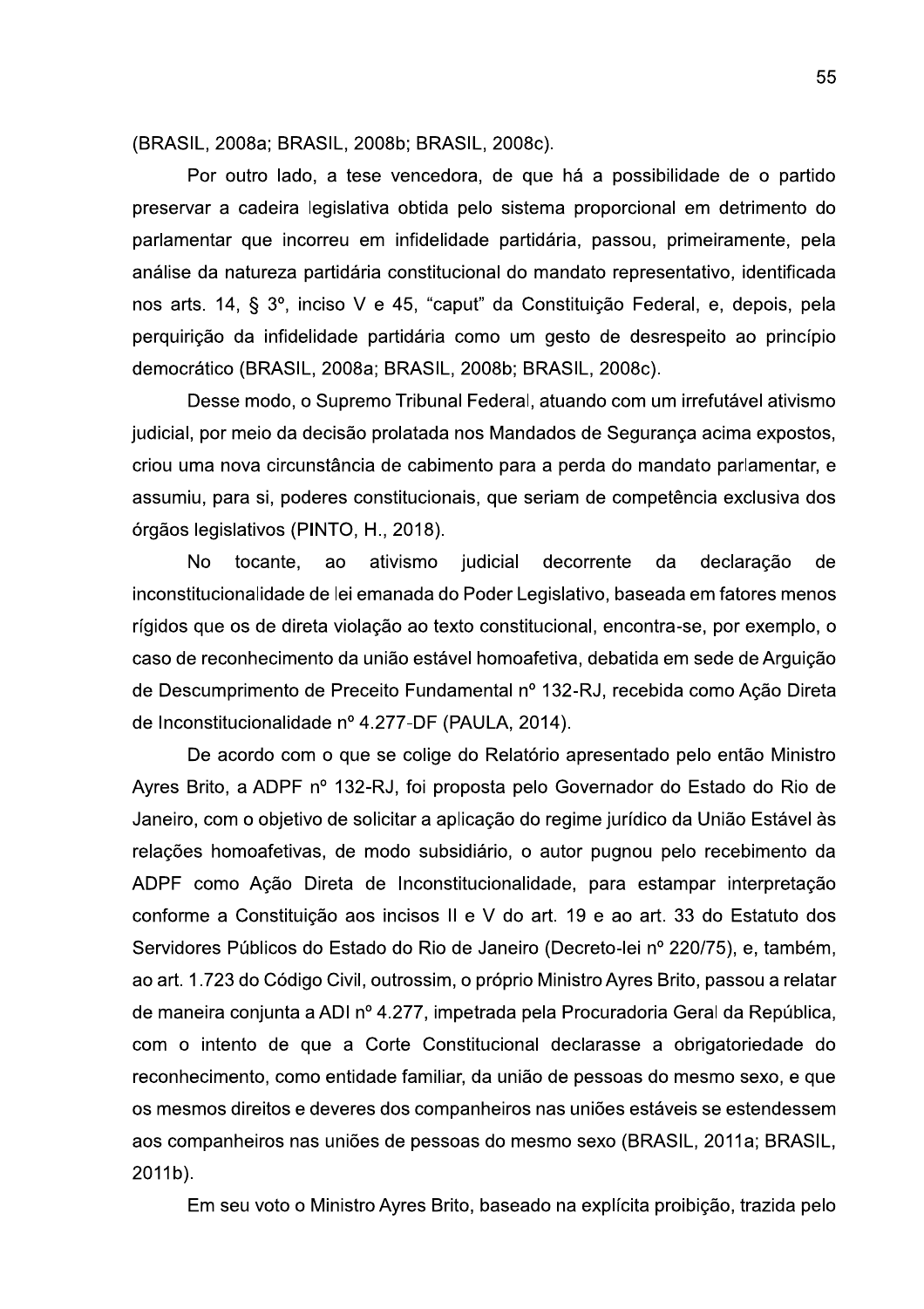(BRASIL, 2008a; BRASIL, 2008b; BRASIL, 2008c).

Por outro lado, a tese vencedora, de que há a possibilidade de o partido preservar a cadeira legislativa obtida pelo sistema proporcional em detrimento do parlamentar que incorreu em infidelidade partidária, passou, primeiramente, pela análise da natureza partidária constitucional do mandato representativo, identificada nos arts. 14, § 3º, inciso V e 45, "caput" da Constituição Federal, e, depois, pela perquirição da infidelidade partidária como um gesto de desrespeito ao princípio democrático (BRASIL, 2008a; BRASIL, 2008b; BRASIL, 2008c).

Desse modo, o Supremo Tribunal Federal, atuando com um irrefutável ativismo judicial, por meio da decisão prolatada nos Mandados de Segurança acima expostos, criou uma nova circunstância de cabimento para a perda do mandato parlamentar, e assumiu, para si, poderes constitucionais, que seriam de competência exclusiva dos órgãos legislativos (PINTO, H., 2018).

No tocante, ao ativismo judicial decorrente da declaração de inconstitucionalidade de lei emanada do Poder Legislativo, baseada em fatores menos rígidos que os de direta violação ao texto constitucional, encontra-se, por exemplo, o caso de reconhecimento da união estável homoafetiva, debatida em sede de Arguição de Descumprimento de Preceito Fundamental nº 132-RJ, recebida como Ação Direta de Inconstitucionalidade nº 4.277-DF (PAULA, 2014).

De acordo com o que se colige do Relatório apresentado pelo então Ministro Ayres Brito, a ADPF nº 132-RJ, foi proposta pelo Governador do Estado do Rio de Janeiro, com o objetivo de solicitar a aplicação do regime jurídico da União Estável às relações homoafetivas, de modo subsidiário, o autor pugnou pelo recebimento da ADPF como Ação Direta de Inconstitucionalidade, para estampar interpretação conforme a Constituição aos incisos II e V do art. 19 e ao art. 33 do Estatuto dos Servidores Públicos do Estado do Rio de Janeiro (Decreto-lei nº 220/75), e, também, ao art. 1.723 do Código Civil, outrossim, o próprio Ministro Ayres Brito, passou a relatar de maneira conjunta a ADI nº 4.277, impetrada pela Procuradoria Geral da República, com o intento de que a Corte Constitucional declarasse a obrigatoriedade do reconhecimento, como entidade familiar, da união de pessoas do mesmo sexo, e que os mesmos direitos e deveres dos companheiros nas uniões estáveis se estendessem aos companheiros nas uniões de pessoas do mesmo sexo (BRASIL, 2011a; BRASIL, 2011b).

Em seu voto o Ministro Ayres Brito, baseado na explícita proibição, trazida pelo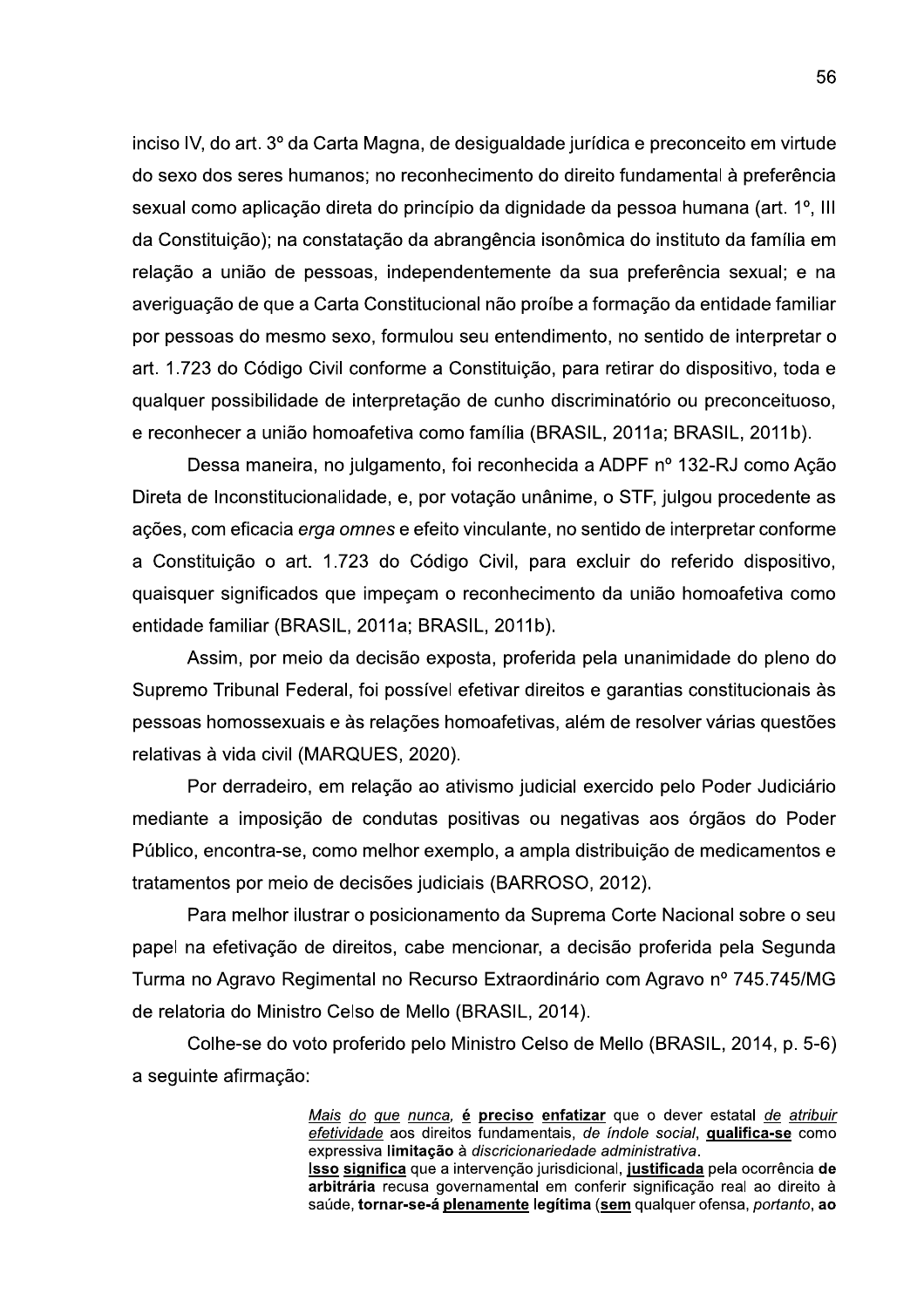inciso IV, do art. 3º da Carta Magna, de desigualdade jurídica e preconceito em virtude do sexo dos seres humanos; no reconhecimento do direito fundamental à preferência sexual como aplicação direta do princípio da dignidade da pessoa humana (art. 1º, III da Constituição); na constatação da abrangência isonômica do instituto da família em relação a união de pessoas, independentemente da sua preferência sexual; e na averiguação de que a Carta Constitucional não proíbe a formação da entidade familiar por pessoas do mesmo sexo, formulou seu entendimento, no sentido de interpretar o art. 1.723 do Código Civil conforme a Constituição, para retirar do dispositivo, toda e qualquer possibilidade de interpretação de cunho discriminatório ou preconceituoso, e reconhecer a união homoafetiva como família (BRASIL, 2011a; BRASIL, 2011b).

Dessa maneira, no julgamento, foi reconhecida a ADPF nº 132-RJ como Ação Direta de Inconstitucionalidade, e, por votação unânime, o STF, julgou procedente as ações, com eficacia *erga omnes* e efeito vinculante, no sentido de interpretar conforme a Constituição o art. 1.723 do Código Civil, para excluir do referido dispositivo, quaisquer significados que impeçam o reconhecimento da união homoafetiva como entidade familiar (BRASIL, 2011a; BRASIL, 2011b).

Assim, por meio da decisão exposta, proferida pela unanimidade do pleno do Supremo Tribunal Federal, foi possível efetivar direitos e garantias constitucionais às pessoas homossexuais e às relações homoafetivas, além de resolver várias questões relativas à vida civil (MARQUES, 2020).

Por derradeiro, em relação ao ativismo judicial exercido pelo Poder Judiciário mediante a imposição de condutas positivas ou negativas aos órgãos do Poder Público, encontra-se, como melhor exemplo, a ampla distribuição de medicamentos e tratamentos por meio de decisões judiciais (BARROSO, 2012).

Para melhor ilustrar o posicionamento da Suprema Corte Nacional sobre o seu papel na efetivação de direitos, cabe mencionar, a decisão proferida pela Segunda Turma no Agravo Regimental no Recurso Extraordinário com Agravo nº 745.745/MG de relatoria do Ministro Celso de Mello (BRASIL, 2014).

Colhe-se do voto proferido pelo Ministro Celso de Mello (BRASIL, 2014, p. 5-6) a seguinte afirmação:

> <u>*Mais do que nunca,*</u> **<u>é</u>** **<u>preciso</u>** **<u>enfatizar</u>** que o dever estatal <u>*de atribuir efetividade*</u> aos direitos fundamentais, *de índole social*, **<u>qualifica-se</u>** como expressiva **limitação** à *discricionariedade administrativa*.
> **<u>Isso</u>** **<u>significa</u>** que a intervenção jurisdicional, **<u>justificada</u>** pela ocorrência **de arbitrária** recusa governamental em conferir significação real ao direito à saúde, **tornar-se-á** **<u>plenamente</u>** **legítima** (**<u>sem</u>** qualquer ofensa, *portanto*, **ao**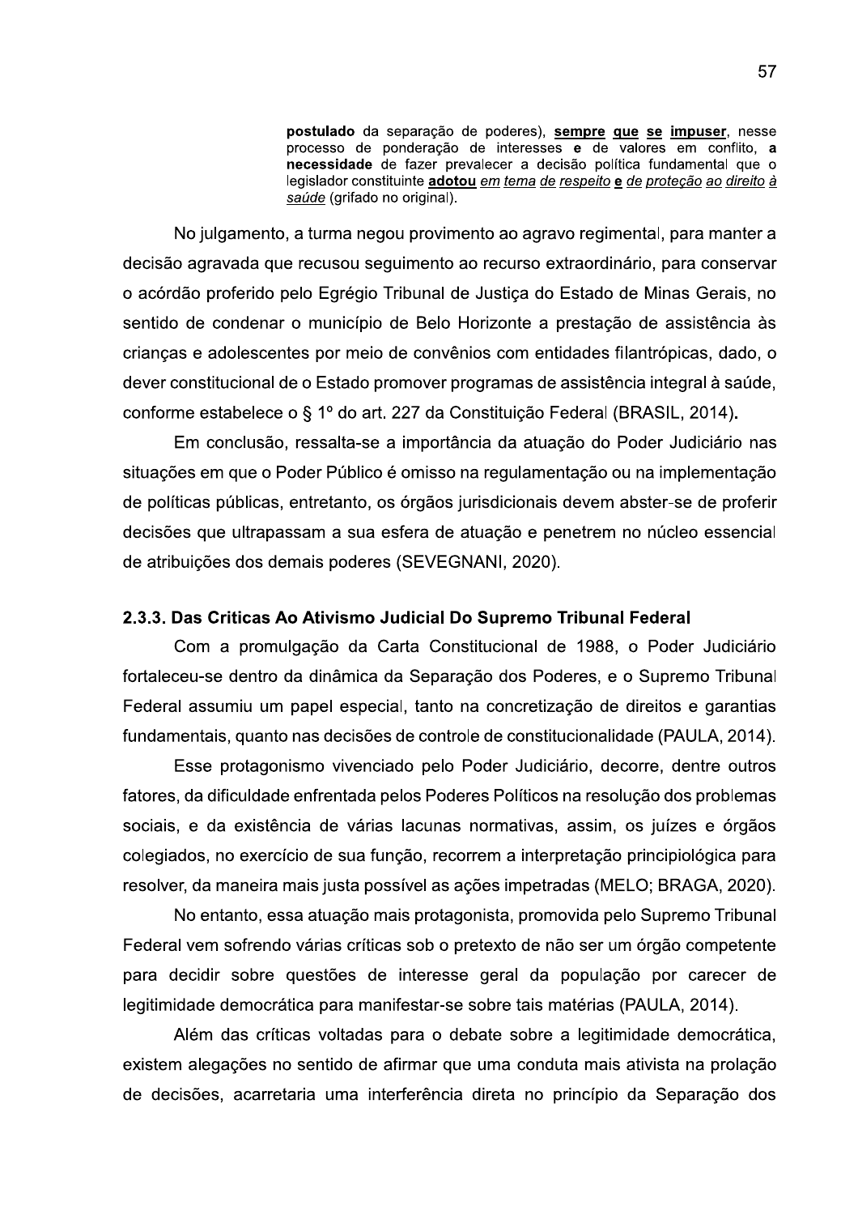> **postulado** da separação de poderes), <u>**sempre que se impuser**</u>, nesse processo de ponderação de interesses **e** de valores em conflito, **a necessidade** de fazer prevalecer a decisão política fundamental que o legislador constituinte <u>**adotou**</u> <u>*em tema de respeito*</u> <u>**e**</u> <u>*de proteção ao direito à saúde*</u> (grifado no original).

No julgamento, a turma negou provimento ao agravo regimental, para manter a decisão agravada que recusou seguimento ao recurso extraordinário, para conservar o acórdão proferido pelo Egrégio Tribunal de Justiça do Estado de Minas Gerais, no sentido de condenar o município de Belo Horizonte a prestação de assistência às crianças e adolescentes por meio de convênios com entidades filantrópicas, dado, o dever constitucional de o Estado promover programas de assistência integral à saúde, conforme estabelece o § 1º do art. 227 da Constituição Federal (BRASIL, 2014).

Em conclusão, ressalta-se a importância da atuação do Poder Judiciário nas situações em que o Poder Público é omisso na regulamentação ou na implementação de políticas públicas, entretanto, os órgãos jurisdicionais devem abster-se de proferir decisões que ultrapassam a sua esfera de atuação e penetrem no núcleo essencial de atribuições dos demais poderes (SEVEGNANI, 2020).

### 2.3.3. Das Criticas Ao Ativismo Judicial Do Supremo Tribunal Federal

Com a promulgação da Carta Constitucional de 1988, o Poder Judiciário fortaleceu-se dentro da dinâmica da Separação dos Poderes, e o Supremo Tribunal Federal assumiu um papel especial, tanto na concretização de direitos e garantias fundamentais, quanto nas decisões de controle de constitucionalidade (PAULA, 2014).

Esse protagonismo vivenciado pelo Poder Judiciário, decorre, dentre outros fatores, da dificuldade enfrentada pelos Poderes Políticos na resolução dos problemas sociais, e da existência de várias lacunas normativas, assim, os juízes e órgãos colegiados, no exercício de sua função, recorrem a interpretação principiológica para resolver, da maneira mais justa possível as ações impetradas (MELO; BRAGA, 2020).

No entanto, essa atuação mais protagonista, promovida pelo Supremo Tribunal Federal vem sofrendo várias críticas sob o pretexto de não ser um órgão competente para decidir sobre questões de interesse geral da população por carecer de legitimidade democrática para manifestar-se sobre tais matérias (PAULA, 2014).

Além das críticas voltadas para o debate sobre a legitimidade democrática, existem alegações no sentido de afirmar que uma conduta mais ativista na prolação de decisões, acarretaria uma interferência direta no princípio da Separação dos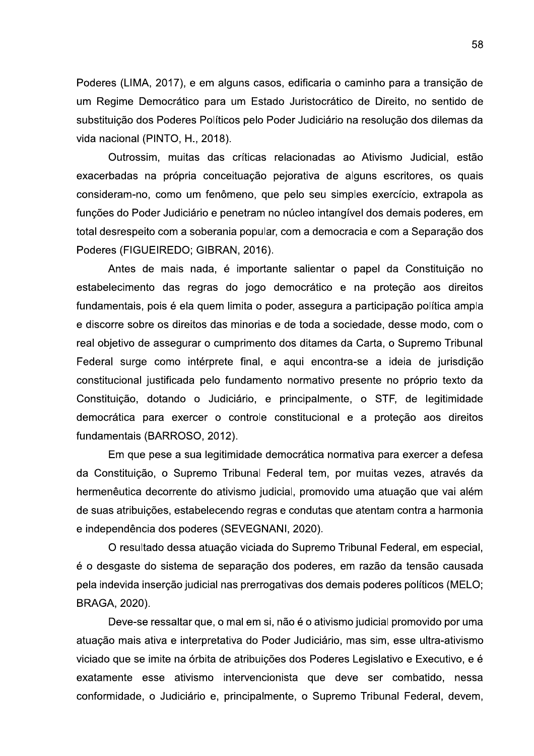Poderes (LIMA, 2017), e em alguns casos, edificaria o caminho para a transição de um Regime Democrático para um Estado Juristocrático de Direito, no sentido de substituição dos Poderes Políticos pelo Poder Judiciário na resolução dos dilemas da vida nacional (PINTO, H., 2018).

Outrossim, muitas das críticas relacionadas ao Ativismo Judicial, estão exacerbadas na própria conceituação pejorativa de alguns escritores, os quais consideram-no, como um fenômeno, que pelo seu simples exercício, extrapola as funções do Poder Judiciário e penetram no núcleo intangível dos demais poderes, em total desrespeito com a soberania popular, com a democracia e com a Separação dos Poderes (FIGUEIREDO; GIBRAN, 2016).

Antes de mais nada, é importante salientar o papel da Constituição no estabelecimento das regras do jogo democrático e na proteção aos direitos fundamentais, pois é ela quem limita o poder, assegura a participação política ampla e discorre sobre os direitos das minorias e de toda a sociedade, desse modo, com o real objetivo de assegurar o cumprimento dos ditames da Carta, o Supremo Tribunal Federal surge como intérprete final, e aqui encontra-se a ideia de jurisdição constitucional justificada pelo fundamento normativo presente no próprio texto da Constituição, dotando o Judiciário, e principalmente, o STF, de legitimidade democrática para exercer o controle constitucional e a proteção aos direitos fundamentais (BARROSO, 2012).

Em que pese a sua legitimidade democrática normativa para exercer a defesa da Constituição, o Supremo Tribunal Federal tem, por muitas vezes, através da hermenêutica decorrente do ativismo judicial, promovido uma atuação que vai além de suas atribuições, estabelecendo regras e condutas que atentam contra a harmonia e independência dos poderes (SEVEGNANI, 2020).

O resultado dessa atuação viciada do Supremo Tribunal Federal, em especial, é o desgaste do sistema de separação dos poderes, em razão da tensão causada pela indevida inserção judicial nas prerrogativas dos demais poderes políticos (MELO; BRAGA, 2020).

Deve-se ressaltar que, o mal em si, não é o ativismo judicial promovido por uma atuação mais ativa e interpretativa do Poder Judiciário, mas sim, esse ultra-ativismo viciado que se imite na órbita de atribuições dos Poderes Legislativo e Executivo, e é exatamente esse ativismo intervencionista que deve ser combatido, nessa conformidade, o Judiciário e, principalmente, o Supremo Tribunal Federal, devem,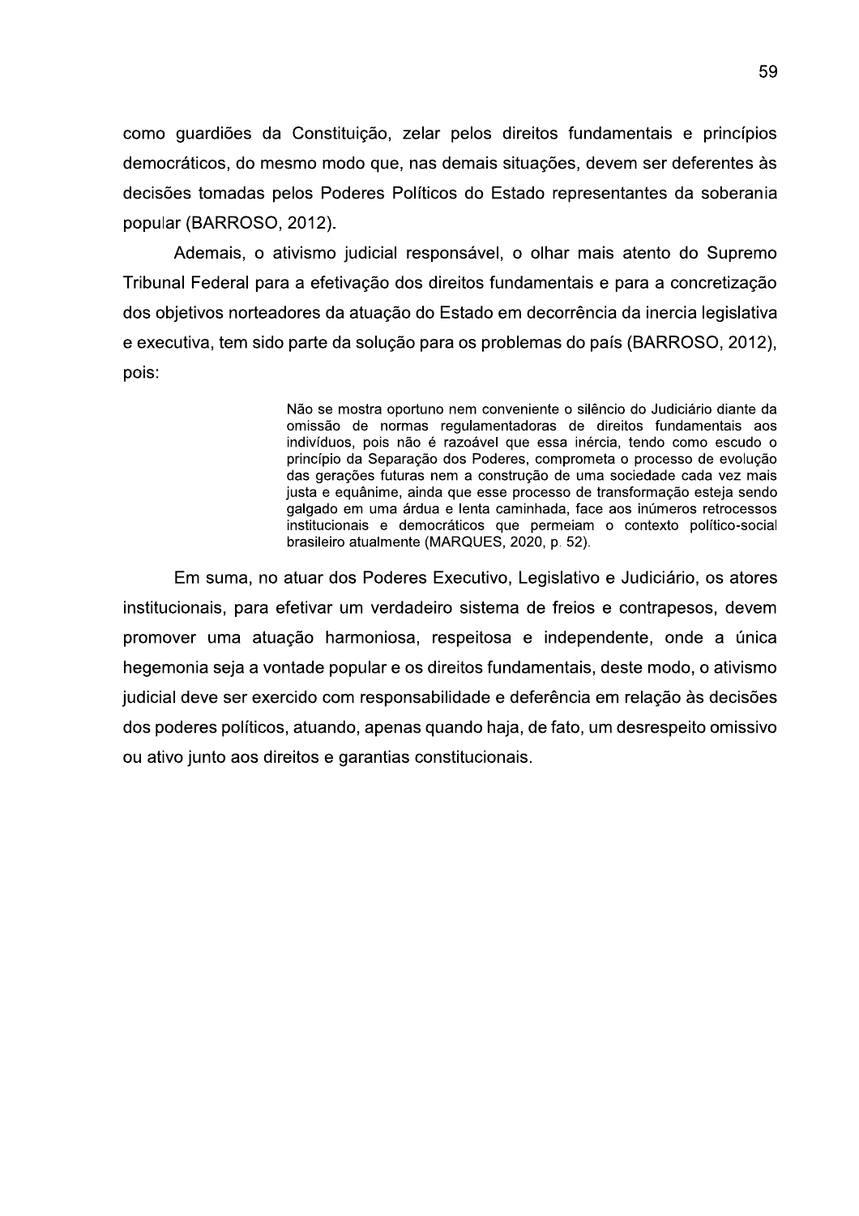como guardiões da Constituição, zelar pelos direitos fundamentais e princípios democráticos, do mesmo modo que, nas demais situações, devem ser deferentes às decisões tomadas pelos Poderes Políticos do Estado representantes da soberania popular (BARROSO, 2012).

Ademais, o ativismo judicial responsável, o olhar mais atento do Supremo Tribunal Federal para a efetivação dos direitos fundamentais e para a concretização dos objetivos norteadores da atuação do Estado em decorrência da inercia legislativa e executiva, tem sido parte da solução para os problemas do país (BARROSO, 2012), pois:

> Não se mostra oportuno nem conveniente o silêncio do Judiciário diante da omissão de normas regulamentadoras de direitos fundamentais aos indivíduos, pois não é razoável que essa inércia, tendo como escudo o princípio da Separação dos Poderes, comprometa o processo de evolução das gerações futuras nem a construção de uma sociedade cada vez mais justa e equânime, ainda que esse processo de transformação esteja sendo galgado em uma árdua e lenta caminhada, face aos inúmeros retrocessos institucionais e democráticos que permeiam o contexto político-social brasileiro atualmente (MARQUES, 2020, p. 52).

Em suma, no atuar dos Poderes Executivo, Legislativo e Judiciário, os atores institucionais, para efetivar um verdadeiro sistema de freios e contrapesos, devem promover uma atuação harmoniosa, respeitosa e independente, onde a única hegemonia seja a vontade popular e os direitos fundamentais, deste modo, o ativismo judicial deve ser exercido com responsabilidade e deferência em relação às decisões dos poderes políticos, atuando, apenas quando haja, de fato, um desrespeito omissivo ou ativo junto aos direitos e garantias constitucionais.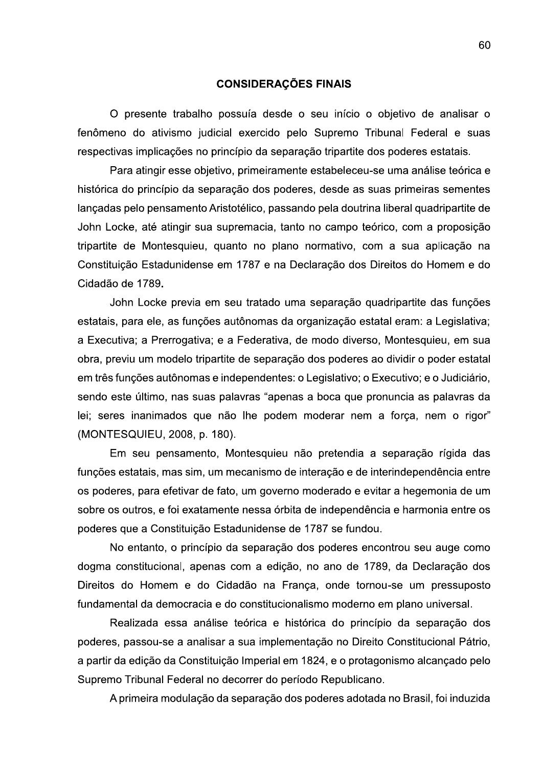## CONSIDERAÇÕES FINAIS

O presente trabalho possuía desde o seu início o objetivo de analisar o fenômeno do ativismo judicial exercido pelo Supremo Tribunal Federal e suas respectivas implicações no princípio da separação tripartite dos poderes estatais.

Para atingir esse objetivo, primeiramente estabeleceu-se uma análise teórica e histórica do princípio da separação dos poderes, desde as suas primeiras sementes lançadas pelo pensamento Aristotélico, passando pela doutrina liberal quadripartite de John Locke, até atingir sua supremacia, tanto no campo teórico, com a proposição tripartite de Montesquieu, quanto no plano normativo, com a sua aplicação na Constituição Estadunidense em 1787 e na Declaração dos Direitos do Homem e do Cidadão de 1789.

John Locke previa em seu tratado uma separação quadripartite das funções estatais, para ele, as funções autônomas da organização estatal eram: a Legislativa; a Executiva; a Prerrogativa; e a Federativa, de modo diverso, Montesquieu, em sua obra, previu um modelo tripartite de separação dos poderes ao dividir o poder estatal em três funções autônomas e independentes: o Legislativo; o Executivo; e o Judiciário, sendo este último, nas suas palavras "apenas a boca que pronuncia as palavras da lei; seres inanimados que não lhe podem moderar nem a força, nem o rigor" (MONTESQUIEU, 2008, p. 180).

Em seu pensamento, Montesquieu não pretendia a separação rígida das funções estatais, mas sim, um mecanismo de interação e de interindependência entre os poderes, para efetivar de fato, um governo moderado e evitar a hegemonia de um sobre os outros, e foi exatamente nessa órbita de independência e harmonia entre os poderes que a Constituição Estadunidense de 1787 se fundou.

No entanto, o princípio da separação dos poderes encontrou seu auge como dogma constitucional, apenas com a edição, no ano de 1789, da Declaração dos Direitos do Homem e do Cidadão na França, onde tornou-se um pressuposto fundamental da democracia e do constitucionalismo moderno em plano universal.

Realizada essa análise teórica e histórica do princípio da separação dos poderes, passou-se a analisar a sua implementação no Direito Constitucional Pátrio, a partir da edição da Constituição Imperial em 1824, e o protagonismo alcançado pelo Supremo Tribunal Federal no decorrer do período Republicano.

A primeira modulação da separação dos poderes adotada no Brasil, foi induzida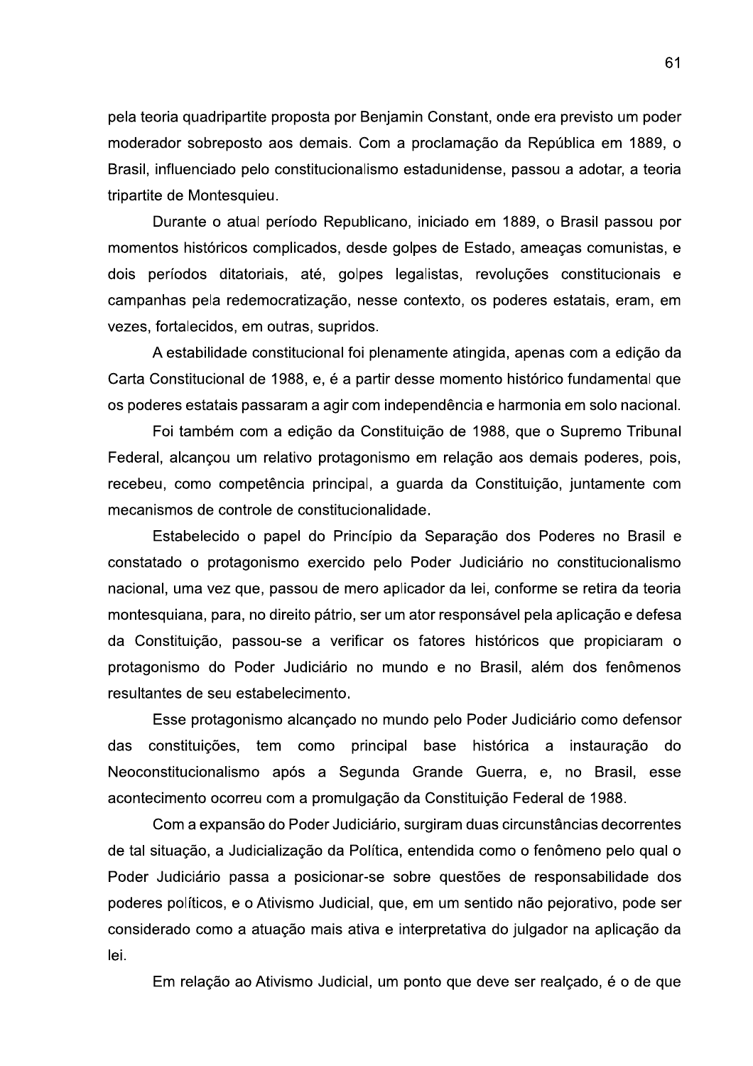pela teoria quadripartite proposta por Benjamin Constant, onde era previsto um poder moderador sobreposto aos demais. Com a proclamação da República em 1889, o Brasil, influenciado pelo constitucionalismo estadunidense, passou a adotar, a teoria tripartite de Montesquieu.

Durante o atual período Republicano, iniciado em 1889, o Brasil passou por momentos históricos complicados, desde golpes de Estado, ameaças comunistas, e dois períodos ditatoriais, até, golpes legalistas, revoluções constitucionais e campanhas pela redemocratização, nesse contexto, os poderes estatais, eram, em vezes, fortalecidos, em outras, supridos.

A estabilidade constitucional foi plenamente atingida, apenas com a edição da Carta Constitucional de 1988, e, é a partir desse momento histórico fundamental que os poderes estatais passaram a agir com independência e harmonia em solo nacional.

Foi também com a edição da Constituição de 1988, que o Supremo Tribunal Federal, alcançou um relativo protagonismo em relação aos demais poderes, pois, recebeu, como competência principal, a guarda da Constituição, juntamente com mecanismos de controle de constitucionalidade.

Estabelecido o papel do Princípio da Separação dos Poderes no Brasil e constatado o protagonismo exercido pelo Poder Judiciário no constitucionalismo nacional, uma vez que, passou de mero aplicador da lei, conforme se retira da teoria montesquiana, para, no direito pátrio, ser um ator responsável pela aplicação e defesa da Constituição, passou-se a verificar os fatores históricos que propiciaram o protagonismo do Poder Judiciário no mundo e no Brasil, além dos fenômenos resultantes de seu estabelecimento.

Esse protagonismo alcançado no mundo pelo Poder Judiciário como defensor das constituições, tem como principal base histórica a instauração do Neoconstitucionalismo após a Segunda Grande Guerra, e, no Brasil, esse acontecimento ocorreu com a promulgação da Constituição Federal de 1988.

Com a expansão do Poder Judiciário, surgiram duas circunstâncias decorrentes de tal situação, a Judicialização da Política, entendida como o fenômeno pelo qual o Poder Judiciário passa a posicionar-se sobre questões de responsabilidade dos poderes políticos, e o Ativismo Judicial, que, em um sentido não pejorativo, pode ser considerado como a atuação mais ativa e interpretativa do julgador na aplicação da lei.

Em relação ao Ativismo Judicial, um ponto que deve ser realçado, é o de que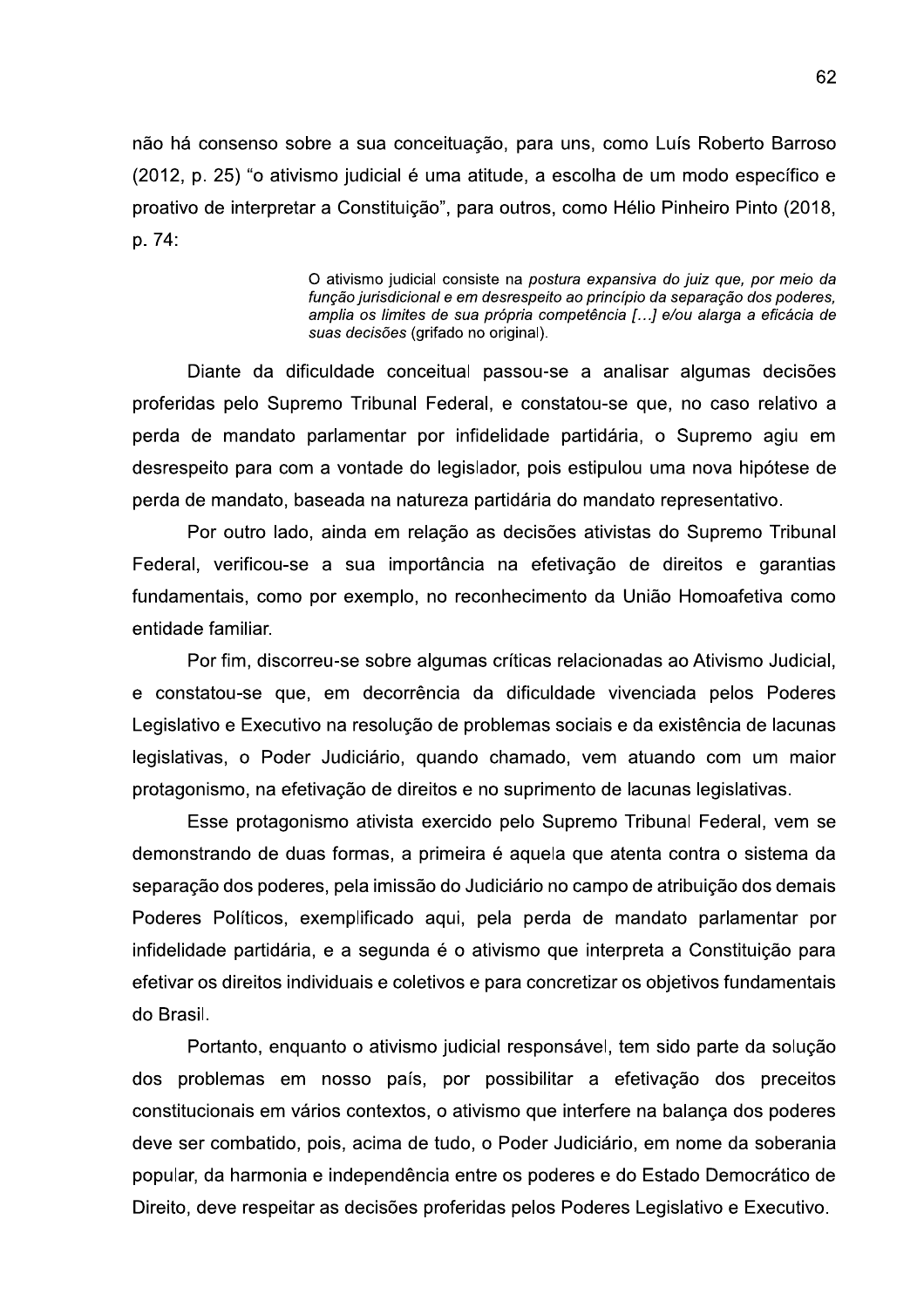não há consenso sobre a sua conceituação, para uns, como Luís Roberto Barroso (2012, p. 25) "o ativismo judicial é uma atitude, a escolha de um modo específico e proativo de interpretar a Constituição", para outros, como Hélio Pinheiro Pinto (2018, p. 74:

> O ativismo judicial consiste na *postura expansiva do juiz que, por meio da função jurisdicional e em desrespeito ao princípio da separação dos poderes, amplia os limites de sua própria competência [...] e/ou alarga a eficácia de suas decisões* (grifado no original).

Diante da dificuldade conceitual passou-se a analisar algumas decisões proferidas pelo Supremo Tribunal Federal, e constatou-se que, no caso relativo a perda de mandato parlamentar por infidelidade partidária, o Supremo agiu em desrespeito para com a vontade do legislador, pois estipulou uma nova hipótese de perda de mandato, baseada na natureza partidária do mandato representativo.

Por outro lado, ainda em relação as decisões ativistas do Supremo Tribunal Federal, verificou-se a sua importância na efetivação de direitos e garantias fundamentais, como por exemplo, no reconhecimento da União Homoafetiva como entidade familiar.

Por fim, discorreu-se sobre algumas críticas relacionadas ao Ativismo Judicial, e constatou-se que, em decorrência da dificuldade vivenciada pelos Poderes Legislativo e Executivo na resolução de problemas sociais e da existência de lacunas legislativas, o Poder Judiciário, quando chamado, vem atuando com um maior protagonismo, na efetivação de direitos e no suprimento de lacunas legislativas.

Esse protagonismo ativista exercido pelo Supremo Tribunal Federal, vem se demonstrando de duas formas, a primeira é aquela que atenta contra o sistema da separação dos poderes, pela imissão do Judiciário no campo de atribuição dos demais Poderes Políticos, exemplificado aqui, pela perda de mandato parlamentar por infidelidade partidária, e a segunda é o ativismo que interpreta a Constituição para efetivar os direitos individuais e coletivos e para concretizar os objetivos fundamentais do Brasil.

Portanto, enquanto o ativismo judicial responsável, tem sido parte da solução dos problemas em nosso país, por possibilitar a efetivação dos preceitos constitucionais em vários contextos, o ativismo que interfere na balança dos poderes deve ser combatido, pois, acima de tudo, o Poder Judiciário, em nome da soberania popular, da harmonia e independência entre os poderes e do Estado Democrático de Direito, deve respeitar as decisões proferidas pelos Poderes Legislativo e Executivo.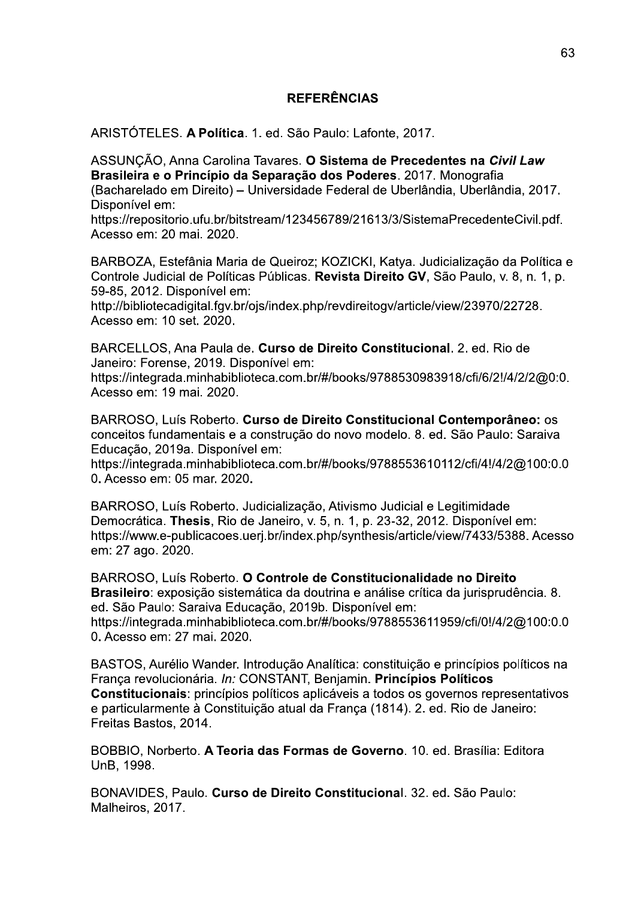## REFERÊNCIAS

ARISTÓTELES. **A Política**. 1. ed. São Paulo: Lafonte, 2017.

ASSUNÇÃO, Anna Carolina Tavares. **O Sistema de Precedentes na *Civil Law* Brasileira e o Princípio da Separação dos Poderes**. 2017. Monografia (Bacharelado em Direito) – Universidade Federal de Uberlândia, Uberlândia, 2017. Disponível em: https://repositorio.ufu.br/bitstream/123456789/21613/3/SistemaPrecedenteCivil.pdf. Acesso em: 20 mai. 2020.

BARBOZA, Estefânia Maria de Queiroz; KOZICKI, Katya. Judicialização da Política e Controle Judicial de Políticas Públicas. **Revista Direito GV**, São Paulo, v. 8, n. 1, p. 59-85, 2012. Disponível em: http://bibliotecadigital.fgv.br/ojs/index.php/revdireitogv/article/view/23970/22728. Acesso em: 10 set. 2020.

BARCELLOS, Ana Paula de. **Curso de Direito Constitucional**. 2. ed. Rio de Janeiro: Forense, 2019. Disponível em: https://integrada.minhabiblioteca.com.br/#/books/9788530983918/cfi/6/2!/4/2/2@0:0. Acesso em: 19 mai. 2020.

BARROSO, Luís Roberto. **Curso de Direito Constitucional Contemporâneo:** os conceitos fundamentais e a construção do novo modelo. 8. ed. São Paulo: Saraiva Educação, 2019a. Disponível em: https://integrada.minhabiblioteca.com.br/#/books/9788553610112/cfi/4!/4/2@100:0.00. Acesso em: 05 mar. 2020.

BARROSO, Luís Roberto. Judicialização, Ativismo Judicial e Legitimidade Democrática. **Thesis**, Rio de Janeiro, v. 5, n. 1, p. 23-32, 2012. Disponível em: https://www.e-publicacoes.uerj.br/index.php/synthesis/article/view/7433/5388. Acesso em: 27 ago. 2020.

BARROSO, Luís Roberto. **O Controle de Constitucionalidade no Direito Brasileiro**: exposição sistemática da doutrina e análise crítica da jurisprudência. 8. ed. São Paulo: Saraiva Educação, 2019b. Disponível em: https://integrada.minhabiblioteca.com.br/#/books/9788553611959/cfi/0!/4/2@100:0.00. Acesso em: 27 mai. 2020.

BASTOS, Aurélio Wander. Introdução Analítica: constituição e princípios políticos na França revolucionária. *In:* CONSTANT, Benjamin. **Princípios Políticos Constitucionais**: princípios políticos aplicáveis a todos os governos representativos e particularmente à Constituição atual da França (1814). 2. ed. Rio de Janeiro: Freitas Bastos, 2014.

BOBBIO, Norberto. **A Teoria das Formas de Governo**. 10. ed. Brasília: Editora UnB, 1998.

BONAVIDES, Paulo. **Curso de Direito Constitucional**. 32. ed. São Paulo: Malheiros, 2017.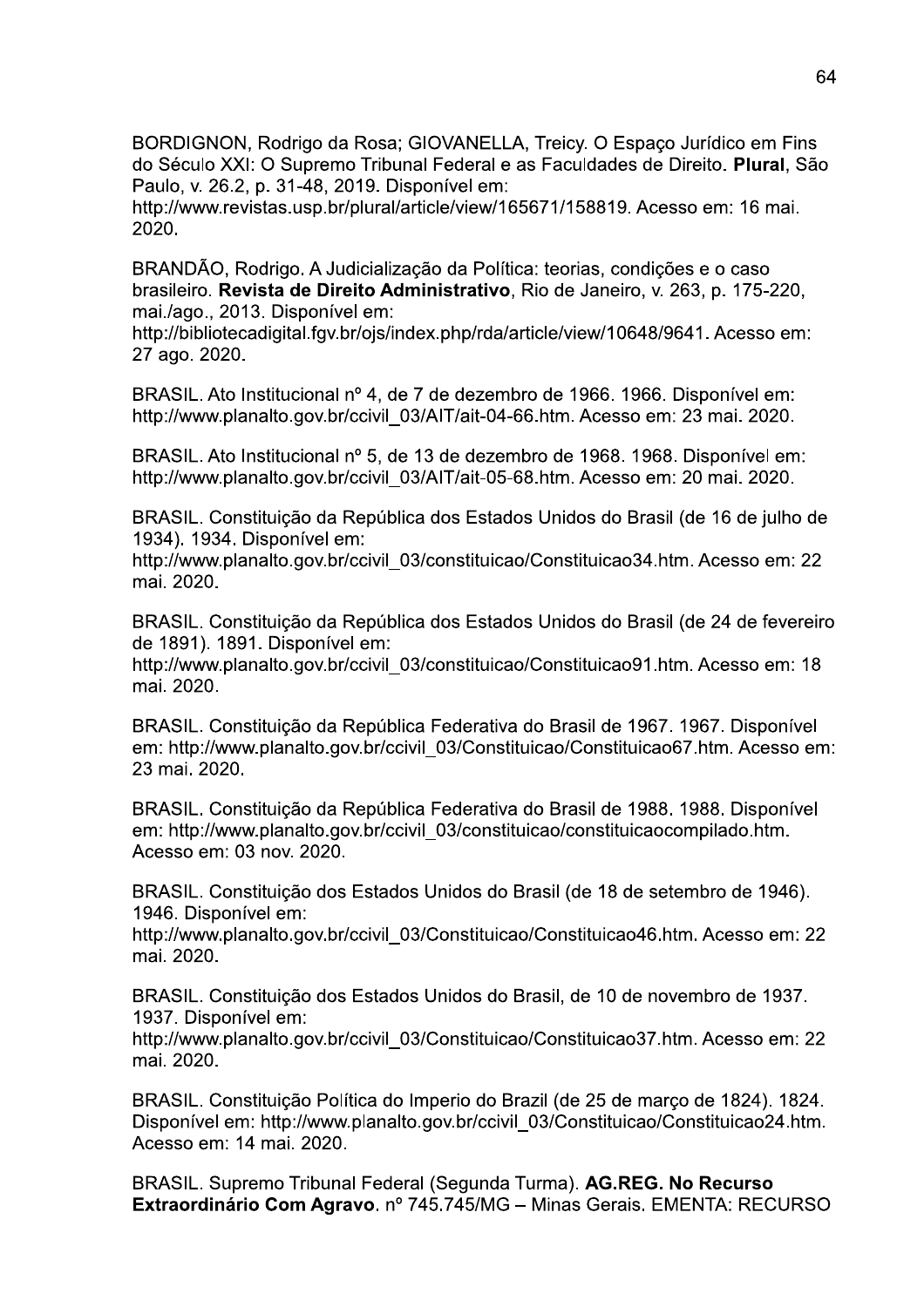BORDIGNON, Rodrigo da Rosa; GIOVANELLA, Treicy. O Espaço Jurídico em Fins do Século XXI: O Supremo Tribunal Federal e as Faculdades de Direito. **Plural**, São Paulo, v. 26.2, p. 31-48, 2019. Disponível em: http://www.revistas.usp.br/plural/article/view/165671/158819. Acesso em: 16 mai. 2020.

BRANDÃO, Rodrigo. A Judicialização da Política: teorias, condições e o caso brasileiro. **Revista de Direito Administrativo**, Rio de Janeiro, v. 263, p. 175-220, mai./ago., 2013. Disponível em: http://bibliotecadigital.fgv.br/ojs/index.php/rda/article/view/10648/9641. Acesso em: 27 ago. 2020.

BRASIL. Ato Institucional nº 4, de 7 de dezembro de 1966. 1966. Disponível em: http://www.planalto.gov.br/ccivil_03/AIT/ait-04-66.htm. Acesso em: 23 mai. 2020.

BRASIL. Ato Institucional nº 5, de 13 de dezembro de 1968. 1968. Disponível em: http://www.planalto.gov.br/ccivil_03/AIT/ait-05-68.htm. Acesso em: 20 mai. 2020.

BRASIL. Constituição da República dos Estados Unidos do Brasil (de 16 de julho de 1934). 1934. Disponível em: http://www.planalto.gov.br/ccivil_03/constituicao/Constituicao34.htm. Acesso em: 22 mai. 2020.

BRASIL. Constituição da República dos Estados Unidos do Brasil (de 24 de fevereiro de 1891). 1891. Disponível em: http://www.planalto.gov.br/ccivil_03/constituicao/Constituicao91.htm. Acesso em: 18 mai. 2020.

BRASIL. Constituição da República Federativa do Brasil de 1967. 1967. Disponível em: http://www.planalto.gov.br/ccivil_03/Constituicao/Constituicao67.htm. Acesso em: 23 mai. 2020.

BRASIL. Constituição da República Federativa do Brasil de 1988. 1988. Disponível em: http://www.planalto.gov.br/ccivil_03/constituicao/constituicaocompilado.htm. Acesso em: 03 nov. 2020.

BRASIL. Constituição dos Estados Unidos do Brasil (de 18 de setembro de 1946). 1946. Disponível em: http://www.planalto.gov.br/ccivil_03/Constituicao/Constituicao46.htm. Acesso em: 22 mai. 2020.

BRASIL. Constituição dos Estados Unidos do Brasil, de 10 de novembro de 1937. 1937. Disponível em: http://www.planalto.gov.br/ccivil_03/Constituicao/Constituicao37.htm. Acesso em: 22 mai. 2020.

BRASIL. Constituição Política do Imperio do Brazil (de 25 de março de 1824). 1824. Disponível em: http://www.planalto.gov.br/ccivil_03/Constituicao/Constituicao24.htm. Acesso em: 14 mai. 2020.

BRASIL. Supremo Tribunal Federal (Segunda Turma). **AG.REG. No Recurso Extraordinário Com Agravo**. nº 745.745/MG – Minas Gerais. EMENTA: RECURSO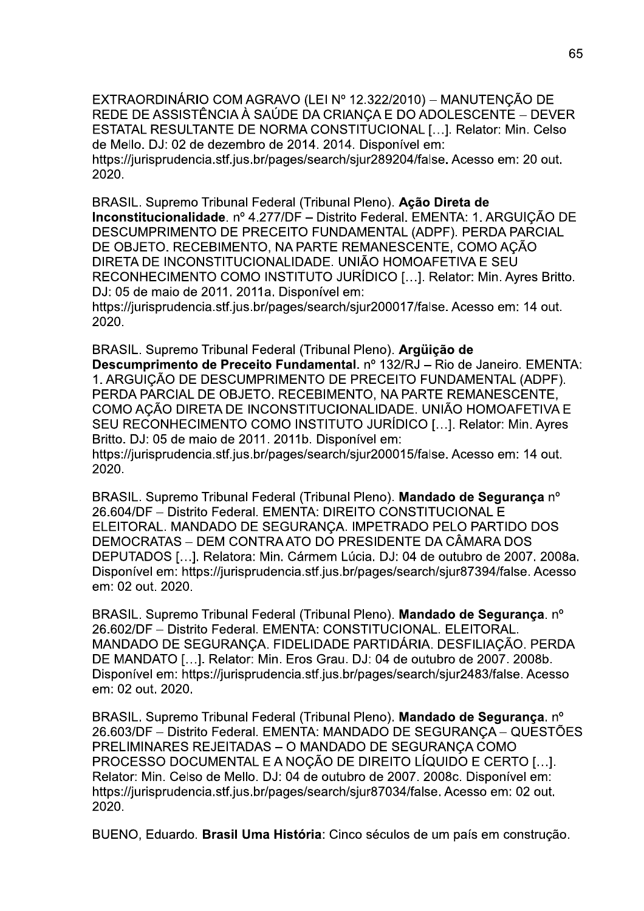EXTRAORDINÁRIO COM AGRAVO (LEI Nº 12.322/2010) – MANUTENÇÃO DE REDE DE ASSISTÊNCIA À SAÚDE DA CRIANÇA E DO ADOLESCENTE – DEVER ESTATAL RESULTANTE DE NORMA CONSTITUCIONAL [...]. Relator: Min. Celso de Mello. DJ: 02 de dezembro de 2014. 2014. Disponível em: https://jurisprudencia.stf.jus.br/pages/search/sjur289204/false. Acesso em: 20 out. 2020.

BRASIL. Supremo Tribunal Federal (Tribunal Pleno). **Ação Direta de Inconstitucionalidade**. nº 4.277/DF – Distrito Federal. EMENTA: 1. ARGUIÇÃO DE DESCUMPRIMENTO DE PRECEITO FUNDAMENTAL (ADPF). PERDA PARCIAL DE OBJETO. RECEBIMENTO, NA PARTE REMANESCENTE, COMO AÇÃO DIRETA DE INCONSTITUCIONALIDADE. UNIÃO HOMOAFETIVA E SEU RECONHECIMENTO COMO INSTITUTO JURÍDICO [...]. Relator: Min. Ayres Britto. DJ: 05 de maio de 2011. 2011a. Disponível em: https://jurisprudencia.stf.jus.br/pages/search/sjur200017/false. Acesso em: 14 out. 2020.

BRASIL. Supremo Tribunal Federal (Tribunal Pleno). **Argüição de Descumprimento de Preceito Fundamental**. nº 132/RJ – Rio de Janeiro. EMENTA: 1. ARGUIÇÃO DE DESCUMPRIMENTO DE PRECEITO FUNDAMENTAL (ADPF). PERDA PARCIAL DE OBJETO. RECEBIMENTO, NA PARTE REMANESCENTE, COMO AÇÃO DIRETA DE INCONSTITUCIONALIDADE. UNIÃO HOMOAFETIVA E SEU RECONHECIMENTO COMO INSTITUTO JURÍDICO [...]. Relator: Min. Ayres Britto. DJ: 05 de maio de 2011. 2011b. Disponível em: https://jurisprudencia.stf.jus.br/pages/search/sjur200015/false. Acesso em: 14 out. 2020.

BRASIL. Supremo Tribunal Federal (Tribunal Pleno). **Mandado de Segurança** nº 26.604/DF – Distrito Federal. EMENTA: DIREITO CONSTITUCIONAL E ELEITORAL. MANDADO DE SEGURANÇA. IMPETRADO PELO PARTIDO DOS DEMOCRATAS – DEM CONTRA ATO DO PRESIDENTE DA CÂMARA DOS DEPUTADOS [...]. Relatora: Min. Cármem Lúcia. DJ: 04 de outubro de 2007. 2008a. Disponível em: https://jurisprudencia.stf.jus.br/pages/search/sjur87394/false. Acesso em: 02 out. 2020.

BRASIL. Supremo Tribunal Federal (Tribunal Pleno). **Mandado de Segurança**. nº 26.602/DF – Distrito Federal. EMENTA: CONSTITUCIONAL. ELEITORAL. MANDADO DE SEGURANÇA. FIDELIDADE PARTIDÁRIA. DESFILIAÇÃO. PERDA DE MANDATO [...]. Relator: Min. Eros Grau. DJ: 04 de outubro de 2007. 2008b. Disponível em: https://jurisprudencia.stf.jus.br/pages/search/sjur2483/false. Acesso em: 02 out. 2020.

BRASIL. Supremo Tribunal Federal (Tribunal Pleno). **Mandado de Segurança**. nº 26.603/DF – Distrito Federal. EMENTA: MANDADO DE SEGURANÇA – QUESTÕES PRELIMINARES REJEITADAS – O MANDADO DE SEGURANÇA COMO PROCESSO DOCUMENTAL E A NOÇÃO DE DIREITO LÍQUIDO E CERTO [...]. Relator: Min. Celso de Mello. DJ: 04 de outubro de 2007. 2008c. Disponível em: https://jurisprudencia.stf.jus.br/pages/search/sjur87034/false. Acesso em: 02 out. 2020.

BUENO, Eduardo. **Brasil Uma História**: Cinco séculos de um país em construção.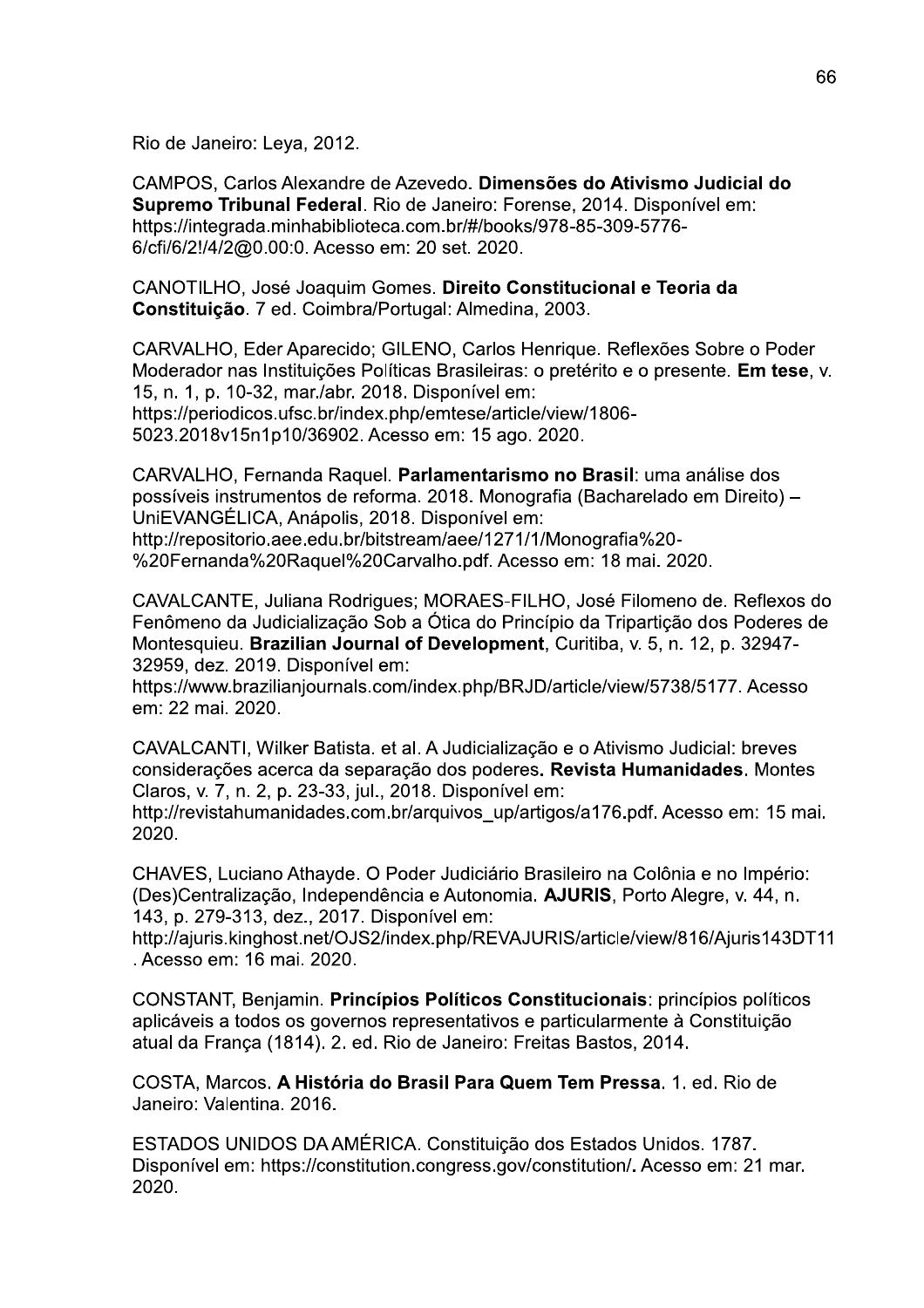Rio de Janeiro: Leya, 2012.

CAMPOS, Carlos Alexandre de Azevedo. **Dimensões do Ativismo Judicial do Supremo Tribunal Federal**. Rio de Janeiro: Forense, 2014. Disponível em: https://integrada.minhabiblioteca.com.br/#/books/978-85-309-5776-6/cfi/6/2!/4/2@0.00:0. Acesso em: 20 set. 2020.

CANOTILHO, José Joaquim Gomes. **Direito Constitucional e Teoria da Constituição**. 7 ed. Coimbra/Portugal: Almedina, 2003.

CARVALHO, Eder Aparecido; GILENO, Carlos Henrique. Reflexões Sobre o Poder Moderador nas Instituições Políticas Brasileiras: o pretérito e o presente. **Em tese**, v. 15, n. 1, p. 10-32, mar./abr. 2018. Disponível em: https://periodicos.ufsc.br/index.php/emtese/article/view/1806-5023.2018v15n1p10/36902. Acesso em: 15 ago. 2020.

CARVALHO, Fernanda Raquel. **Parlamentarismo no Brasil**: uma análise dos possíveis instrumentos de reforma. 2018. Monografia (Bacharelado em Direito) – UniEVANGÉLICA, Anápolis, 2018. Disponível em: http://repositorio.aee.edu.br/bitstream/aee/1271/1/Monografia%20-%20Fernanda%20Raquel%20Carvalho.pdf. Acesso em: 18 mai. 2020.

CAVALCANTE, Juliana Rodrigues; MORAES-FILHO, José Filomeno de. Reflexos do Fenômeno da Judicialização Sob a Ótica do Princípio da Tripartição dos Poderes de Montesquieu. **Brazilian Journal of Development**, Curitiba, v. 5, n. 12, p. 32947-32959, dez. 2019. Disponível em: https://www.brazilianjournals.com/index.php/BRJD/article/view/5738/5177. Acesso em: 22 mai. 2020.

CAVALCANTI, Wilker Batista. et al. A Judicialização e o Ativismo Judicial: breves considerações acerca da separação dos poderes**. Revista Humanidades**. Montes Claros, v. 7, n. 2, p. 23-33, jul., 2018. Disponível em: http://revistahumanidades.com.br/arquivos_up/artigos/a176.pdf. Acesso em: 15 mai. 2020.

CHAVES, Luciano Athayde. O Poder Judiciário Brasileiro na Colônia e no Império: (Des)Centralização, Independência e Autonomia. **AJURIS**, Porto Alegre, v. 44, n. 143, p. 279-313, dez., 2017. Disponível em: http://ajuris.kinghost.net/OJS2/index.php/REVAJURIS/article/view/816/Ajuris143DT11. Acesso em: 16 mai. 2020.

CONSTANT, Benjamin. **Princípios Políticos Constitucionais**: princípios políticos aplicáveis a todos os governos representativos e particularmente à Constituição atual da França (1814). 2. ed. Rio de Janeiro: Freitas Bastos, 2014.

COSTA, Marcos. **A História do Brasil Para Quem Tem Pressa**. 1. ed. Rio de Janeiro: Valentina. 2016.

ESTADOS UNIDOS DA AMÉRICA. Constituição dos Estados Unidos. 1787. Disponível em: https://constitution.congress.gov/constitution/**.** Acesso em: 21 mar. 2020.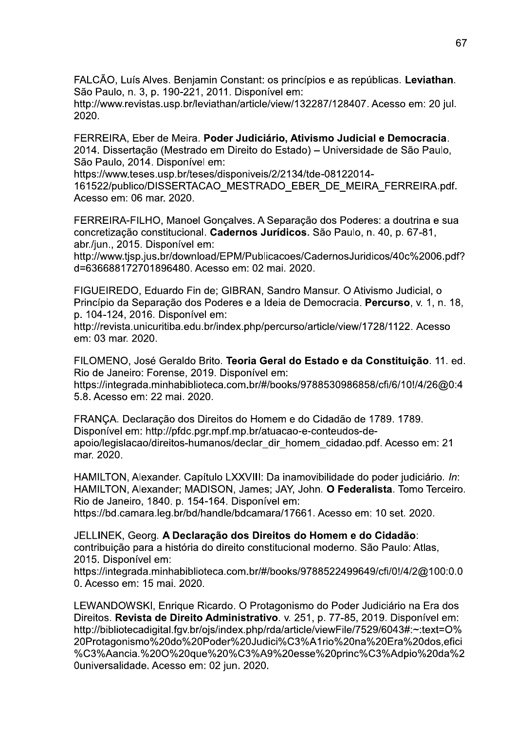FALCÃO, Luís Alves. Benjamin Constant: os princípios e as repúblicas. **Leviathan**. São Paulo, n. 3, p. 190-221, 2011. Disponível em: http://www.revistas.usp.br/leviathan/article/view/132287/128407. Acesso em: 20 jul. 2020.

FERREIRA, Eber de Meira. **Poder Judiciário, Ativismo Judicial e Democracia**. 2014. Dissertação (Mestrado em Direito do Estado) – Universidade de São Paulo, São Paulo, 2014. Disponível em: https://www.teses.usp.br/teses/disponiveis/2/2134/tde-08122014-161522/publico/DISSERTACAO_MESTRADO_EBER_DE_MEIRA_FERREIRA.pdf. Acesso em: 06 mar. 2020.

FERREIRA-FILHO, Manoel Gonçalves. A Separação dos Poderes: a doutrina e sua concretização constitucional. **Cadernos Jurídicos**. São Paulo, n. 40, p. 67-81, abr./jun., 2015. Disponível em: http://www.tjsp.jus.br/download/EPM/Publicacoes/CadernosJuridicos/40c%2006.pdf?d=636688172701896480. Acesso em: 02 mai. 2020.

FIGUEIREDO, Eduardo Fin de; GIBRAN, Sandro Mansur. O Ativismo Judicial, o Princípio da Separação dos Poderes e a Ideia de Democracia. **Percurso**, v. 1, n. 18, p. 104-124, 2016. Disponível em: http://revista.unicuritiba.edu.br/index.php/percurso/article/view/1728/1122. Acesso em: 03 mar. 2020.

FILOMENO, José Geraldo Brito. **Teoria Geral do Estado e da Constituição**. 11. ed. Rio de Janeiro: Forense, 2019. Disponível em: https://integrada.minhabiblioteca.com.br/#/books/9788530986858/cfi/6/10!/4/26@0:45.8. Acesso em: 22 mai. 2020.

FRANÇA. Declaração dos Direitos do Homem e do Cidadão de 1789. 1789. Disponível em: http://pfdc.pgr.mpf.mp.br/atuacao-e-conteudos-de-apoio/legislacao/direitos-humanos/declar_dir_homem_cidadao.pdf. Acesso em: 21 mar. 2020.

HAMILTON, Alexander. Capítulo LXXVIII: Da inamovibilidade do poder judiciário. *In*: HAMILTON, Alexander; MADISON, James; JAY, John. **O Federalista**. Tomo Terceiro. Rio de Janeiro, 1840. p. 154-164. Disponível em: https://bd.camara.leg.br/bd/handle/bdcamara/17661. Acesso em: 10 set. 2020.

JELLINEK, Georg. **A Declaração dos Direitos do Homem e do Cidadão**: contribuição para a história do direito constitucional moderno. São Paulo: Atlas, 2015. Disponível em: https://integrada.minhabiblioteca.com.br/#/books/9788522499649/cfi/0!/4/2@100:0.00. Acesso em: 15 mai. 2020.

LEWANDOWSKI, Enrique Ricardo. O Protagonismo do Poder Judiciário na Era dos Direitos. **Revista de Direito Administrativo**. v. 251, p. 77-85, 2019. Disponível em: http://bibliotecadigital.fgv.br/ojs/index.php/rda/article/viewFile/7529/6043#:~:text=O%20Protagonismo%20do%20Poder%20Judici%C3%A1rio%20na%20Era%20dos,efici%C3%Aancia.%20O%20que%20%C3%A9%20esse%20princ%C3%Adpio%20da%20universalidade. Acesso em: 02 jun. 2020.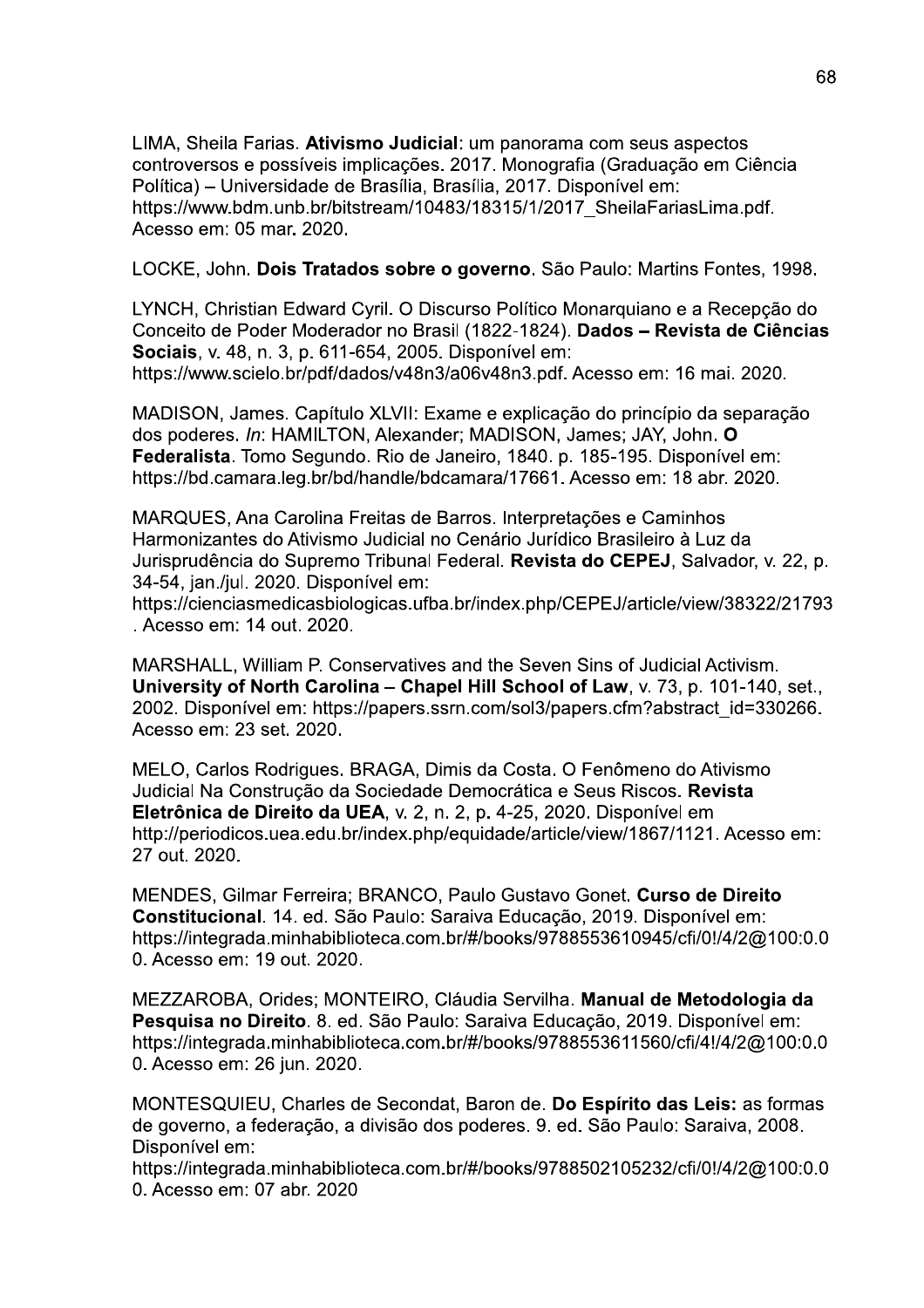LIMA, Sheila Farias. **Ativismo Judicial**: um panorama com seus aspectos controversos e possíveis implicações. 2017. Monografia (Graduação em Ciência Política) – Universidade de Brasília, Brasília, 2017. Disponível em: https://www.bdm.unb.br/bitstream/10483/18315/1/2017_SheilaFariasLima.pdf. Acesso em: 05 mar. 2020.

LOCKE, John. **Dois Tratados sobre o governo**. São Paulo: Martins Fontes, 1998.

LYNCH, Christian Edward Cyril. O Discurso Político Monarquiano e a Recepção do Conceito de Poder Moderador no Brasil (1822-1824). **Dados – Revista de Ciências Sociais**, v. 48, n. 3, p. 611-654, 2005. Disponível em: https://www.scielo.br/pdf/dados/v48n3/a06v48n3.pdf. Acesso em: 16 mai. 2020.

MADISON, James. Capítulo XLVII: Exame e explicação do princípio da separação dos poderes. *In*: HAMILTON, Alexander; MADISON, James; JAY, John. **O Federalista**. Tomo Segundo. Rio de Janeiro, 1840. p. 185-195. Disponível em: https://bd.camara.leg.br/bd/handle/bdcamara/17661. Acesso em: 18 abr. 2020.

MARQUES, Ana Carolina Freitas de Barros. Interpretações e Caminhos Harmonizantes do Ativismo Judicial no Cenário Jurídico Brasileiro à Luz da Jurisprudência do Supremo Tribunal Federal. **Revista do CEPEJ**, Salvador, v. 22, p. 34-54, jan./jul. 2020. Disponível em: https://cienciasmedicasbiologicas.ufba.br/index.php/CEPEJ/article/view/38322/21793. Acesso em: 14 out. 2020.

MARSHALL, William P. Conservatives and the Seven Sins of Judicial Activism. **University of North Carolina – Chapel Hill School of Law**, v. 73, p. 101-140, set., 2002. Disponível em: https://papers.ssrn.com/sol3/papers.cfm?abstract_id=330266. Acesso em: 23 set. 2020.

MELO, Carlos Rodrigues. BRAGA, Dimis da Costa. O Fenômeno do Ativismo Judicial Na Construção da Sociedade Democrática e Seus Riscos. **Revista Eletrônica de Direito da UEA**, v. 2, n. 2, p. 4-25, 2020. Disponível em http://periodicos.uea.edu.br/index.php/equidade/article/view/1867/1121. Acesso em: 27 out. 2020.

MENDES, Gilmar Ferreira; BRANCO, Paulo Gustavo Gonet. **Curso de Direito Constitucional**. 14. ed. São Paulo: Saraiva Educação, 2019. Disponível em: https://integrada.minhabiblioteca.com.br/#/books/9788553610945/cfi/0!/4/2@100:0.00. Acesso em: 19 out. 2020.

MEZZAROBA, Orides; MONTEIRO, Cláudia Servilha. **Manual de Metodologia da Pesquisa no Direito**. 8. ed. São Paulo: Saraiva Educação, 2019. Disponível em: https://integrada.minhabiblioteca.com.br/#/books/9788553611560/cfi/4!/4/2@100:0.00. Acesso em: 26 jun. 2020.

MONTESQUIEU, Charles de Secondat, Baron de. **Do Espírito das Leis:** as formas de governo, a federação, a divisão dos poderes. 9. ed. São Paulo: Saraiva, 2008. Disponível em: https://integrada.minhabiblioteca.com.br/#/books/9788502105232/cfi/0!/4/2@100:0.00. Acesso em: 07 abr. 2020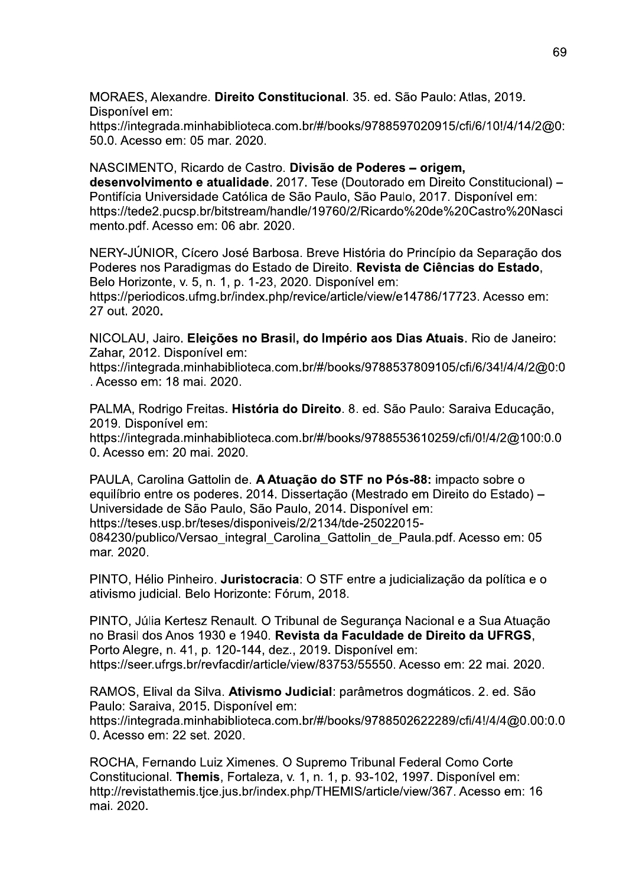MORAES, Alexandre. **Direito Constitucional**. 35. ed. São Paulo: Atlas, 2019. Disponível em: https://integrada.minhabiblioteca.com.br/#/books/9788597020915/cfi/6/10!/4/14/2@0:50.0. Acesso em: 05 mar. 2020.

NASCIMENTO, Ricardo de Castro. **Divisão de Poderes – origem, desenvolvimento e atualidade**. 2017. Tese (Doutorado em Direito Constitucional) – Pontifícia Universidade Católica de São Paulo, São Paulo, 2017. Disponível em: https://tede2.pucsp.br/bitstream/handle/19760/2/Ricardo%20de%20Castro%20Nascimento.pdf. Acesso em: 06 abr. 2020.

NERY-JÚNIOR, Cícero José Barbosa. Breve História do Princípio da Separação dos Poderes nos Paradigmas do Estado de Direito. **Revista de Ciências do Estado**, Belo Horizonte, v. 5, n. 1, p. 1-23, 2020. Disponível em: https://periodicos.ufmg.br/index.php/revice/article/view/e14786/17723. Acesso em: 27 out. 2020**.**

NICOLAU, Jairo. **Eleições no Brasil, do Império aos Dias Atuais**. Rio de Janeiro: Zahar, 2012. Disponível em: https://integrada.minhabiblioteca.com.br/#/books/9788537809105/cfi/6/34!/4/4/2@0:0. Acesso em: 18 mai. 2020.

PALMA, Rodrigo Freitas. **História do Direito**. 8. ed. São Paulo: Saraiva Educação, 2019. Disponível em: https://integrada.minhabiblioteca.com.br/#/books/9788553610259/cfi/0!/4/2@100:0.00. Acesso em: 20 mai. 2020.

PAULA, Carolina Gattolin de. **A Atuação do STF no Pós-88:** impacto sobre o equilíbrio entre os poderes. 2014. Dissertação (Mestrado em Direito do Estado) – Universidade de São Paulo, São Paulo, 2014. Disponível em: https://teses.usp.br/teses/disponiveis/2/2134/tde-25022015-084230/publico/Versao_integral_Carolina_Gattolin_de_Paula.pdf. Acesso em: 05 mar. 2020.

PINTO, Hélio Pinheiro. **Juristocracia**: O STF entre a judicialização da política e o ativismo judicial. Belo Horizonte: Fórum, 2018.

PINTO, Júlia Kertesz Renault. O Tribunal de Segurança Nacional e a Sua Atuação no Brasil dos Anos 1930 e 1940. **Revista da Faculdade de Direito da UFRGS**, Porto Alegre, n. 41, p. 120-144, dez., 2019. Disponível em: https://seer.ufrgs.br/revfacdir/article/view/83753/55550. Acesso em: 22 mai. 2020.

RAMOS, Elival da Silva. **Ativismo Judicial**: parâmetros dogmáticos. 2. ed. São Paulo: Saraiva, 2015. Disponível em: https://integrada.minhabiblioteca.com.br/#/books/9788502622289/cfi/4!/4/4@0.00:0.00. Acesso em: 22 set. 2020.

ROCHA, Fernando Luiz Ximenes. O Supremo Tribunal Federal Como Corte Constitucional. **Themis**, Fortaleza, v. 1, n. 1, p. 93-102, 1997. Disponível em: http://revistathemis.tjce.jus.br/index.php/THEMIS/article/view/367. Acesso em: 16 mai. 2020.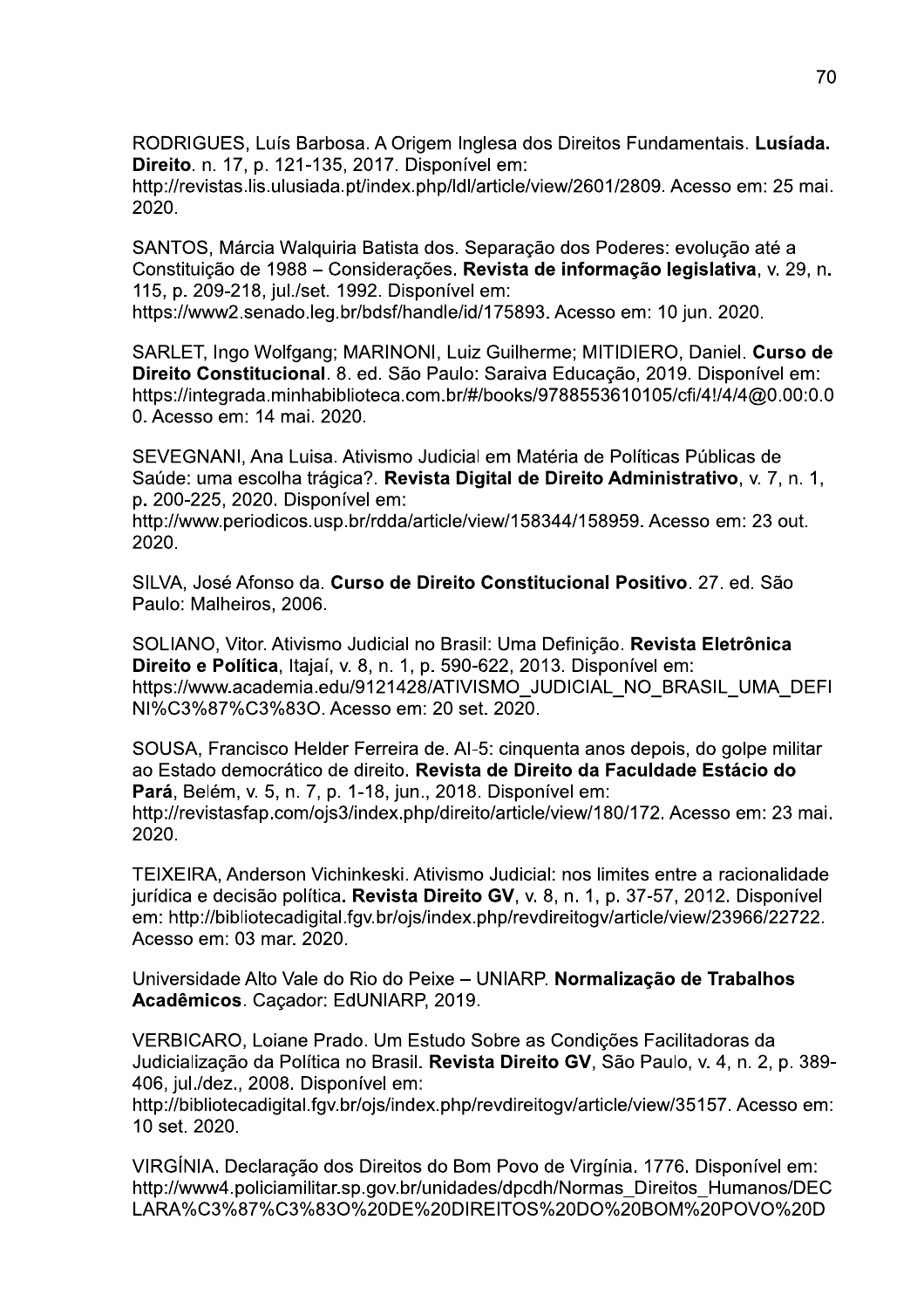RODRIGUES, Luís Barbosa. A Origem Inglesa dos Direitos Fundamentais. **Lusíada. Direito**. n. 17, p. 121-135, 2017. Disponível em: http://revistas.lis.ulusiada.pt/index.php/ldl/article/view/2601/2809. Acesso em: 25 mai. 2020.

SANTOS, Márcia Walquiria Batista dos. Separação dos Poderes: evolução até a Constituição de 1988 – Considerações. **Revista de informação legislativa**, v. 29, n. 115, p. 209-218, jul./set. 1992. Disponível em: https://www2.senado.leg.br/bdsf/handle/id/175893. Acesso em: 10 jun. 2020.

SARLET, Ingo Wolfgang; MARINONI, Luiz Guilherme; MITIDIERO, Daniel. **Curso de Direito Constitucional**. 8. ed. São Paulo: Saraiva Educação, 2019. Disponível em: https://integrada.minhabiblioteca.com.br/#/books/9788553610105/cfi/4!/4/4@0.00:0.00. Acesso em: 14 mai. 2020.

SEVEGNANI, Ana Luisa. Ativismo Judicial em Matéria de Políticas Públicas de Saúde: uma escolha trágica?. **Revista Digital de Direito Administrativo**, v. 7, n. 1, p. 200-225, 2020. Disponível em: http://www.periodicos.usp.br/rdda/article/view/158344/158959. Acesso em: 23 out. 2020.

SILVA, José Afonso da. **Curso de Direito Constitucional Positivo**. 27. ed. São Paulo: Malheiros, 2006.

SOLIANO, Vitor. Ativismo Judicial no Brasil: Uma Definição. **Revista Eletrônica Direito e Política**, Itajaí, v. 8, n. 1, p. 590-622, 2013. Disponível em: https://www.academia.edu/9121428/ATIVISMO_JUDICIAL_NO_BRASIL_UMA_DEFINI%C3%87%C3%83O. Acesso em: 20 set. 2020.

SOUSA, Francisco Helder Ferreira de. AI-5: cinquenta anos depois, do golpe militar ao Estado democrático de direito. **Revista de Direito da Faculdade Estácio do Pará**, Belém, v. 5, n. 7, p. 1-18, jun., 2018. Disponível em: http://revistasfap.com/ojs3/index.php/direito/article/view/180/172. Acesso em: 23 mai. 2020.

TEIXEIRA, Anderson Vichinkeski. Ativismo Judicial: nos limites entre a racionalidade jurídica e decisão política**. Revista Direito GV**, v. 8, n. 1, p. 37-57, 2012. Disponível em: http://bibliotecadigital.fgv.br/ojs/index.php/revdireitogv/article/view/23966/22722. Acesso em: 03 mar. 2020.

Universidade Alto Vale do Rio do Peixe – UNIARP. **Normalização de Trabalhos Acadêmicos**. Caçador: EdUNIARP, 2019.

VERBICARO, Loiane Prado. Um Estudo Sobre as Condições Facilitadoras da Judicialização da Política no Brasil. **Revista Direito GV**, São Paulo, v. 4, n. 2, p. 389-406, jul./dez., 2008. Disponível em: http://bibliotecadigital.fgv.br/ojs/index.php/revdireitogv/article/view/35157. Acesso em: 10 set. 2020.

VIRGÍNIA. Declaração dos Direitos do Bom Povo de Virgínia. 1776. Disponível em: http://www4.policiamilitar.sp.gov.br/unidades/dpcdh/Normas_Direitos_Humanos/DECLARA%C3%87%C3%83O%20DE%20DIREITOS%20DO%20BOM%20POVO%20D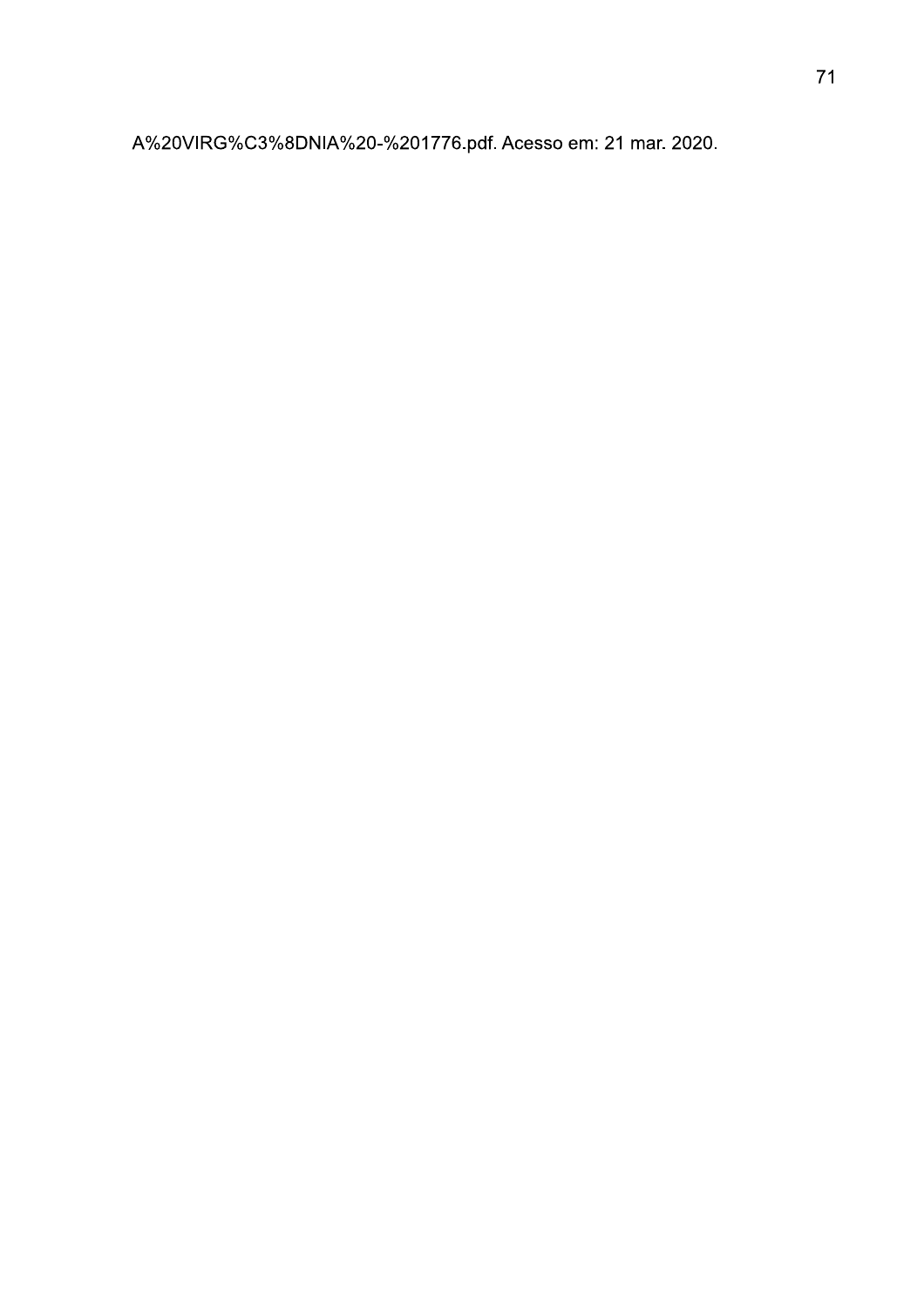A%20VIRG%C3%8DNIA%20-%201776.pdf. Acesso em: 21 mar. 2020.